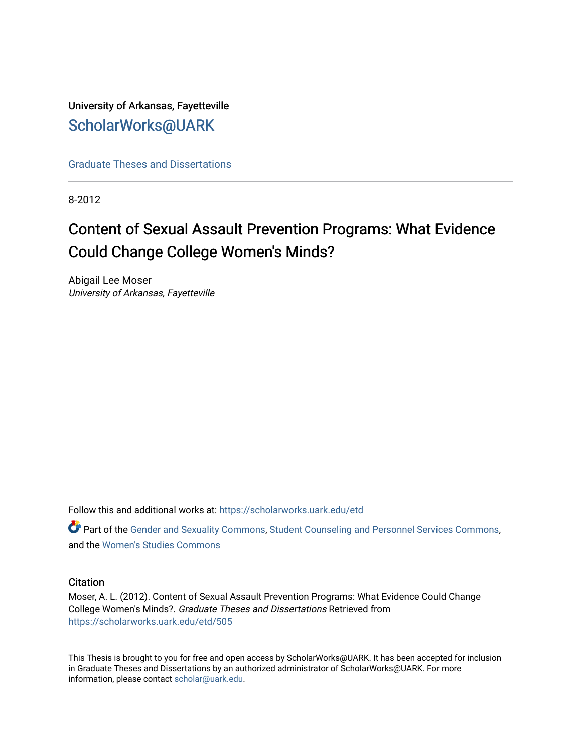University of Arkansas, Fayetteville

[ScholarWorks@UARK](https://scholarworks.uark.edu)

---

Graduate Theses and Dissertations

---

8-2012

# Content of Sexual Assault Prevention Programs: What Evidence Could Change College Women's Minds?

Abigail Lee Moser
*University of Arkansas, Fayetteville*

Follow this and additional works at: https://scholarworks.uark.edu/etd

Part of the Gender and Sexuality Commons, Student Counseling and Personnel Services Commons, and the Women's Studies Commons

---

## Citation

Moser, A. L. (2012). Content of Sexual Assault Prevention Programs: What Evidence Could Change College Women's Minds?. *Graduate Theses and Dissertations* Retrieved from https://scholarworks.uark.edu/etd/505

---

This Thesis is brought to you for free and open access by ScholarWorks@UARK. It has been accepted for inclusion in Graduate Theses and Dissertations by an authorized administrator of ScholarWorks@UARK. For more information, please contact scholar@uark.edu.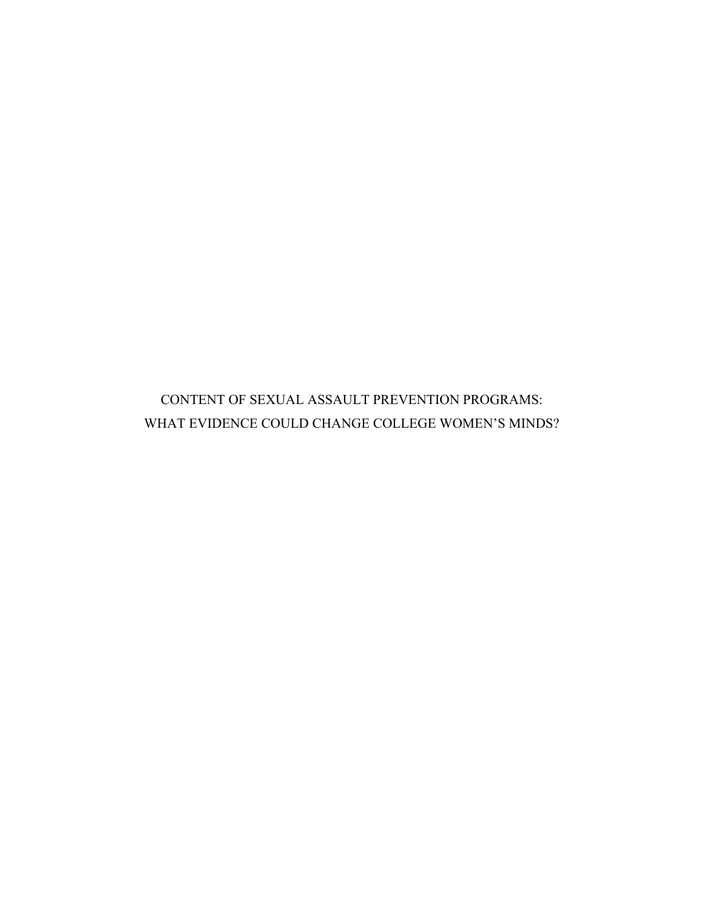# CONTENT OF SEXUAL ASSAULT PREVENTION PROGRAMS:
# WHAT EVIDENCE COULD CHANGE COLLEGE WOMEN'S MINDS?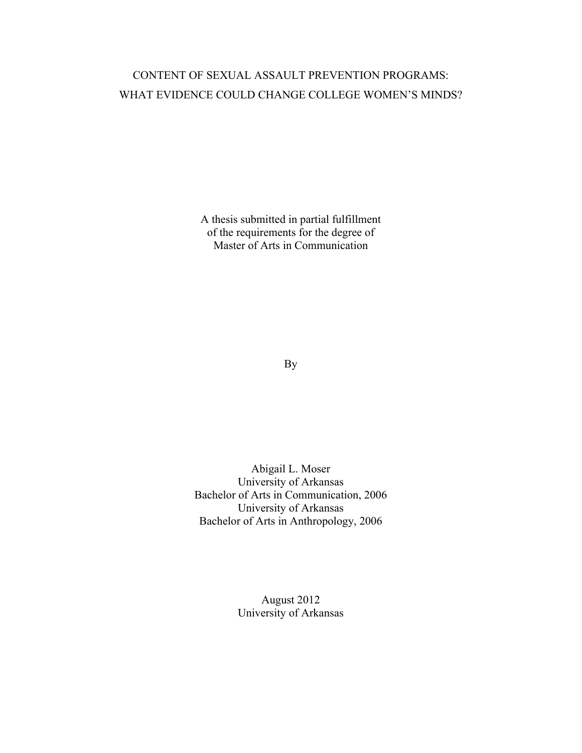# CONTENT OF SEXUAL ASSAULT PREVENTION PROGRAMS: WHAT EVIDENCE COULD CHANGE COLLEGE WOMEN'S MINDS?

A thesis submitted in partial fulfillment
of the requirements for the degree of
Master of Arts in Communication

By

Abigail L. Moser
University of Arkansas
Bachelor of Arts in Communication, 2006
University of Arkansas
Bachelor of Arts in Anthropology, 2006

August 2012
University of Arkansas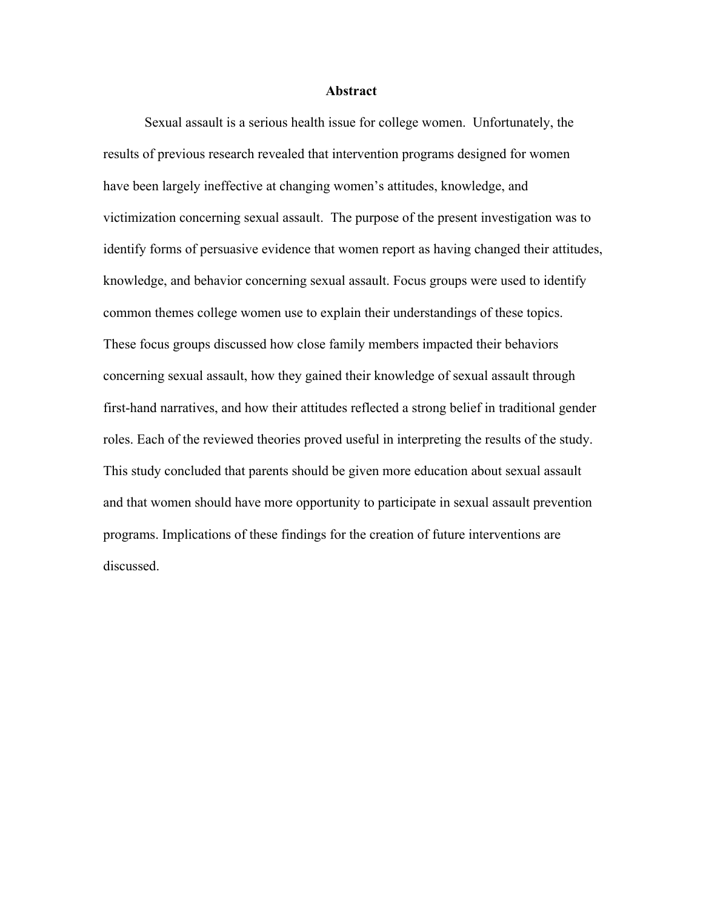# Abstract

Sexual assault is a serious health issue for college women. Unfortunately, the results of previous research revealed that intervention programs designed for women have been largely ineffective at changing women's attitudes, knowledge, and victimization concerning sexual assault. The purpose of the present investigation was to identify forms of persuasive evidence that women report as having changed their attitudes, knowledge, and behavior concerning sexual assault. Focus groups were used to identify common themes college women use to explain their understandings of these topics. These focus groups discussed how close family members impacted their behaviors concerning sexual assault, how they gained their knowledge of sexual assault through first-hand narratives, and how their attitudes reflected a strong belief in traditional gender roles. Each of the reviewed theories proved useful in interpreting the results of the study. This study concluded that parents should be given more education about sexual assault and that women should have more opportunity to participate in sexual assault prevention programs. Implications of these findings for the creation of future interventions are discussed.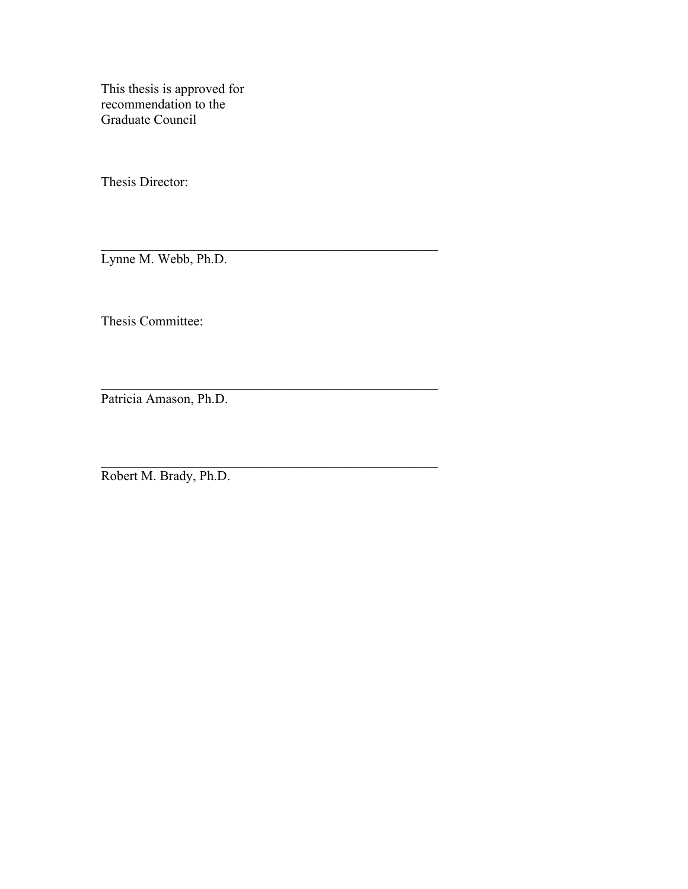This thesis is approved for
recommendation to the
Graduate Council

Thesis Director:

\_\_\_\_\_\_\_\_\_\_\_\_\_\_\_\_\_\_\_\_\_\_\_\_\_\_\_\_\_\_\_\_\_\_\_\_\_\_\_\_\_\_\_\_\_\_\_\_

Lynne M. Webb, Ph.D.

Thesis Committee:

\_\_\_\_\_\_\_\_\_\_\_\_\_\_\_\_\_\_\_\_\_\_\_\_\_\_\_\_\_\_\_\_\_\_\_\_\_\_\_\_\_\_\_\_\_\_\_\_

Patricia Amason, Ph.D.

\_\_\_\_\_\_\_\_\_\_\_\_\_\_\_\_\_\_\_\_\_\_\_\_\_\_\_\_\_\_\_\_\_\_\_\_\_\_\_\_\_\_\_\_\_\_\_\_

Robert M. Brady, Ph.D.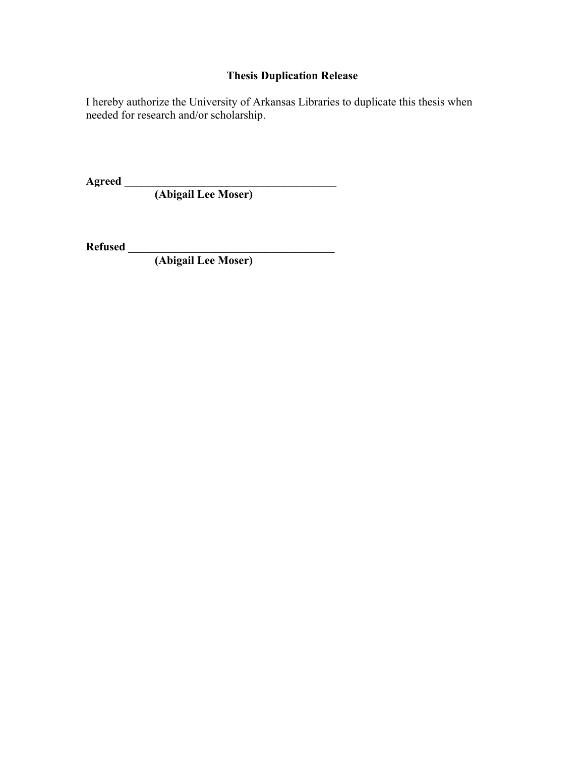**Thesis Duplication Release**

I hereby authorize the University of Arkansas Libraries to duplicate this thesis when needed for research and/or scholarship.

**Agreed ______________________________________**
**(Abigail Lee Moser)**

**Refused _____________________________________**
**(Abigail Lee Moser)**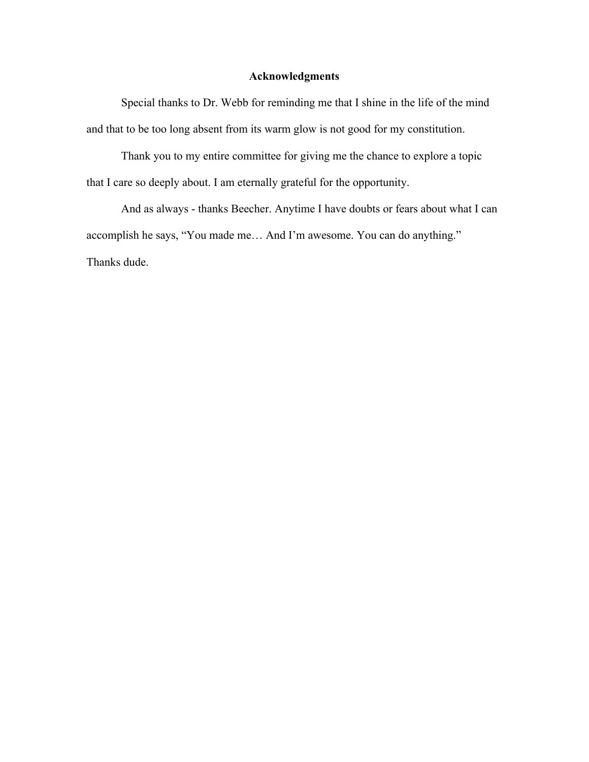# Acknowledgments

Special thanks to Dr. Webb for reminding me that I shine in the life of the mind and that to be too long absent from its warm glow is not good for my constitution.

Thank you to my entire committee for giving me the chance to explore a topic that I care so deeply about. I am eternally grateful for the opportunity.

And as always - thanks Beecher. Anytime I have doubts or fears about what I can accomplish he says, “You made me… And I’m awesome. You can do anything.” Thanks dude.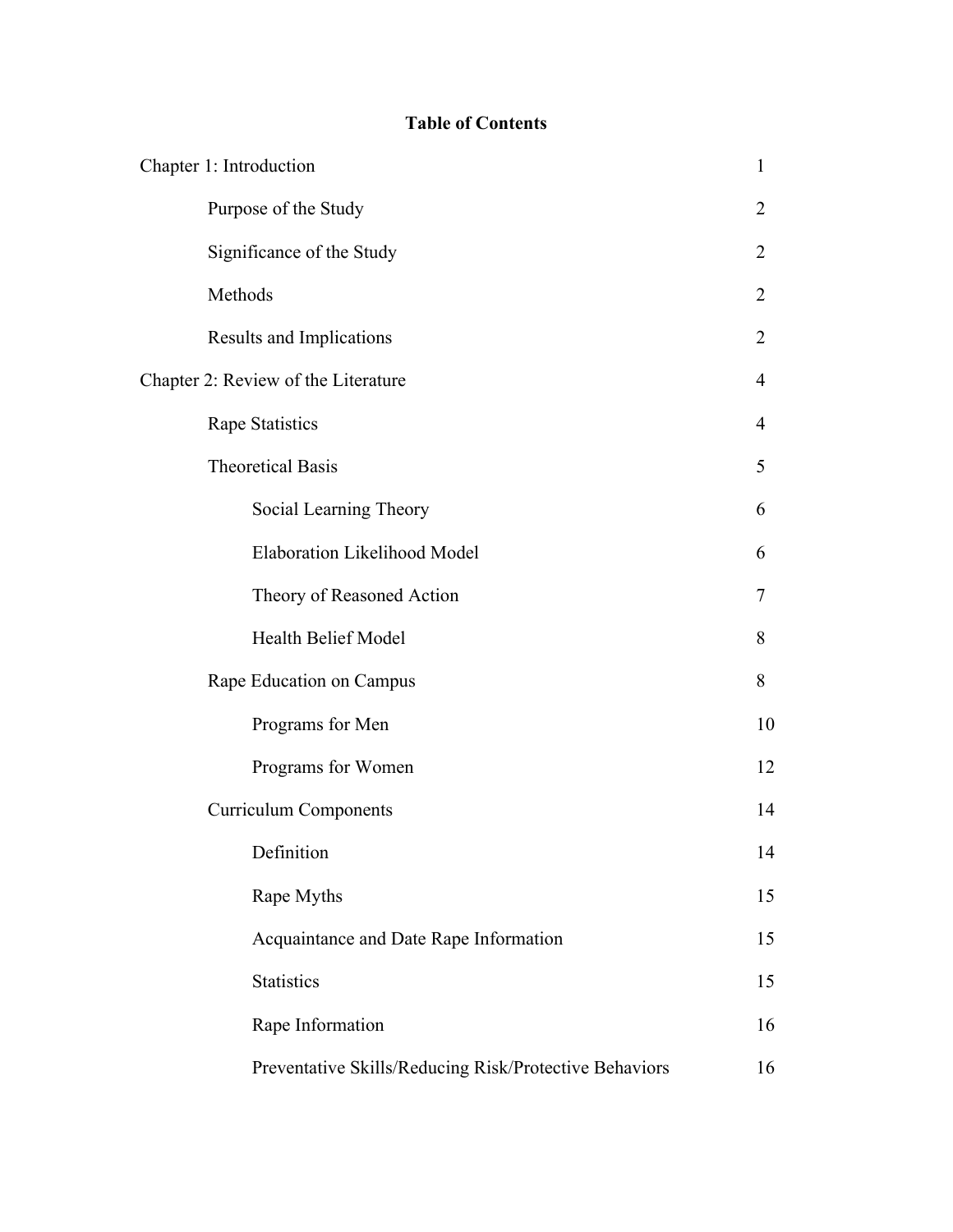# Table of Contents

| | |
|---|---|
| Chapter 1: Introduction | 1 |
| &emsp;Purpose of the Study | 2 |
| &emsp;Significance of the Study | 2 |
| &emsp;Methods | 2 |
| &emsp;Results and Implications | 2 |
| Chapter 2: Review of the Literature | 4 |
| &emsp;Rape Statistics | 4 |
| &emsp;Theoretical Basis | 5 |
| &emsp;&emsp;Social Learning Theory | 6 |
| &emsp;&emsp;Elaboration Likelihood Model | 6 |
| &emsp;&emsp;Theory of Reasoned Action | 7 |
| &emsp;&emsp;Health Belief Model | 8 |
| &emsp;Rape Education on Campus | 8 |
| &emsp;&emsp;Programs for Men | 10 |
| &emsp;&emsp;Programs for Women | 12 |
| &emsp;Curriculum Components | 14 |
| &emsp;&emsp;Definition | 14 |
| &emsp;&emsp;Rape Myths | 15 |
| &emsp;&emsp;Acquaintance and Date Rape Information | 15 |
| &emsp;&emsp;Statistics | 15 |
| &emsp;&emsp;Rape Information | 16 |
| &emsp;&emsp;Preventative Skills/Reducing Risk/Protective Behaviors | 16 |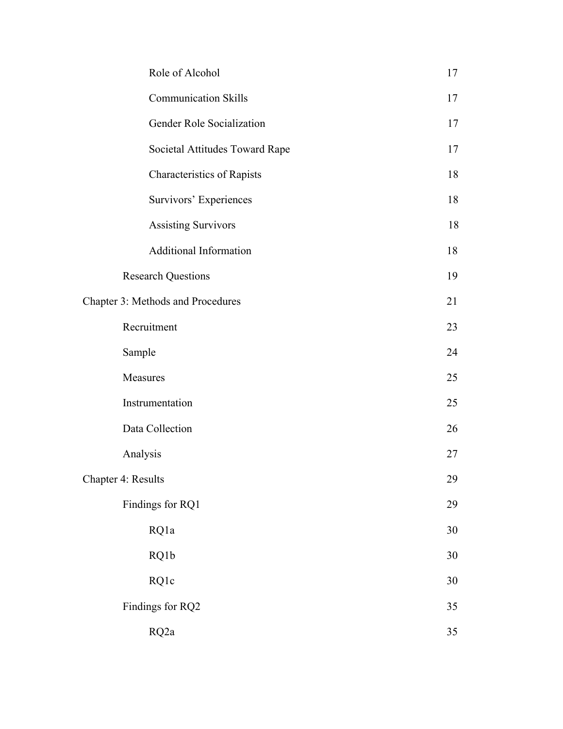| | |
|---|---|
| Role of Alcohol | 17 |
| Communication Skills | 17 |
| Gender Role Socialization | 17 |
| Societal Attitudes Toward Rape | 17 |
| Characteristics of Rapists | 18 |
| Survivors' Experiences | 18 |
| Assisting Survivors | 18 |
| Additional Information | 18 |
| Research Questions | 19 |
| Chapter 3: Methods and Procedures | 21 |
| Recruitment | 23 |
| Sample | 24 |
| Measures | 25 |
| Instrumentation | 25 |
| Data Collection | 26 |
| Analysis | 27 |
| Chapter 4: Results | 29 |
| Findings for RQ1 | 29 |
| RQ1a | 30 |
| RQ1b | 30 |
| RQ1c | 30 |
| Findings for RQ2 | 35 |
| RQ2a | 35 |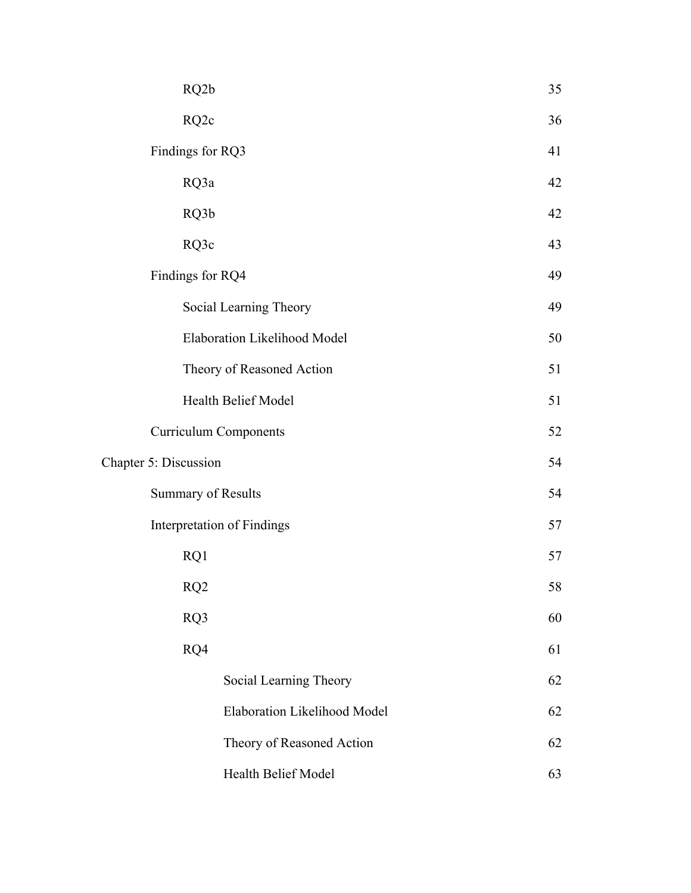| | |
|---|---|
| RQ2b | 35 |
| RQ2c | 36 |
| Findings for RQ3 | 41 |
| RQ3a | 42 |
| RQ3b | 42 |
| RQ3c | 43 |
| Findings for RQ4 | 49 |
| Social Learning Theory | 49 |
| Elaboration Likelihood Model | 50 |
| Theory of Reasoned Action | 51 |
| Health Belief Model | 51 |
| Curriculum Components | 52 |
| Chapter 5: Discussion | 54 |
| Summary of Results | 54 |
| Interpretation of Findings | 57 |
| RQ1 | 57 |
| RQ2 | 58 |
| RQ3 | 60 |
| RQ4 | 61 |
| Social Learning Theory | 62 |
| Elaboration Likelihood Model | 62 |
| Theory of Reasoned Action | 62 |
| Health Belief Model | 63 |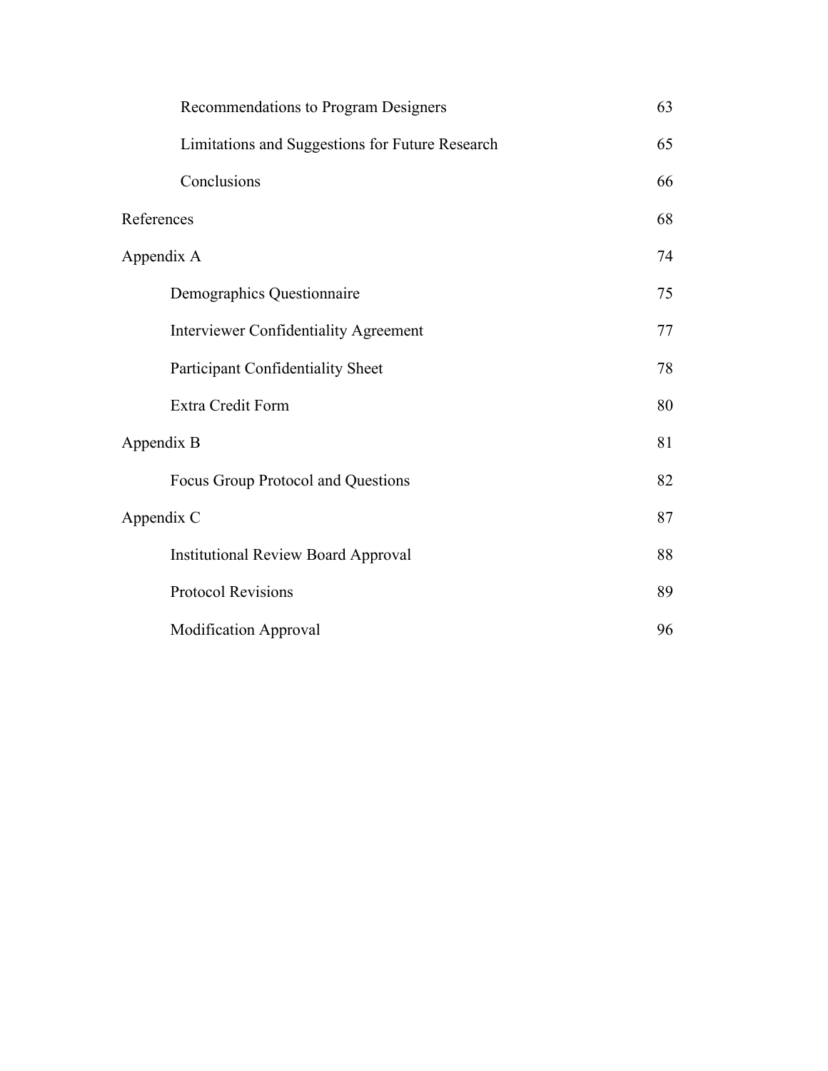| | |
|---|---|
| Recommendations to Program Designers | 63 |
| Limitations and Suggestions for Future Research | 65 |
| Conclusions | 66 |
| References | 68 |
| Appendix A | 74 |
| Demographics Questionnaire | 75 |
| Interviewer Confidentiality Agreement | 77 |
| Participant Confidentiality Sheet | 78 |
| Extra Credit Form | 80 |
| Appendix B | 81 |
| Focus Group Protocol and Questions | 82 |
| Appendix C | 87 |
| Institutional Review Board Approval | 88 |
| Protocol Revisions | 89 |
| Modification Approval | 96 |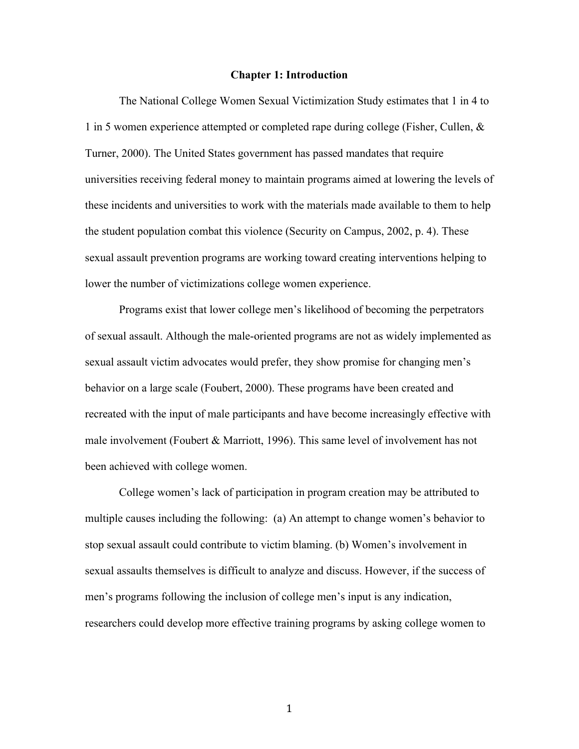# Chapter 1: Introduction

The National College Women Sexual Victimization Study estimates that 1 in 4 to 1 in 5 women experience attempted or completed rape during college (Fisher, Cullen, & Turner, 2000). The United States government has passed mandates that require universities receiving federal money to maintain programs aimed at lowering the levels of these incidents and universities to work with the materials made available to them to help the student population combat this violence (Security on Campus, 2002, p. 4). These sexual assault prevention programs are working toward creating interventions helping to lower the number of victimizations college women experience.

Programs exist that lower college men's likelihood of becoming the perpetrators of sexual assault. Although the male-oriented programs are not as widely implemented as sexual assault victim advocates would prefer, they show promise for changing men's behavior on a large scale (Foubert, 2000). These programs have been created and recreated with the input of male participants and have become increasingly effective with male involvement (Foubert & Marriott, 1996). This same level of involvement has not been achieved with college women.

College women's lack of participation in program creation may be attributed to multiple causes including the following: (a) An attempt to change women's behavior to stop sexual assault could contribute to victim blaming. (b) Women's involvement in sexual assaults themselves is difficult to analyze and discuss. However, if the success of men's programs following the inclusion of college men's input is any indication, researchers could develop more effective training programs by asking college women to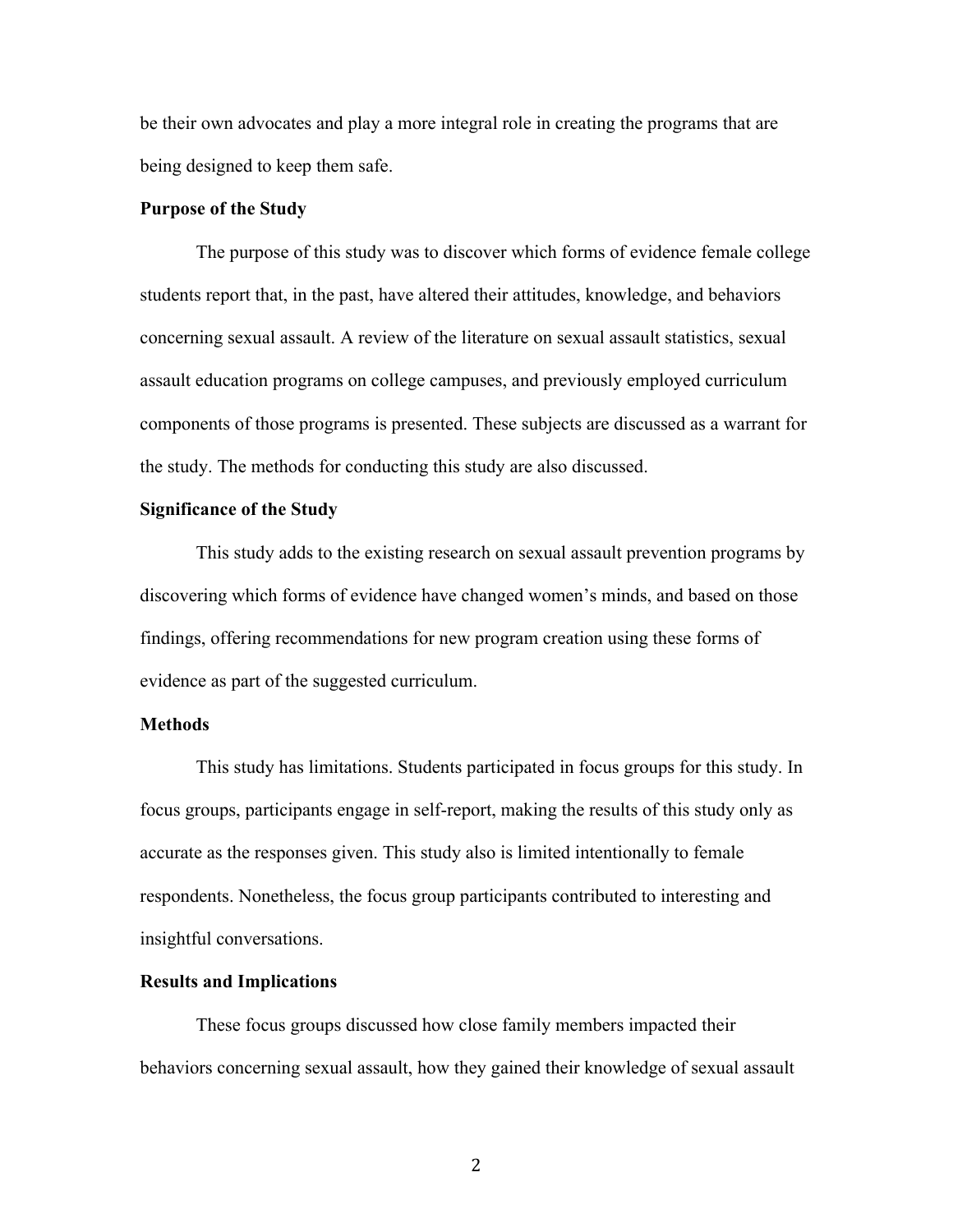be their own advocates and play a more integral role in creating the programs that are being designed to keep them safe.

**Purpose of the Study**

The purpose of this study was to discover which forms of evidence female college students report that, in the past, have altered their attitudes, knowledge, and behaviors concerning sexual assault. A review of the literature on sexual assault statistics, sexual assault education programs on college campuses, and previously employed curriculum components of those programs is presented. These subjects are discussed as a warrant for the study. The methods for conducting this study are also discussed.

**Significance of the Study**

This study adds to the existing research on sexual assault prevention programs by discovering which forms of evidence have changed women's minds, and based on those findings, offering recommendations for new program creation using these forms of evidence as part of the suggested curriculum.

**Methods**

This study has limitations. Students participated in focus groups for this study. In focus groups, participants engage in self-report, making the results of this study only as accurate as the responses given. This study also is limited intentionally to female respondents. Nonetheless, the focus group participants contributed to interesting and insightful conversations.

**Results and Implications**

These focus groups discussed how close family members impacted their behaviors concerning sexual assault, how they gained their knowledge of sexual assault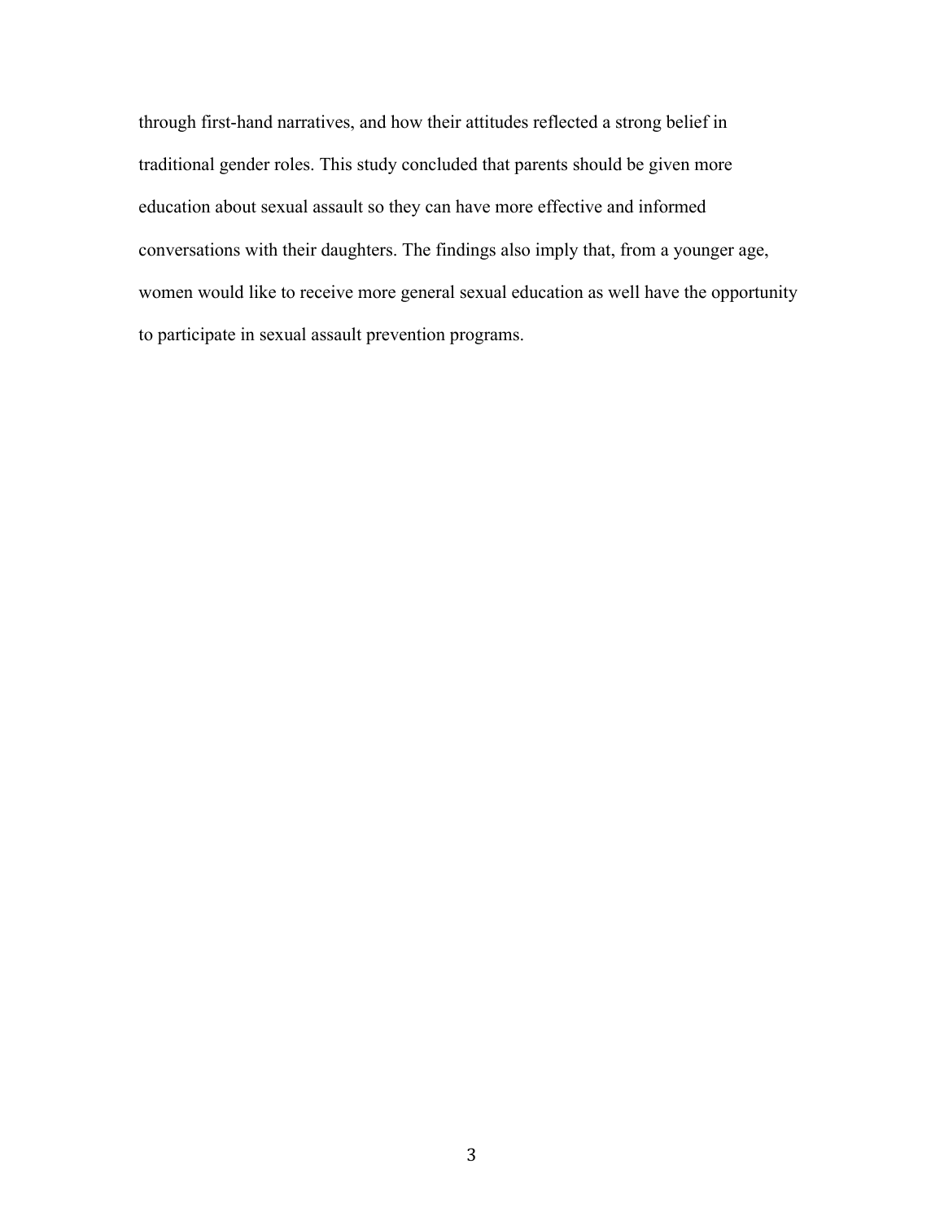through first-hand narratives, and how their attitudes reflected a strong belief in traditional gender roles. This study concluded that parents should be given more education about sexual assault so they can have more effective and informed conversations with their daughters. The findings also imply that, from a younger age, women would like to receive more general sexual education as well have the opportunity to participate in sexual assault prevention programs.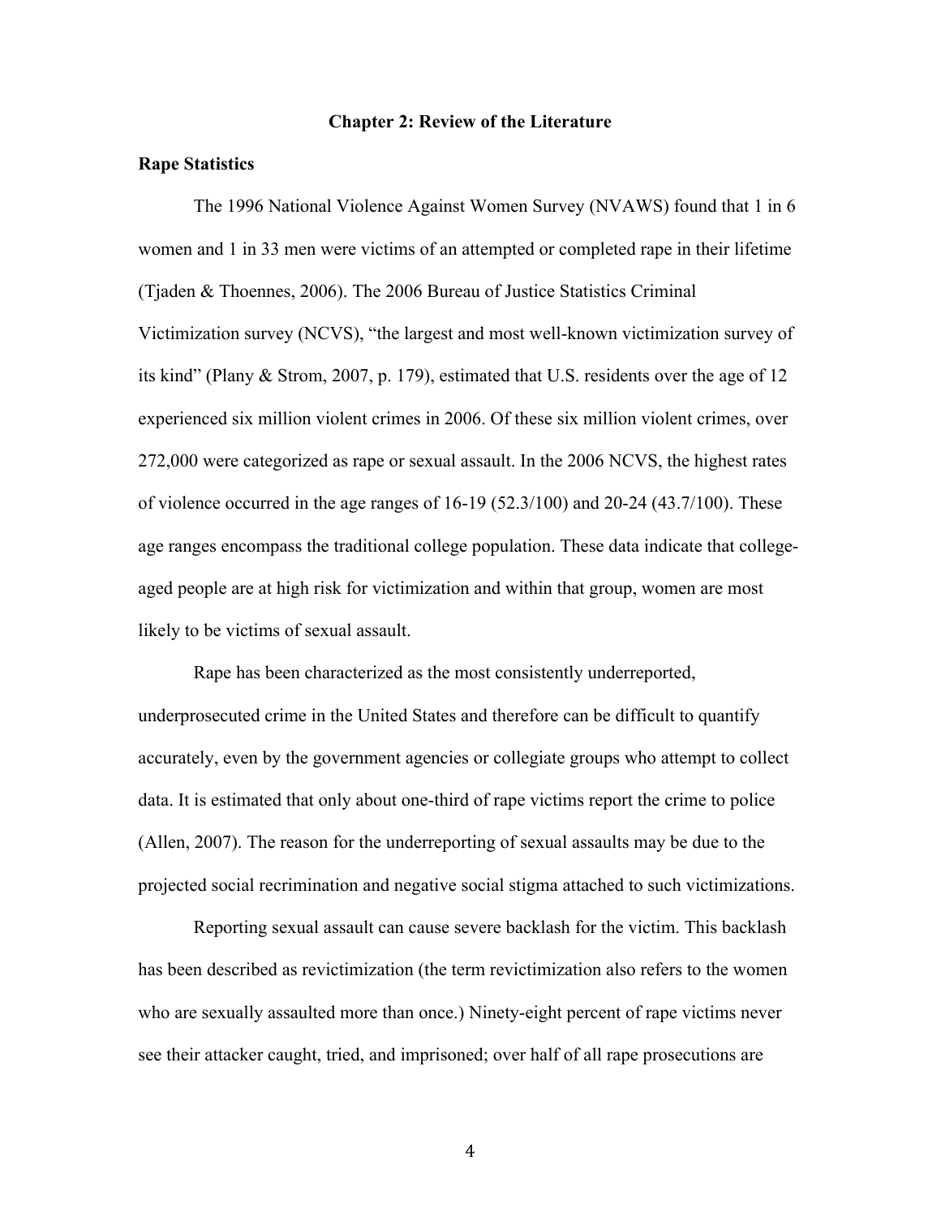# Chapter 2: Review of the Literature

## Rape Statistics

The 1996 National Violence Against Women Survey (NVAWS) found that 1 in 6 women and 1 in 33 men were victims of an attempted or completed rape in their lifetime (Tjaden & Thoennes, 2006). The 2006 Bureau of Justice Statistics Criminal Victimization survey (NCVS), "the largest and most well-known victimization survey of its kind" (Plany & Strom, 2007, p. 179), estimated that U.S. residents over the age of 12 experienced six million violent crimes in 2006. Of these six million violent crimes, over 272,000 were categorized as rape or sexual assault. In the 2006 NCVS, the highest rates of violence occurred in the age ranges of 16-19 (52.3/100) and 20-24 (43.7/100). These age ranges encompass the traditional college population. These data indicate that college-aged people are at high risk for victimization and within that group, women are most likely to be victims of sexual assault.

Rape has been characterized as the most consistently underreported, underprosecuted crime in the United States and therefore can be difficult to quantify accurately, even by the government agencies or collegiate groups who attempt to collect data. It is estimated that only about one-third of rape victims report the crime to police (Allen, 2007). The reason for the underreporting of sexual assaults may be due to the projected social recrimination and negative social stigma attached to such victimizations.

Reporting sexual assault can cause severe backlash for the victim. This backlash has been described as revictimization (the term revictimization also refers to the women who are sexually assaulted more than once.) Ninety-eight percent of rape victims never see their attacker caught, tried, and imprisoned; over half of all rape prosecutions are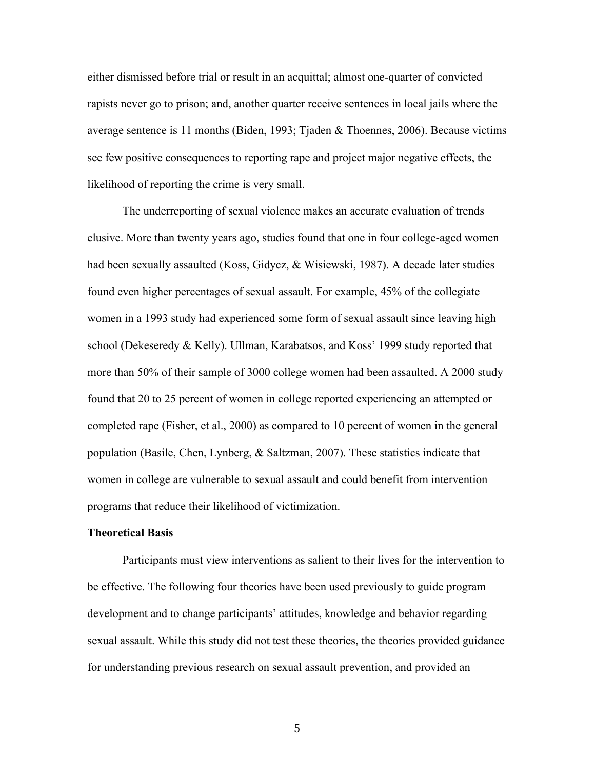either dismissed before trial or result in an acquittal; almost one-quarter of convicted rapists never go to prison; and, another quarter receive sentences in local jails where the average sentence is 11 months (Biden, 1993; Tjaden & Thoennes, 2006). Because victims see few positive consequences to reporting rape and project major negative effects, the likelihood of reporting the crime is very small.

The underreporting of sexual violence makes an accurate evaluation of trends elusive. More than twenty years ago, studies found that one in four college-aged women had been sexually assaulted (Koss, Gidycz, & Wisiewski, 1987). A decade later studies found even higher percentages of sexual assault. For example, 45% of the collegiate women in a 1993 study had experienced some form of sexual assault since leaving high school (Dekeseredy & Kelly). Ullman, Karabatsos, and Koss' 1999 study reported that more than 50% of their sample of 3000 college women had been assaulted. A 2000 study found that 20 to 25 percent of women in college reported experiencing an attempted or completed rape (Fisher, et al., 2000) as compared to 10 percent of women in the general population (Basile, Chen, Lynberg, & Saltzman, 2007). These statistics indicate that women in college are vulnerable to sexual assault and could benefit from intervention programs that reduce their likelihood of victimization.

**Theoretical Basis**

Participants must view interventions as salient to their lives for the intervention to be effective. The following four theories have been used previously to guide program development and to change participants' attitudes, knowledge and behavior regarding sexual assault. While this study did not test these theories, the theories provided guidance for understanding previous research on sexual assault prevention, and provided an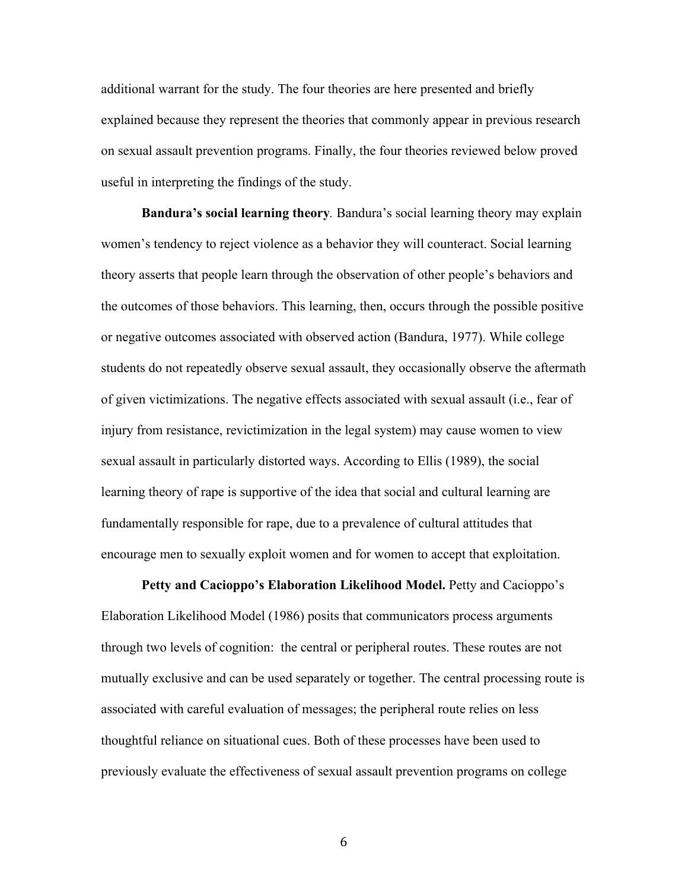additional warrant for the study. The four theories are here presented and briefly explained because they represent the theories that commonly appear in previous research on sexual assault prevention programs. Finally, the four theories reviewed below proved useful in interpreting the findings of the study.

**Bandura's social learning theory**. Bandura's social learning theory may explain women's tendency to reject violence as a behavior they will counteract. Social learning theory asserts that people learn through the observation of other people's behaviors and the outcomes of those behaviors. This learning, then, occurs through the possible positive or negative outcomes associated with observed action (Bandura, 1977). While college students do not repeatedly observe sexual assault, they occasionally observe the aftermath of given victimizations. The negative effects associated with sexual assault (i.e., fear of injury from resistance, revictimization in the legal system) may cause women to view sexual assault in particularly distorted ways. According to Ellis (1989), the social learning theory of rape is supportive of the idea that social and cultural learning are fundamentally responsible for rape, due to a prevalence of cultural attitudes that encourage men to sexually exploit women and for women to accept that exploitation.

**Petty and Cacioppo's Elaboration Likelihood Model.** Petty and Cacioppo's Elaboration Likelihood Model (1986) posits that communicators process arguments through two levels of cognition: the central or peripheral routes. These routes are not mutually exclusive and can be used separately or together. The central processing route is associated with careful evaluation of messages; the peripheral route relies on less thoughtful reliance on situational cues. Both of these processes have been used to previously evaluate the effectiveness of sexual assault prevention programs on college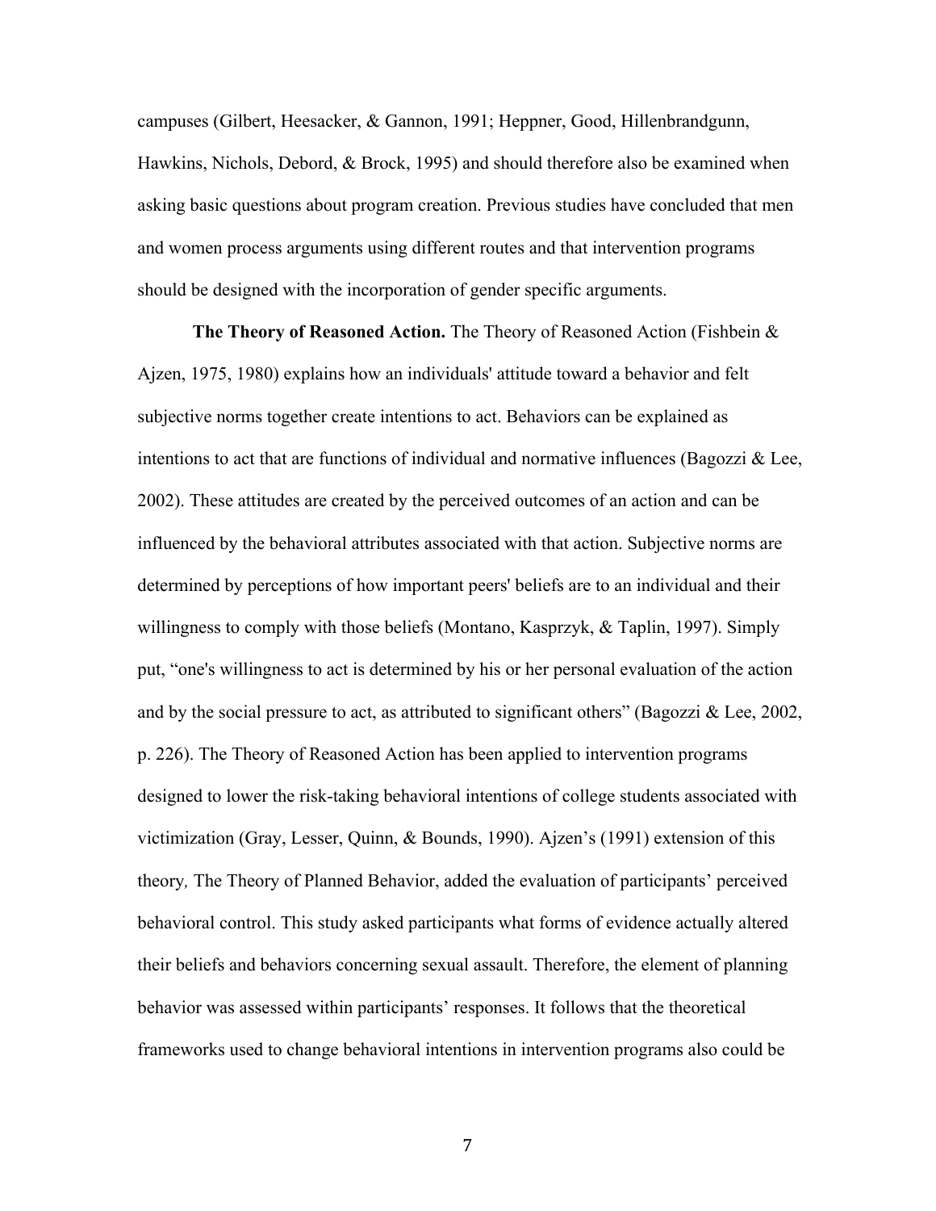campuses (Gilbert, Heesacker, & Gannon, 1991; Heppner, Good, Hillenbrandgunn, Hawkins, Nichols, Debord, & Brock, 1995) and should therefore also be examined when asking basic questions about program creation. Previous studies have concluded that men and women process arguments using different routes and that intervention programs should be designed with the incorporation of gender specific arguments.

**The Theory of Reasoned Action.** The Theory of Reasoned Action (Fishbein & Ajzen, 1975, 1980) explains how an individuals' attitude toward a behavior and felt subjective norms together create intentions to act. Behaviors can be explained as intentions to act that are functions of individual and normative influences (Bagozzi & Lee, 2002). These attitudes are created by the perceived outcomes of an action and can be influenced by the behavioral attributes associated with that action. Subjective norms are determined by perceptions of how important peers' beliefs are to an individual and their willingness to comply with those beliefs (Montano, Kasprzyk, & Taplin, 1997). Simply put, "one's willingness to act is determined by his or her personal evaluation of the action and by the social pressure to act, as attributed to significant others" (Bagozzi & Lee, 2002, p. 226). The Theory of Reasoned Action has been applied to intervention programs designed to lower the risk-taking behavioral intentions of college students associated with victimization (Gray, Lesser, Quinn, & Bounds, 1990). Ajzen's (1991) extension of this theory*,* The Theory of Planned Behavior, added the evaluation of participants' perceived behavioral control. This study asked participants what forms of evidence actually altered their beliefs and behaviors concerning sexual assault. Therefore, the element of planning behavior was assessed within participants' responses. It follows that the theoretical frameworks used to change behavioral intentions in intervention programs also could be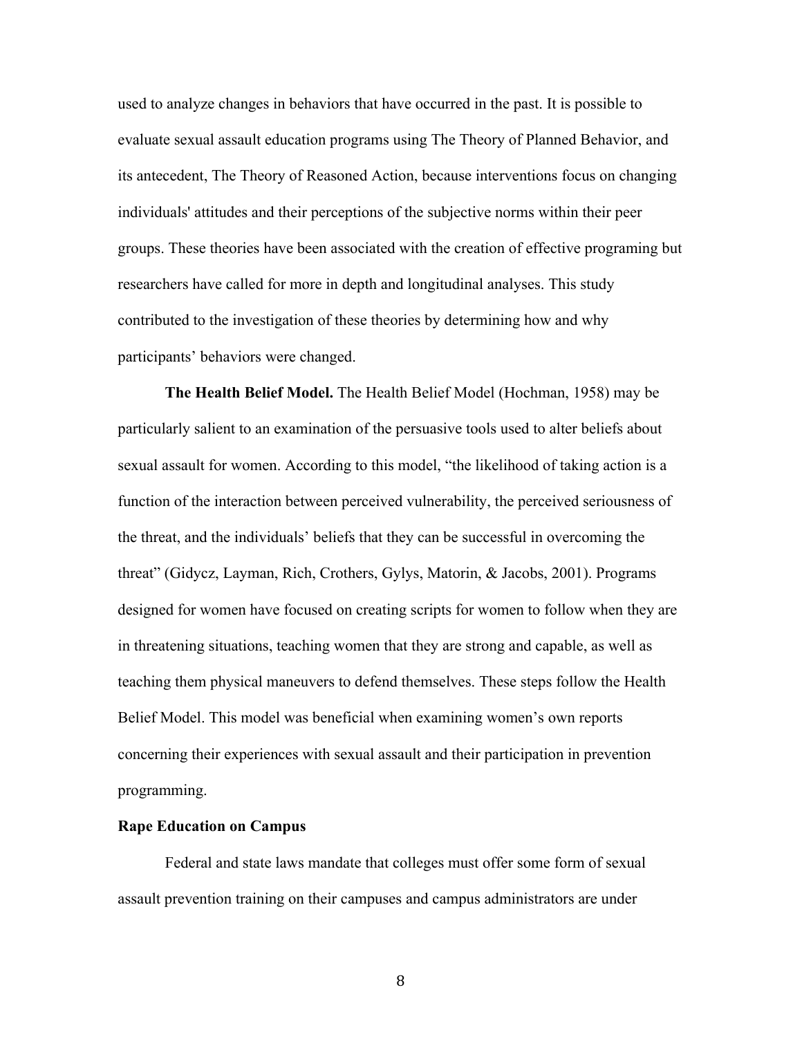used to analyze changes in behaviors that have occurred in the past. It is possible to evaluate sexual assault education programs using The Theory of Planned Behavior, and its antecedent, The Theory of Reasoned Action, because interventions focus on changing individuals' attitudes and their perceptions of the subjective norms within their peer groups. These theories have been associated with the creation of effective programing but researchers have called for more in depth and longitudinal analyses. This study contributed to the investigation of these theories by determining how and why participants' behaviors were changed.

**The Health Belief Model.** The Health Belief Model (Hochman, 1958) may be particularly salient to an examination of the persuasive tools used to alter beliefs about sexual assault for women. According to this model, "the likelihood of taking action is a function of the interaction between perceived vulnerability, the perceived seriousness of the threat, and the individuals' beliefs that they can be successful in overcoming the threat" (Gidycz, Layman, Rich, Crothers, Gylys, Matorin, & Jacobs, 2001). Programs designed for women have focused on creating scripts for women to follow when they are in threatening situations, teaching women that they are strong and capable, as well as teaching them physical maneuvers to defend themselves. These steps follow the Health Belief Model. This model was beneficial when examining women's own reports concerning their experiences with sexual assault and their participation in prevention programming.

## Rape Education on Campus

Federal and state laws mandate that colleges must offer some form of sexual assault prevention training on their campuses and campus administrators are under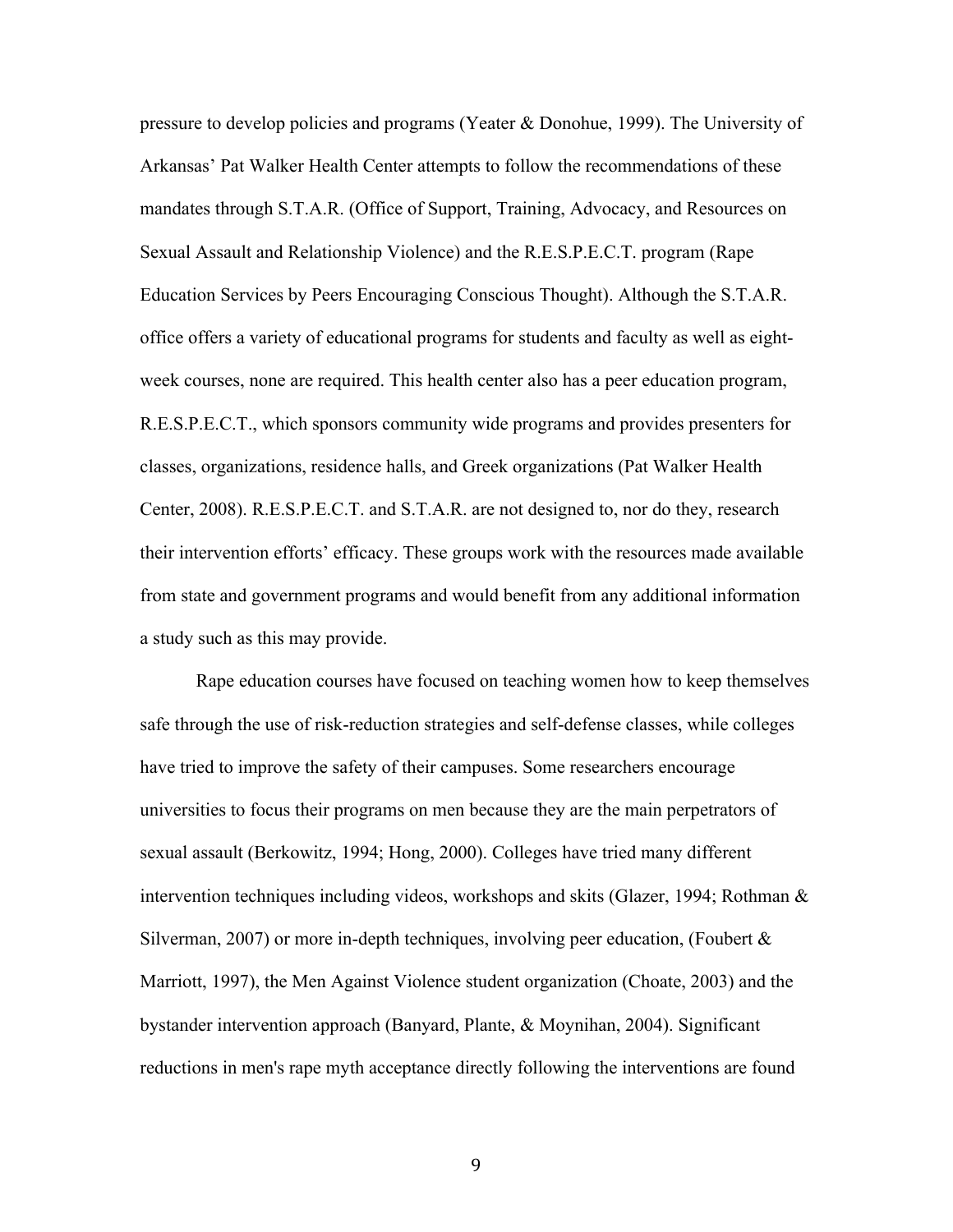pressure to develop policies and programs (Yeater & Donohue, 1999). The University of Arkansas' Pat Walker Health Center attempts to follow the recommendations of these mandates through S.T.A.R. (Office of Support, Training, Advocacy, and Resources on Sexual Assault and Relationship Violence) and the R.E.S.P.E.C.T. program (Rape Education Services by Peers Encouraging Conscious Thought). Although the S.T.A.R. office offers a variety of educational programs for students and faculty as well as eight-week courses, none are required. This health center also has a peer education program, R.E.S.P.E.C.T., which sponsors community wide programs and provides presenters for classes, organizations, residence halls, and Greek organizations (Pat Walker Health Center, 2008). R.E.S.P.E.C.T. and S.T.A.R. are not designed to, nor do they, research their intervention efforts' efficacy. These groups work with the resources made available from state and government programs and would benefit from any additional information a study such as this may provide.

Rape education courses have focused on teaching women how to keep themselves safe through the use of risk-reduction strategies and self-defense classes, while colleges have tried to improve the safety of their campuses. Some researchers encourage universities to focus their programs on men because they are the main perpetrators of sexual assault (Berkowitz, 1994; Hong, 2000). Colleges have tried many different intervention techniques including videos, workshops and skits (Glazer, 1994; Rothman & Silverman, 2007) or more in-depth techniques, involving peer education, (Foubert & Marriott, 1997), the Men Against Violence student organization (Choate, 2003) and the bystander intervention approach (Banyard, Plante, & Moynihan, 2004). Significant reductions in men's rape myth acceptance directly following the interventions are found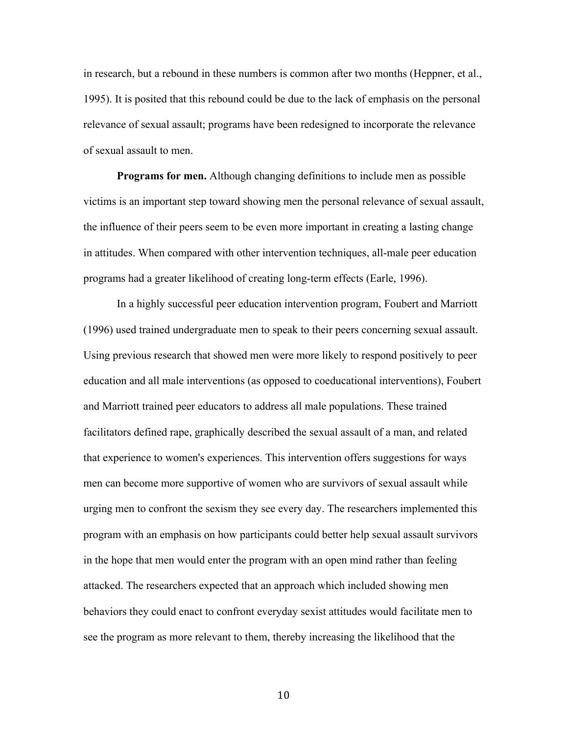in research, but a rebound in these numbers is common after two months (Heppner, et al., 1995). It is posited that this rebound could be due to the lack of emphasis on the personal relevance of sexual assault; programs have been redesigned to incorporate the relevance of sexual assault to men.

**Programs for men.** Although changing definitions to include men as possible victims is an important step toward showing men the personal relevance of sexual assault, the influence of their peers seem to be even more important in creating a lasting change in attitudes. When compared with other intervention techniques, all-male peer education programs had a greater likelihood of creating long-term effects (Earle, 1996).

In a highly successful peer education intervention program, Foubert and Marriott (1996) used trained undergraduate men to speak to their peers concerning sexual assault. Using previous research that showed men were more likely to respond positively to peer education and all male interventions (as opposed to coeducational interventions), Foubert and Marriott trained peer educators to address all male populations. These trained facilitators defined rape, graphically described the sexual assault of a man, and related that experience to women's experiences. This intervention offers suggestions for ways men can become more supportive of women who are survivors of sexual assault while urging men to confront the sexism they see every day. The researchers implemented this program with an emphasis on how participants could better help sexual assault survivors in the hope that men would enter the program with an open mind rather than feeling attacked. The researchers expected that an approach which included showing men behaviors they could enact to confront everyday sexist attitudes would facilitate men to see the program as more relevant to them, thereby increasing the likelihood that the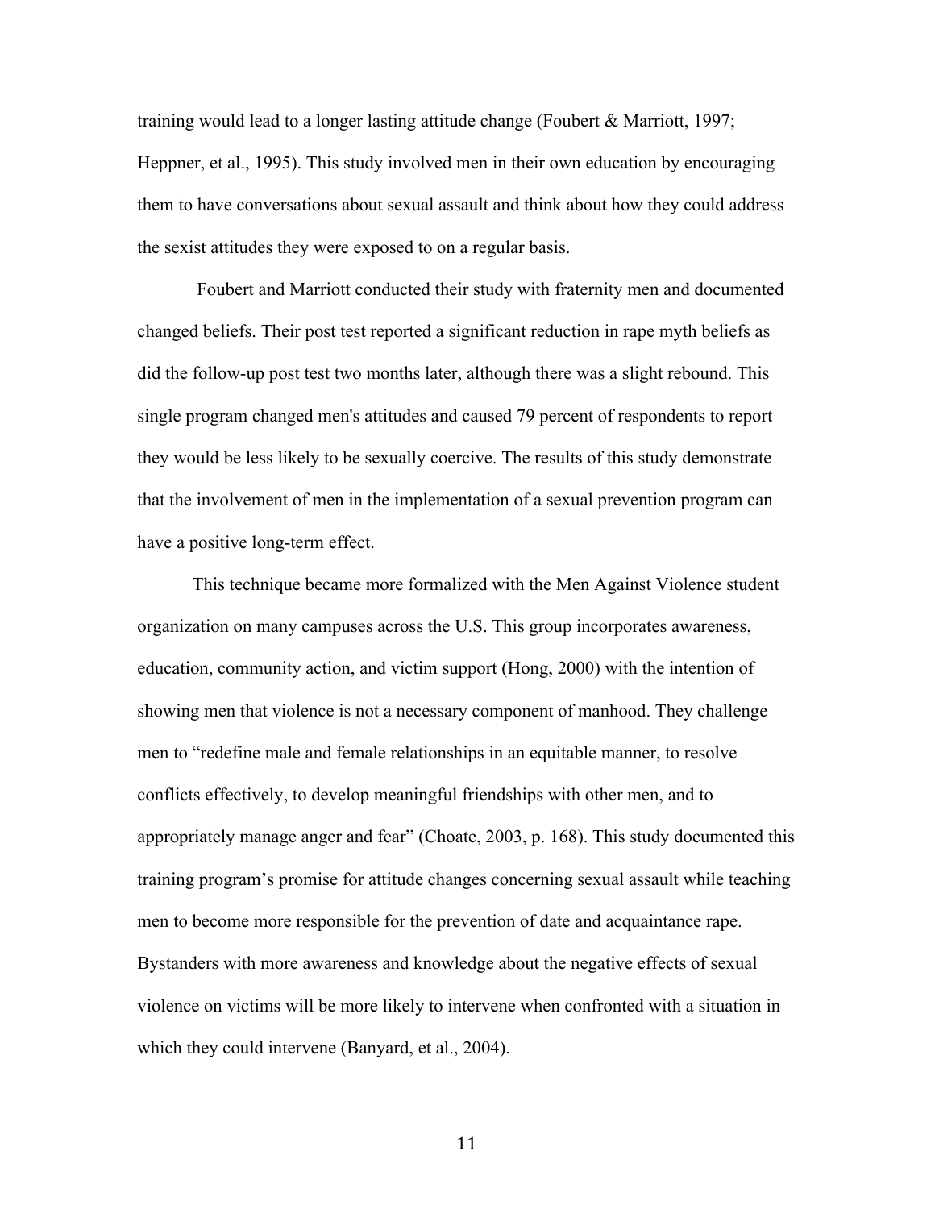training would lead to a longer lasting attitude change (Foubert & Marriott, 1997; Heppner, et al., 1995). This study involved men in their own education by encouraging them to have conversations about sexual assault and think about how they could address the sexist attitudes they were exposed to on a regular basis.

Foubert and Marriott conducted their study with fraternity men and documented changed beliefs. Their post test reported a significant reduction in rape myth beliefs as did the follow-up post test two months later, although there was a slight rebound. This single program changed men's attitudes and caused 79 percent of respondents to report they would be less likely to be sexually coercive. The results of this study demonstrate that the involvement of men in the implementation of a sexual prevention program can have a positive long-term effect.

This technique became more formalized with the Men Against Violence student organization on many campuses across the U.S. This group incorporates awareness, education, community action, and victim support (Hong, 2000) with the intention of showing men that violence is not a necessary component of manhood. They challenge men to "redefine male and female relationships in an equitable manner, to resolve conflicts effectively, to develop meaningful friendships with other men, and to appropriately manage anger and fear" (Choate, 2003, p. 168). This study documented this training program's promise for attitude changes concerning sexual assault while teaching men to become more responsible for the prevention of date and acquaintance rape. Bystanders with more awareness and knowledge about the negative effects of sexual violence on victims will be more likely to intervene when confronted with a situation in which they could intervene (Banyard, et al., 2004).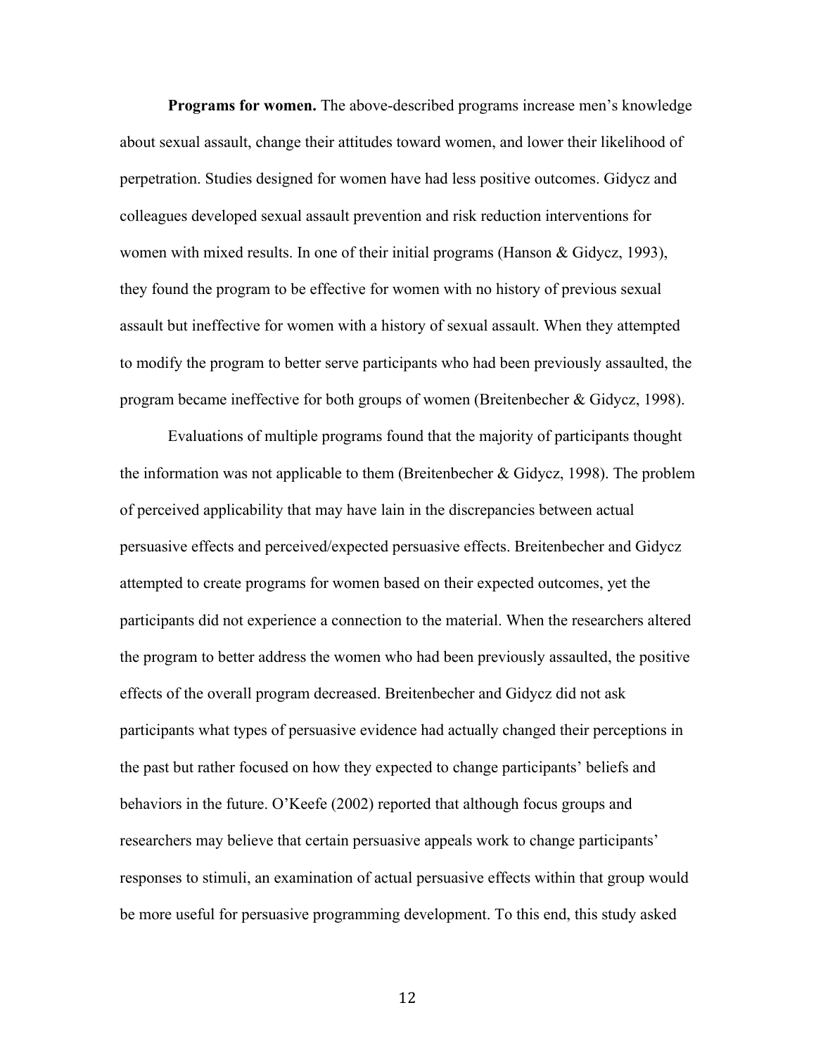**Programs for women.** The above-described programs increase men's knowledge about sexual assault, change their attitudes toward women, and lower their likelihood of perpetration. Studies designed for women have had less positive outcomes. Gidycz and colleagues developed sexual assault prevention and risk reduction interventions for women with mixed results. In one of their initial programs (Hanson & Gidycz, 1993), they found the program to be effective for women with no history of previous sexual assault but ineffective for women with a history of sexual assault. When they attempted to modify the program to better serve participants who had been previously assaulted, the program became ineffective for both groups of women (Breitenbecher & Gidycz, 1998).

Evaluations of multiple programs found that the majority of participants thought the information was not applicable to them (Breitenbecher & Gidycz, 1998). The problem of perceived applicability that may have lain in the discrepancies between actual persuasive effects and perceived/expected persuasive effects. Breitenbecher and Gidycz attempted to create programs for women based on their expected outcomes, yet the participants did not experience a connection to the material. When the researchers altered the program to better address the women who had been previously assaulted, the positive effects of the overall program decreased. Breitenbecher and Gidycz did not ask participants what types of persuasive evidence had actually changed their perceptions in the past but rather focused on how they expected to change participants' beliefs and behaviors in the future. O'Keefe (2002) reported that although focus groups and researchers may believe that certain persuasive appeals work to change participants' responses to stimuli, an examination of actual persuasive effects within that group would be more useful for persuasive programming development. To this end, this study asked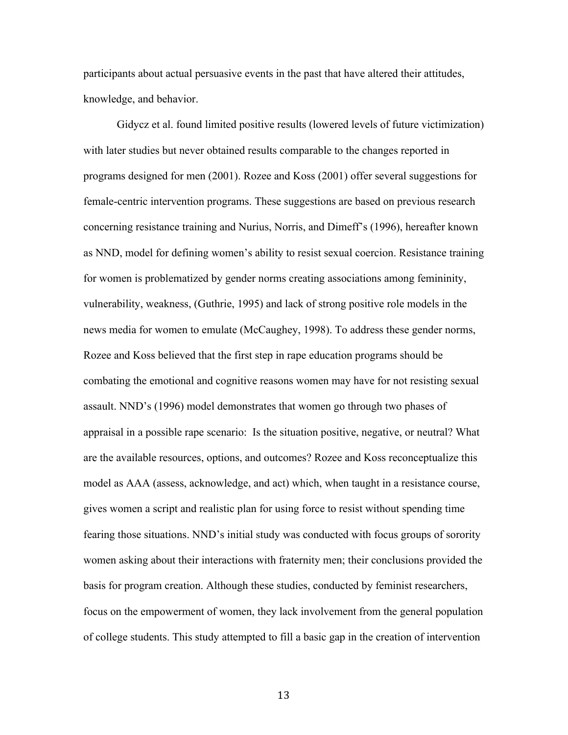participants about actual persuasive events in the past that have altered their attitudes, knowledge, and behavior.

Gidycz et al. found limited positive results (lowered levels of future victimization) with later studies but never obtained results comparable to the changes reported in programs designed for men (2001). Rozee and Koss (2001) offer several suggestions for female-centric intervention programs. These suggestions are based on previous research concerning resistance training and Nurius, Norris, and Dimeff's (1996), hereafter known as NND, model for defining women's ability to resist sexual coercion. Resistance training for women is problematized by gender norms creating associations among femininity, vulnerability, weakness, (Guthrie, 1995) and lack of strong positive role models in the news media for women to emulate (McCaughey, 1998). To address these gender norms, Rozee and Koss believed that the first step in rape education programs should be combating the emotional and cognitive reasons women may have for not resisting sexual assault. NND's (1996) model demonstrates that women go through two phases of appraisal in a possible rape scenario: Is the situation positive, negative, or neutral? What are the available resources, options, and outcomes? Rozee and Koss reconceptualize this model as AAA (assess, acknowledge, and act) which, when taught in a resistance course, gives women a script and realistic plan for using force to resist without spending time fearing those situations. NND's initial study was conducted with focus groups of sorority women asking about their interactions with fraternity men; their conclusions provided the basis for program creation. Although these studies, conducted by feminist researchers, focus on the empowerment of women, they lack involvement from the general population of college students. This study attempted to fill a basic gap in the creation of intervention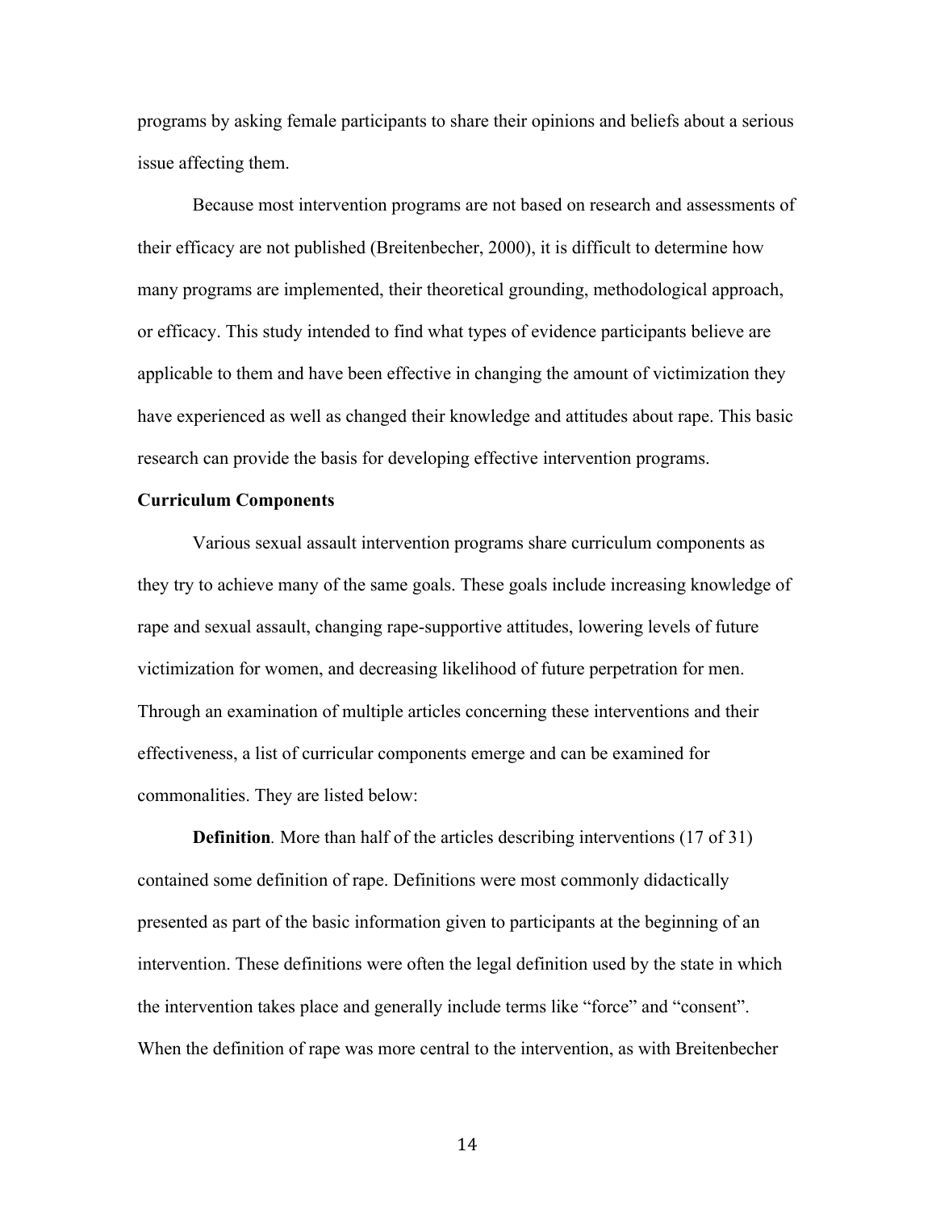programs by asking female participants to share their opinions and beliefs about a serious issue affecting them.

Because most intervention programs are not based on research and assessments of their efficacy are not published (Breitenbecher, 2000), it is difficult to determine how many programs are implemented, their theoretical grounding, methodological approach, or efficacy. This study intended to find what types of evidence participants believe are applicable to them and have been effective in changing the amount of victimization they have experienced as well as changed their knowledge and attitudes about rape. This basic research can provide the basis for developing effective intervention programs.

**Curriculum Components**

Various sexual assault intervention programs share curriculum components as they try to achieve many of the same goals. These goals include increasing knowledge of rape and sexual assault, changing rape-supportive attitudes, lowering levels of future victimization for women, and decreasing likelihood of future perpetration for men. Through an examination of multiple articles concerning these interventions and their effectiveness, a list of curricular components emerge and can be examined for commonalities. They are listed below:

**Definition***.* More than half of the articles describing interventions (17 of 31) contained some definition of rape. Definitions were most commonly didactically presented as part of the basic information given to participants at the beginning of an intervention. These definitions were often the legal definition used by the state in which the intervention takes place and generally include terms like "force" and "consent". When the definition of rape was more central to the intervention, as with Breitenbecher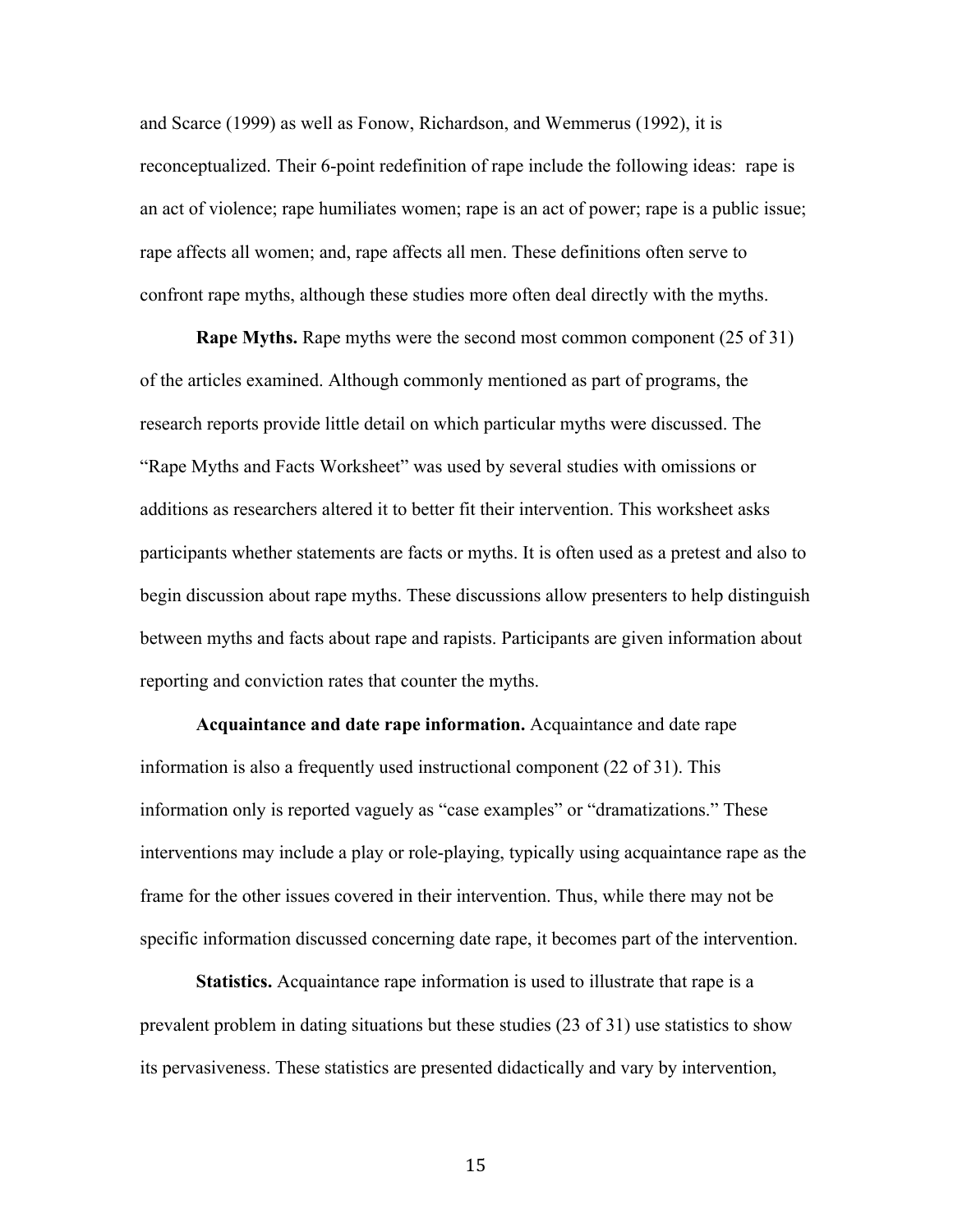and Scarce (1999) as well as Fonow, Richardson, and Wemmerus (1992), it is reconceptualized. Their 6-point redefinition of rape include the following ideas: rape is an act of violence; rape humiliates women; rape is an act of power; rape is a public issue; rape affects all women; and, rape affects all men. These definitions often serve to confront rape myths, although these studies more often deal directly with the myths.

**Rape Myths.** Rape myths were the second most common component (25 of 31) of the articles examined. Although commonly mentioned as part of programs, the research reports provide little detail on which particular myths were discussed. The "Rape Myths and Facts Worksheet" was used by several studies with omissions or additions as researchers altered it to better fit their intervention. This worksheet asks participants whether statements are facts or myths. It is often used as a pretest and also to begin discussion about rape myths. These discussions allow presenters to help distinguish between myths and facts about rape and rapists. Participants are given information about reporting and conviction rates that counter the myths.

**Acquaintance and date rape information.** Acquaintance and date rape information is also a frequently used instructional component (22 of 31). This information only is reported vaguely as "case examples" or "dramatizations." These interventions may include a play or role-playing, typically using acquaintance rape as the frame for the other issues covered in their intervention. Thus, while there may not be specific information discussed concerning date rape, it becomes part of the intervention.

**Statistics.** Acquaintance rape information is used to illustrate that rape is a prevalent problem in dating situations but these studies (23 of 31) use statistics to show its pervasiveness. These statistics are presented didactically and vary by intervention,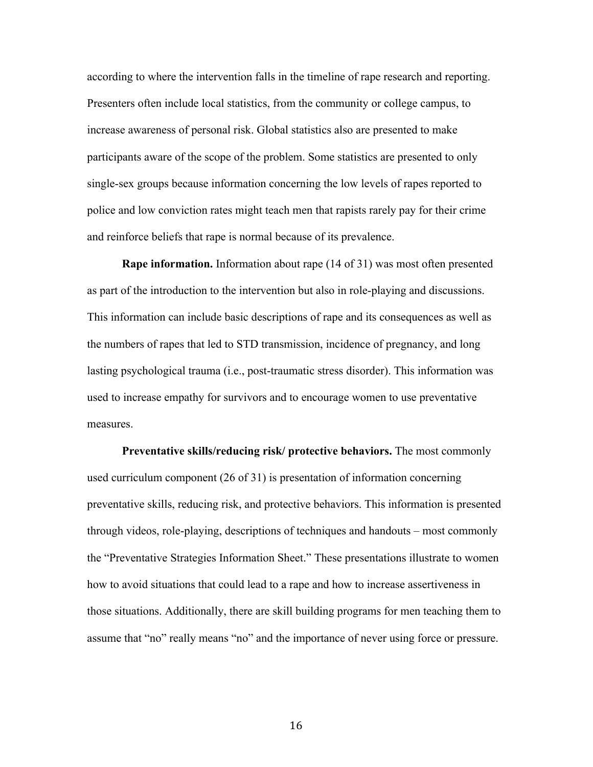according to where the intervention falls in the timeline of rape research and reporting. Presenters often include local statistics, from the community or college campus, to increase awareness of personal risk. Global statistics also are presented to make participants aware of the scope of the problem. Some statistics are presented to only single-sex groups because information concerning the low levels of rapes reported to police and low conviction rates might teach men that rapists rarely pay for their crime and reinforce beliefs that rape is normal because of its prevalence.

**Rape information.** Information about rape (14 of 31) was most often presented as part of the introduction to the intervention but also in role-playing and discussions. This information can include basic descriptions of rape and its consequences as well as the numbers of rapes that led to STD transmission, incidence of pregnancy, and long lasting psychological trauma (i.e., post-traumatic stress disorder). This information was used to increase empathy for survivors and to encourage women to use preventative measures.

**Preventative skills/reducing risk/ protective behaviors.** The most commonly used curriculum component (26 of 31) is presentation of information concerning preventative skills, reducing risk, and protective behaviors. This information is presented through videos, role-playing, descriptions of techniques and handouts – most commonly the "Preventative Strategies Information Sheet." These presentations illustrate to women how to avoid situations that could lead to a rape and how to increase assertiveness in those situations. Additionally, there are skill building programs for men teaching them to assume that "no" really means "no" and the importance of never using force or pressure.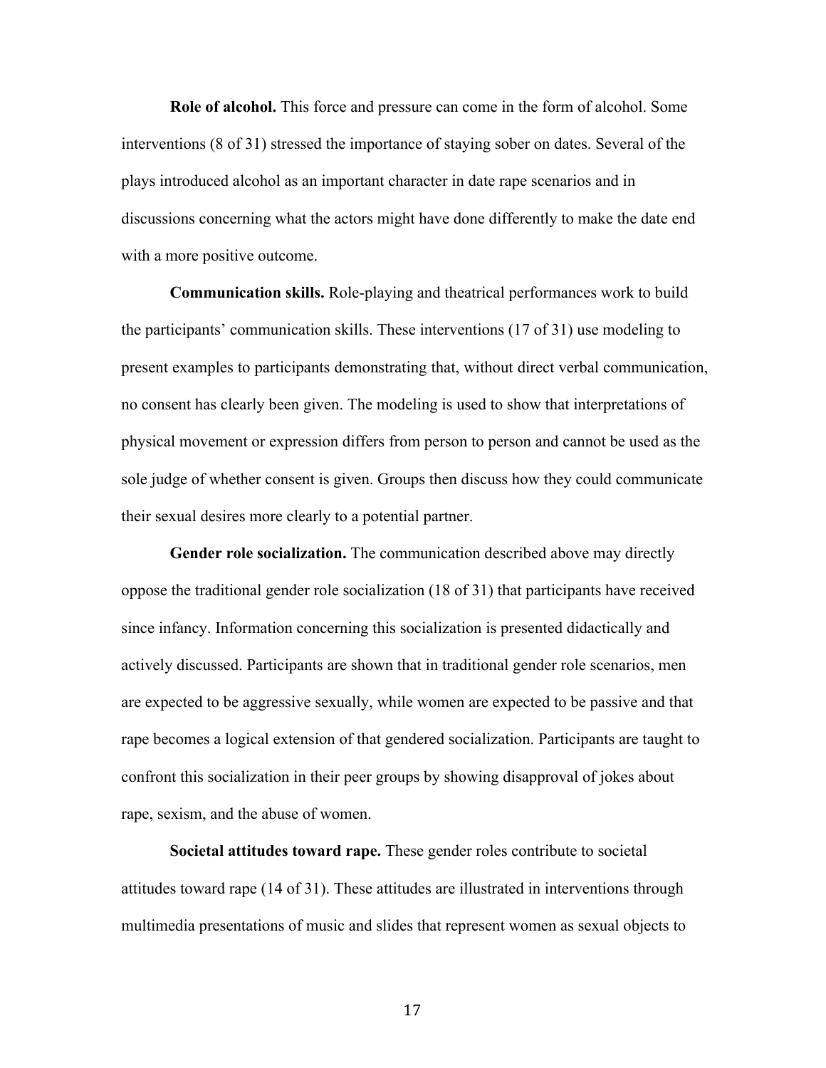**Role of alcohol.** This force and pressure can come in the form of alcohol. Some interventions (8 of 31) stressed the importance of staying sober on dates. Several of the plays introduced alcohol as an important character in date rape scenarios and in discussions concerning what the actors might have done differently to make the date end with a more positive outcome.

**Communication skills.** Role-playing and theatrical performances work to build the participants' communication skills. These interventions (17 of 31) use modeling to present examples to participants demonstrating that, without direct verbal communication, no consent has clearly been given. The modeling is used to show that interpretations of physical movement or expression differs from person to person and cannot be used as the sole judge of whether consent is given. Groups then discuss how they could communicate their sexual desires more clearly to a potential partner.

**Gender role socialization.** The communication described above may directly oppose the traditional gender role socialization (18 of 31) that participants have received since infancy. Information concerning this socialization is presented didactically and actively discussed. Participants are shown that in traditional gender role scenarios, men are expected to be aggressive sexually, while women are expected to be passive and that rape becomes a logical extension of that gendered socialization. Participants are taught to confront this socialization in their peer groups by showing disapproval of jokes about rape, sexism, and the abuse of women.

**Societal attitudes toward rape.** These gender roles contribute to societal attitudes toward rape (14 of 31). These attitudes are illustrated in interventions through multimedia presentations of music and slides that represent women as sexual objects to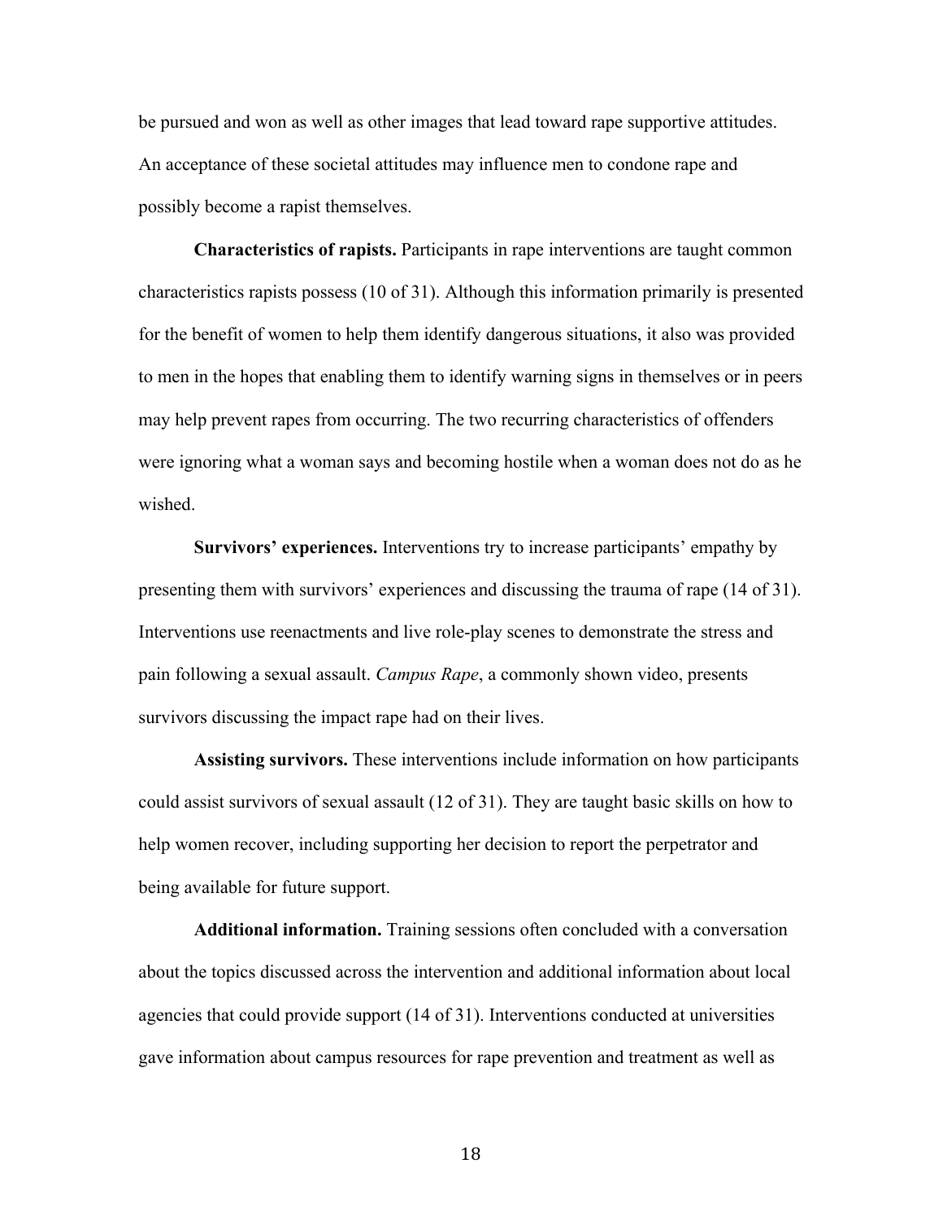be pursued and won as well as other images that lead toward rape supportive attitudes. An acceptance of these societal attitudes may influence men to condone rape and possibly become a rapist themselves.

**Characteristics of rapists.** Participants in rape interventions are taught common characteristics rapists possess (10 of 31). Although this information primarily is presented for the benefit of women to help them identify dangerous situations, it also was provided to men in the hopes that enabling them to identify warning signs in themselves or in peers may help prevent rapes from occurring. The two recurring characteristics of offenders were ignoring what a woman says and becoming hostile when a woman does not do as he wished.

**Survivors' experiences.** Interventions try to increase participants' empathy by presenting them with survivors' experiences and discussing the trauma of rape (14 of 31). Interventions use reenactments and live role-play scenes to demonstrate the stress and pain following a sexual assault. *Campus Rape*, a commonly shown video, presents survivors discussing the impact rape had on their lives.

**Assisting survivors.** These interventions include information on how participants could assist survivors of sexual assault (12 of 31). They are taught basic skills on how to help women recover, including supporting her decision to report the perpetrator and being available for future support.

**Additional information.** Training sessions often concluded with a conversation about the topics discussed across the intervention and additional information about local agencies that could provide support (14 of 31). Interventions conducted at universities gave information about campus resources for rape prevention and treatment as well as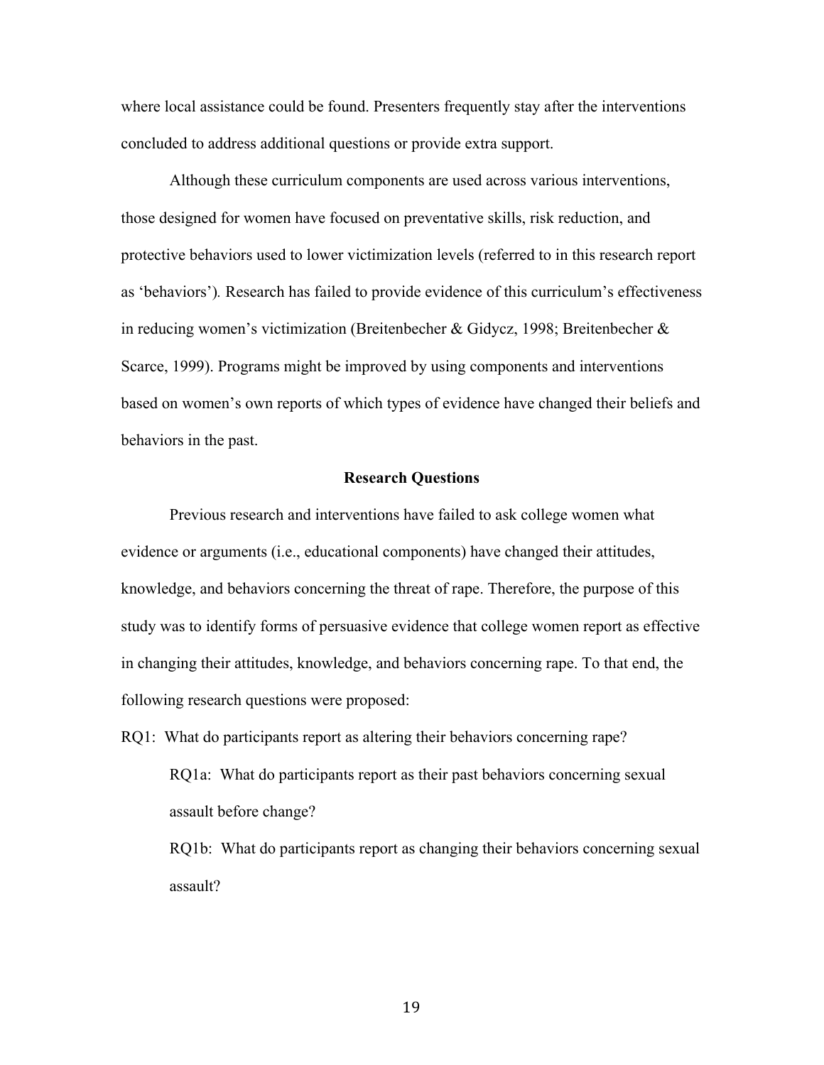where local assistance could be found. Presenters frequently stay after the interventions concluded to address additional questions or provide extra support.

Although these curriculum components are used across various interventions, those designed for women have focused on preventative skills, risk reduction, and protective behaviors used to lower victimization levels (referred to in this research report as 'behaviors'). Research has failed to provide evidence of this curriculum's effectiveness in reducing women's victimization (Breitenbecher & Gidycz, 1998; Breitenbecher & Scarce, 1999). Programs might be improved by using components and interventions based on women's own reports of which types of evidence have changed their beliefs and behaviors in the past.

## Research Questions

Previous research and interventions have failed to ask college women what evidence or arguments (i.e., educational components) have changed their attitudes, knowledge, and behaviors concerning the threat of rape. Therefore, the purpose of this study was to identify forms of persuasive evidence that college women report as effective in changing their attitudes, knowledge, and behaviors concerning rape. To that end, the following research questions were proposed:

RQ1: What do participants report as altering their behaviors concerning rape?

RQ1a: What do participants report as their past behaviors concerning sexual assault before change?

RQ1b: What do participants report as changing their behaviors concerning sexual assault?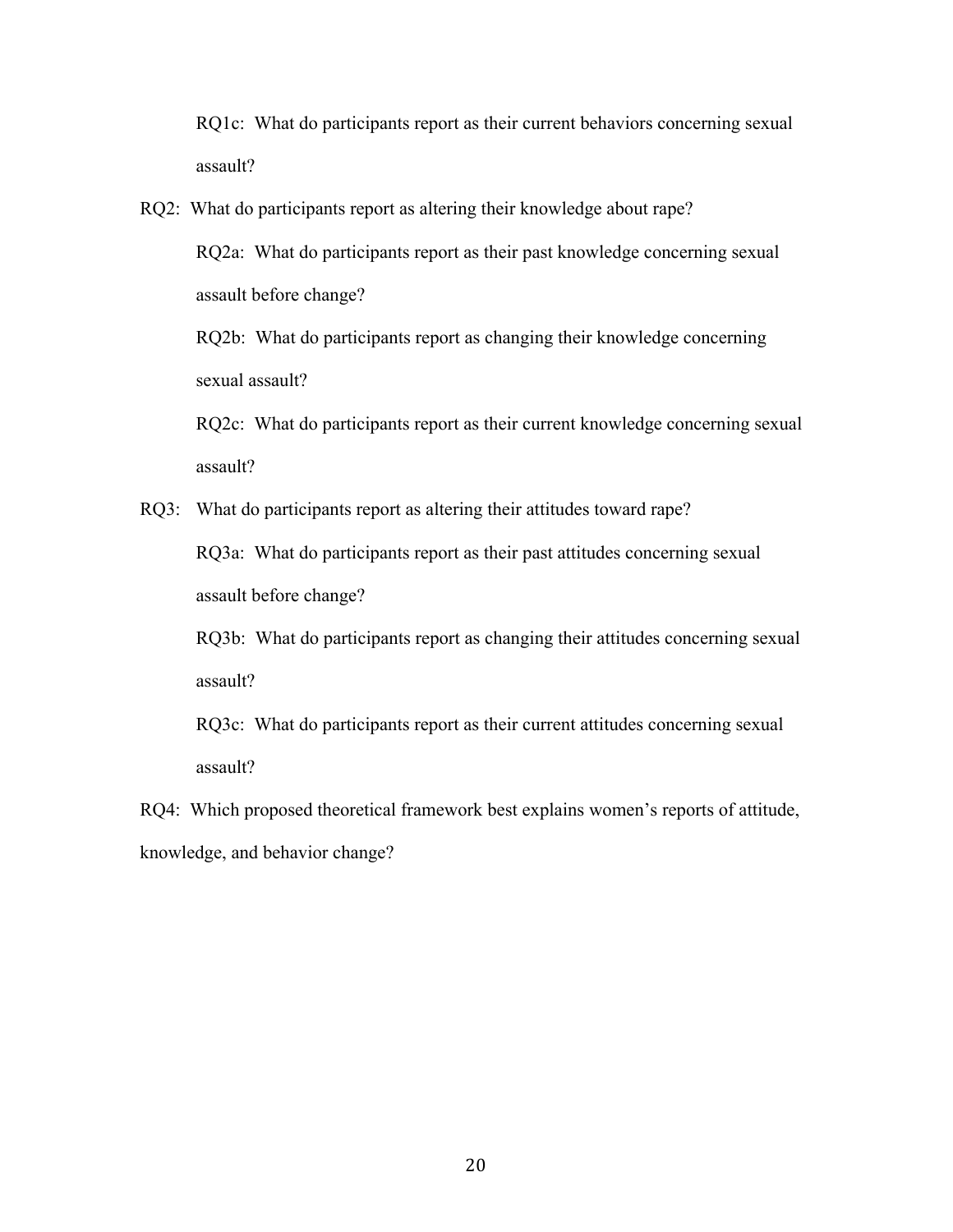RQ1c: What do participants report as their current behaviors concerning sexual assault?

RQ2: What do participants report as altering their knowledge about rape?

RQ2a: What do participants report as their past knowledge concerning sexual assault before change?

RQ2b: What do participants report as changing their knowledge concerning sexual assault?

RQ2c: What do participants report as their current knowledge concerning sexual assault?

RQ3: What do participants report as altering their attitudes toward rape?

RQ3a: What do participants report as their past attitudes concerning sexual assault before change?

RQ3b: What do participants report as changing their attitudes concerning sexual assault?

RQ3c: What do participants report as their current attitudes concerning sexual assault?

RQ4: Which proposed theoretical framework best explains women's reports of attitude, knowledge, and behavior change?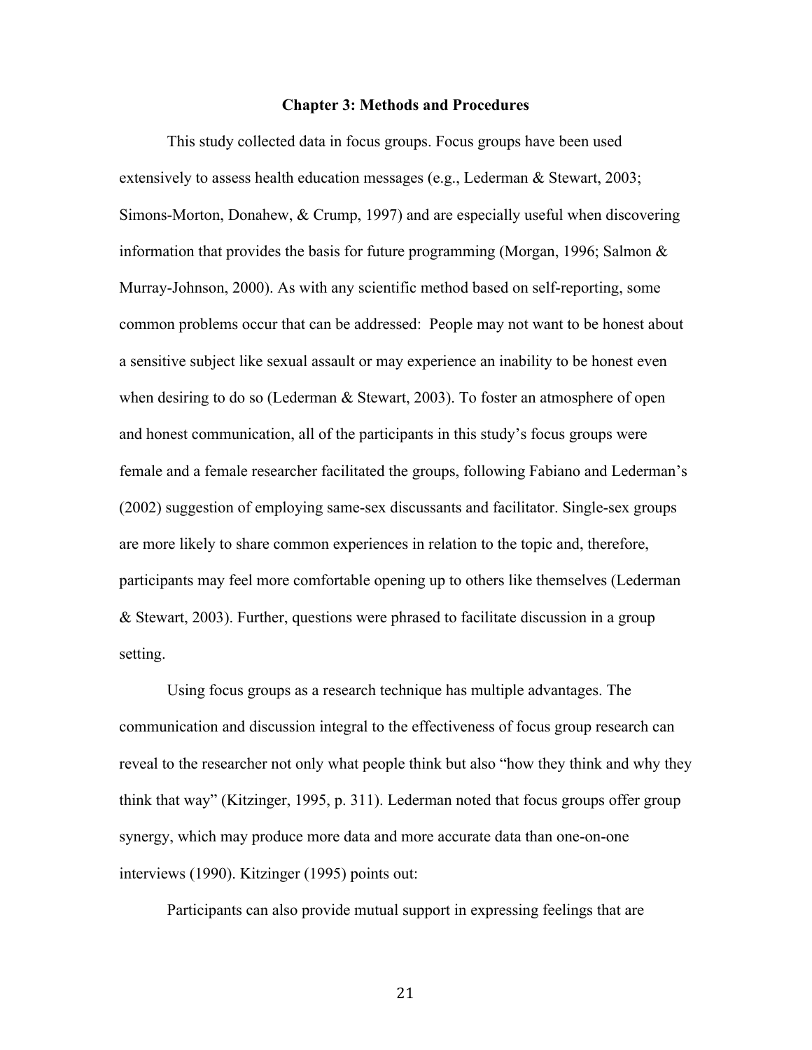# Chapter 3: Methods and Procedures

This study collected data in focus groups. Focus groups have been used extensively to assess health education messages (e.g., Lederman & Stewart, 2003; Simons-Morton, Donahew, & Crump, 1997) and are especially useful when discovering information that provides the basis for future programming (Morgan, 1996; Salmon & Murray-Johnson, 2000). As with any scientific method based on self-reporting, some common problems occur that can be addressed: People may not want to be honest about a sensitive subject like sexual assault or may experience an inability to be honest even when desiring to do so (Lederman & Stewart, 2003). To foster an atmosphere of open and honest communication, all of the participants in this study's focus groups were female and a female researcher facilitated the groups, following Fabiano and Lederman's (2002) suggestion of employing same-sex discussants and facilitator. Single-sex groups are more likely to share common experiences in relation to the topic and, therefore, participants may feel more comfortable opening up to others like themselves (Lederman & Stewart, 2003). Further, questions were phrased to facilitate discussion in a group setting.

Using focus groups as a research technique has multiple advantages. The communication and discussion integral to the effectiveness of focus group research can reveal to the researcher not only what people think but also "how they think and why they think that way" (Kitzinger, 1995, p. 311). Lederman noted that focus groups offer group synergy, which may produce more data and more accurate data than one-on-one interviews (1990). Kitzinger (1995) points out:

> Participants can also provide mutual support in expressing feelings that are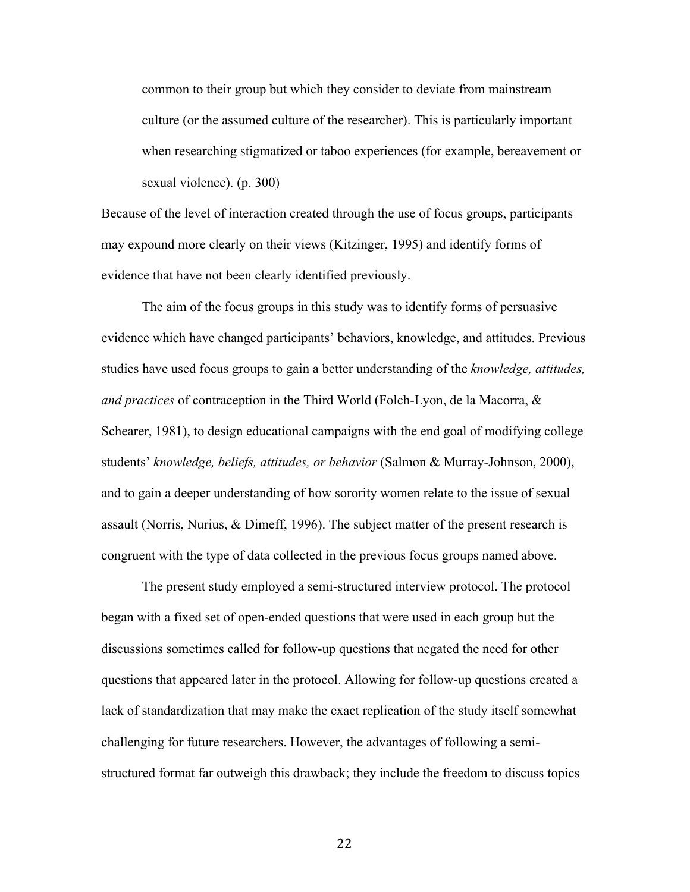> common to their group but which they consider to deviate from mainstream culture (or the assumed culture of the researcher). This is particularly important when researching stigmatized or taboo experiences (for example, bereavement or sexual violence). (p. 300)

Because of the level of interaction created through the use of focus groups, participants may expound more clearly on their views (Kitzinger, 1995) and identify forms of evidence that have not been clearly identified previously.

The aim of the focus groups in this study was to identify forms of persuasive evidence which have changed participants' behaviors, knowledge, and attitudes. Previous studies have used focus groups to gain a better understanding of the *knowledge, attitudes, and practices* of contraception in the Third World (Folch-Lyon, de la Macorra, & Schearer, 1981), to design educational campaigns with the end goal of modifying college students' *knowledge, beliefs, attitudes, or behavior* (Salmon & Murray-Johnson, 2000), and to gain a deeper understanding of how sorority women relate to the issue of sexual assault (Norris, Nurius, & Dimeff, 1996). The subject matter of the present research is congruent with the type of data collected in the previous focus groups named above.

The present study employed a semi-structured interview protocol. The protocol began with a fixed set of open-ended questions that were used in each group but the discussions sometimes called for follow-up questions that negated the need for other questions that appeared later in the protocol. Allowing for follow-up questions created a lack of standardization that may make the exact replication of the study itself somewhat challenging for future researchers. However, the advantages of following a semi-structured format far outweigh this drawback; they include the freedom to discuss topics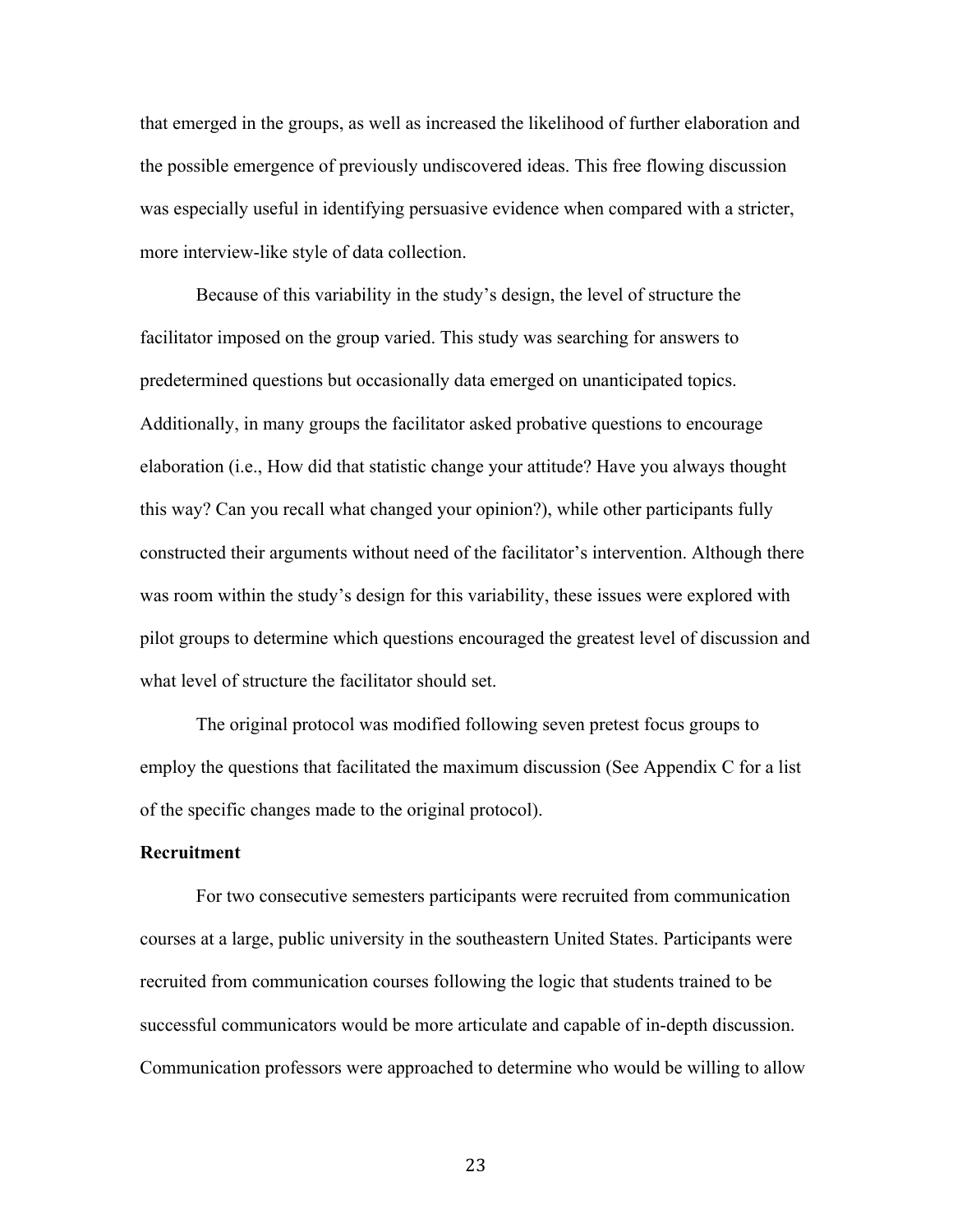that emerged in the groups, as well as increased the likelihood of further elaboration and the possible emergence of previously undiscovered ideas. This free flowing discussion was especially useful in identifying persuasive evidence when compared with a stricter, more interview-like style of data collection.

Because of this variability in the study's design, the level of structure the facilitator imposed on the group varied. This study was searching for answers to predetermined questions but occasionally data emerged on unanticipated topics. Additionally, in many groups the facilitator asked probative questions to encourage elaboration (i.e., How did that statistic change your attitude? Have you always thought this way? Can you recall what changed your opinion?), while other participants fully constructed their arguments without need of the facilitator's intervention. Although there was room within the study's design for this variability, these issues were explored with pilot groups to determine which questions encouraged the greatest level of discussion and what level of structure the facilitator should set.

The original protocol was modified following seven pretest focus groups to employ the questions that facilitated the maximum discussion (See Appendix C for a list of the specific changes made to the original protocol).

**Recruitment**

For two consecutive semesters participants were recruited from communication courses at a large, public university in the southeastern United States. Participants were recruited from communication courses following the logic that students trained to be successful communicators would be more articulate and capable of in-depth discussion. Communication professors were approached to determine who would be willing to allow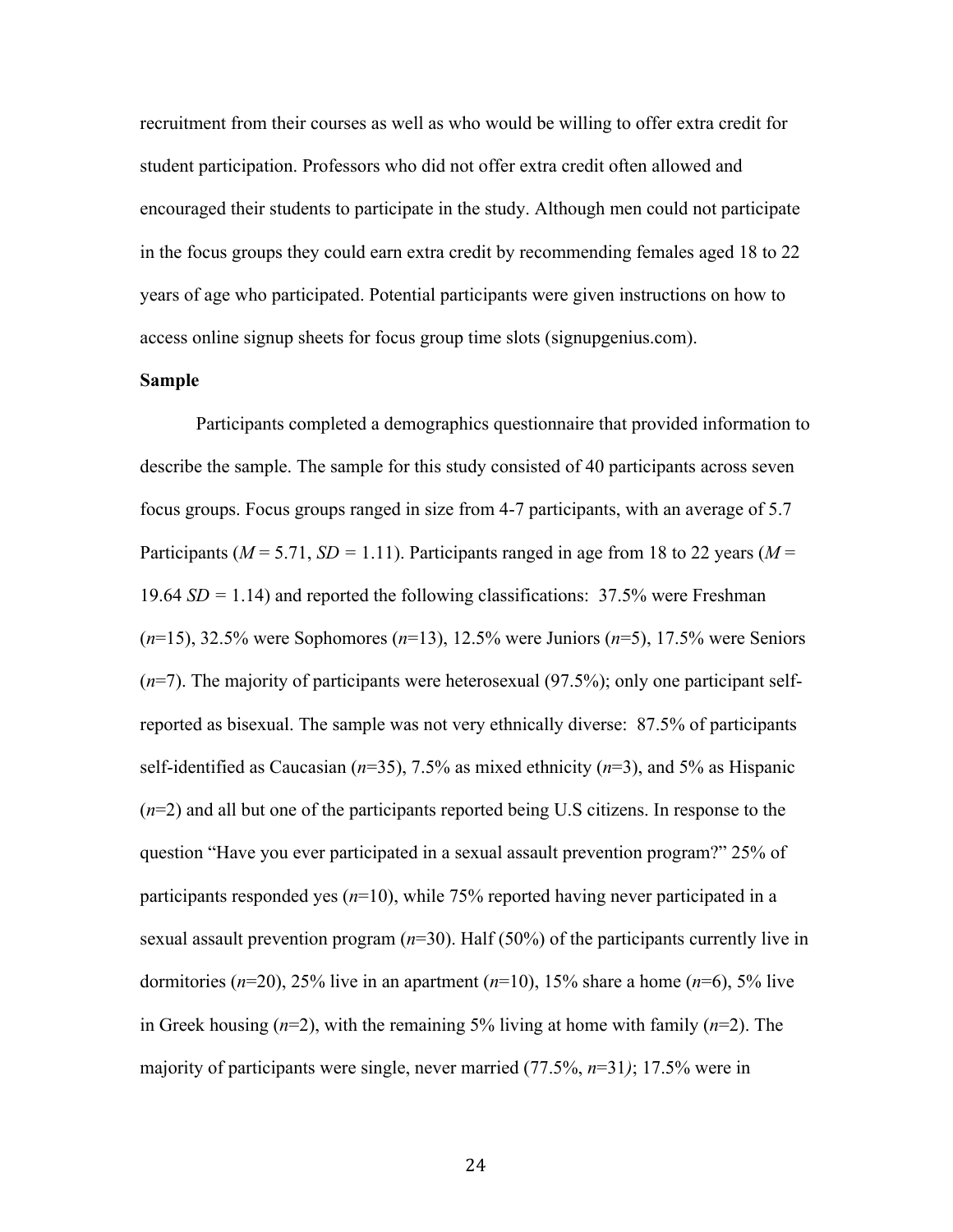recruitment from their courses as well as who would be willing to offer extra credit for student participation. Professors who did not offer extra credit often allowed and encouraged their students to participate in the study. Although men could not participate in the focus groups they could earn extra credit by recommending females aged 18 to 22 years of age who participated. Potential participants were given instructions on how to access online signup sheets for focus group time slots (signupgenius.com).

**Sample**

Participants completed a demographics questionnaire that provided information to describe the sample. The sample for this study consisted of 40 participants across seven focus groups. Focus groups ranged in size from 4-7 participants, with an average of 5.7 Participants ($M$ = 5.71, $SD$ = 1.11). Participants ranged in age from 18 to 22 years ($M$ = 19.64 $SD$ = 1.14) and reported the following classifications: 37.5% were Freshman ($n$=15), 32.5% were Sophomores ($n$=13), 12.5% were Juniors ($n$=5), 17.5% were Seniors ($n$=7). The majority of participants were heterosexual (97.5%); only one participant self-reported as bisexual. The sample was not very ethnically diverse: 87.5% of participants self-identified as Caucasian ($n$=35), 7.5% as mixed ethnicity ($n$=3), and 5% as Hispanic ($n$=2) and all but one of the participants reported being U.S citizens. In response to the question "Have you ever participated in a sexual assault prevention program?" 25% of participants responded yes ($n$=10), while 75% reported having never participated in a sexual assault prevention program ($n$=30). Half (50%) of the participants currently live in dormitories ($n$=20), 25% live in an apartment ($n$=10), 15% share a home ($n$=6), 5% live in Greek housing ($n$=2), with the remaining 5% living at home with family ($n$=2). The majority of participants were single, never married (77.5%, $n$=31); 17.5% were in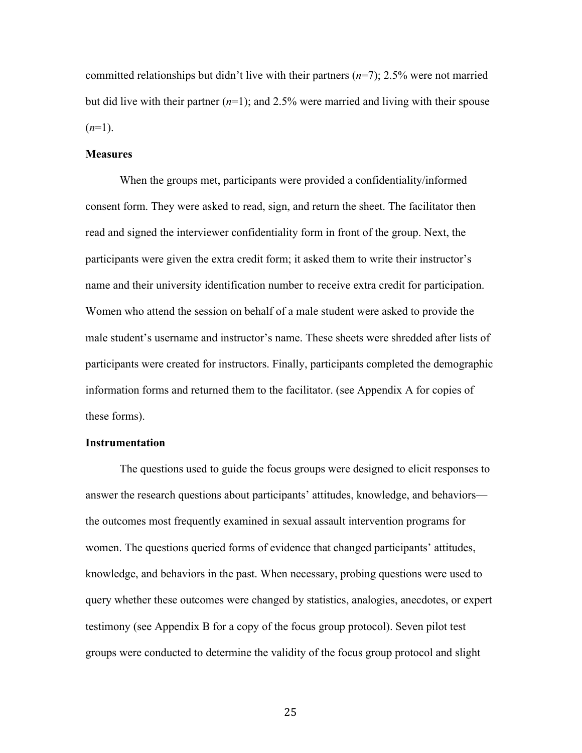committed relationships but didn't live with their partners (*n*=7); 2.5% were not married but did live with their partner (*n*=1); and 2.5% were married and living with their spouse (*n*=1).

**Measures**

When the groups met, participants were provided a confidentiality/informed consent form. They were asked to read, sign, and return the sheet. The facilitator then read and signed the interviewer confidentiality form in front of the group. Next, the participants were given the extra credit form; it asked them to write their instructor's name and their university identification number to receive extra credit for participation. Women who attend the session on behalf of a male student were asked to provide the male student's username and instructor's name. These sheets were shredded after lists of participants were created for instructors. Finally, participants completed the demographic information forms and returned them to the facilitator. (see Appendix A for copies of these forms).

**Instrumentation**

The questions used to guide the focus groups were designed to elicit responses to answer the research questions about participants' attitudes, knowledge, and behaviors—the outcomes most frequently examined in sexual assault intervention programs for women. The questions queried forms of evidence that changed participants' attitudes, knowledge, and behaviors in the past. When necessary, probing questions were used to query whether these outcomes were changed by statistics, analogies, anecdotes, or expert testimony (see Appendix B for a copy of the focus group protocol). Seven pilot test groups were conducted to determine the validity of the focus group protocol and slight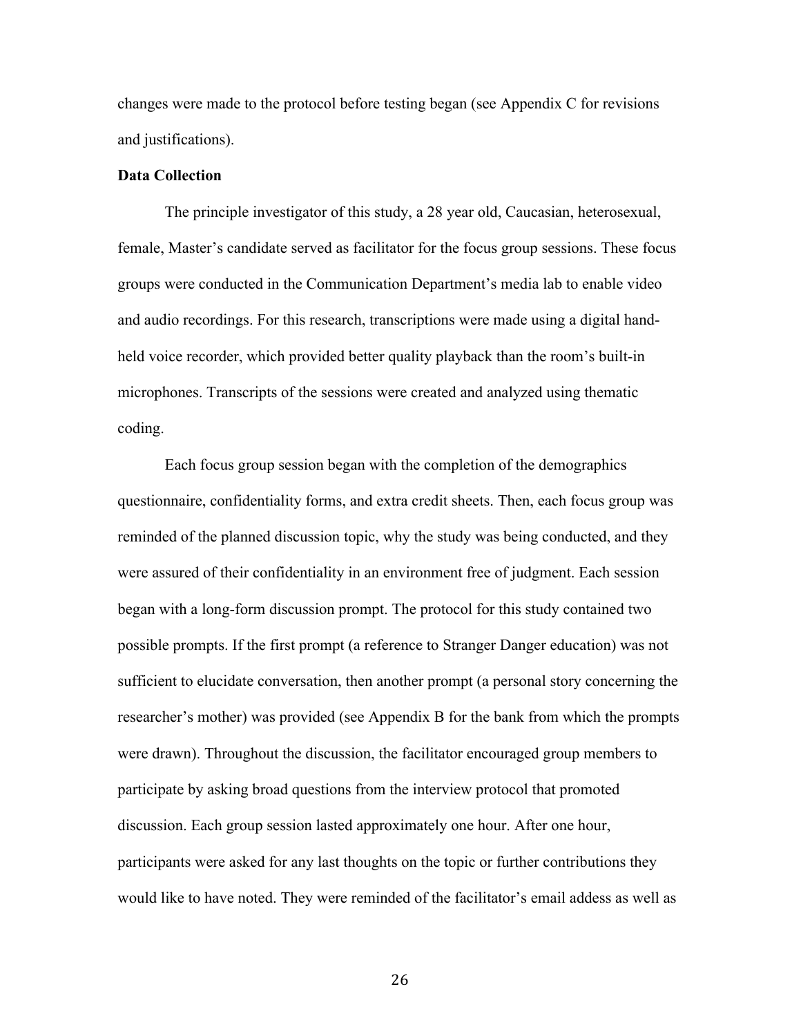changes were made to the protocol before testing began (see Appendix C for revisions and justifications).

**Data Collection**

The principle investigator of this study, a 28 year old, Caucasian, heterosexual, female, Master's candidate served as facilitator for the focus group sessions. These focus groups were conducted in the Communication Department's media lab to enable video and audio recordings. For this research, transcriptions were made using a digital hand-held voice recorder, which provided better quality playback than the room's built-in microphones. Transcripts of the sessions were created and analyzed using thematic coding.

Each focus group session began with the completion of the demographics questionnaire, confidentiality forms, and extra credit sheets. Then, each focus group was reminded of the planned discussion topic, why the study was being conducted, and they were assured of their confidentiality in an environment free of judgment. Each session began with a long-form discussion prompt. The protocol for this study contained two possible prompts. If the first prompt (a reference to Stranger Danger education) was not sufficient to elucidate conversation, then another prompt (a personal story concerning the researcher's mother) was provided (see Appendix B for the bank from which the prompts were drawn). Throughout the discussion, the facilitator encouraged group members to participate by asking broad questions from the interview protocol that promoted discussion. Each group session lasted approximately one hour. After one hour, participants were asked for any last thoughts on the topic or further contributions they would like to have noted. They were reminded of the facilitator's email addess as well as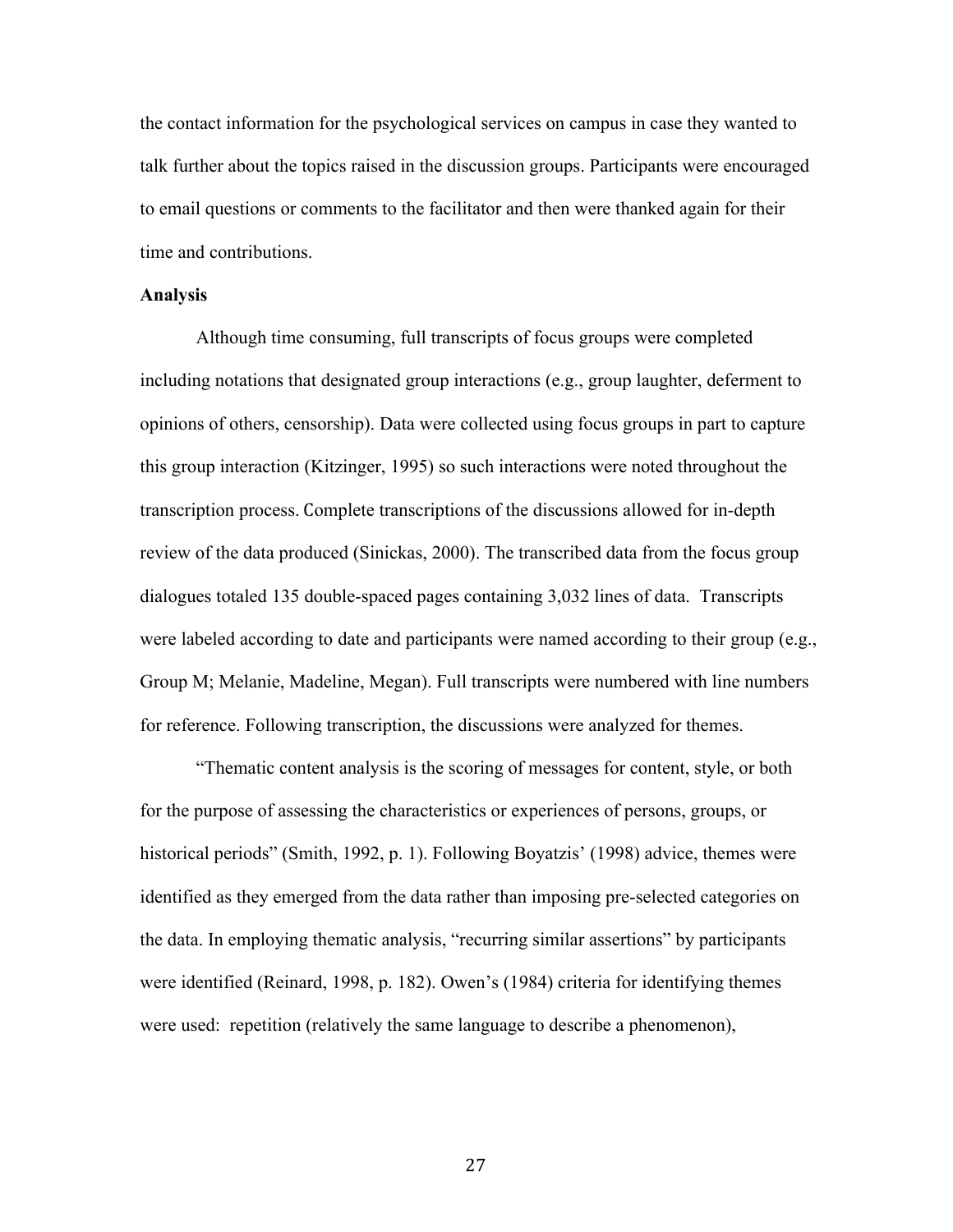the contact information for the psychological services on campus in case they wanted to talk further about the topics raised in the discussion groups. Participants were encouraged to email questions or comments to the facilitator and then were thanked again for their time and contributions.

**Analysis**

Although time consuming, full transcripts of focus groups were completed including notations that designated group interactions (e.g., group laughter, deferment to opinions of others, censorship). Data were collected using focus groups in part to capture this group interaction (Kitzinger, 1995) so such interactions were noted throughout the transcription process. Complete transcriptions of the discussions allowed for in-depth review of the data produced (Sinickas, 2000). The transcribed data from the focus group dialogues totaled 135 double-spaced pages containing 3,032 lines of data. Transcripts were labeled according to date and participants were named according to their group (e.g., Group M; Melanie, Madeline, Megan). Full transcripts were numbered with line numbers for reference. Following transcription, the discussions were analyzed for themes.

"Thematic content analysis is the scoring of messages for content, style, or both for the purpose of assessing the characteristics or experiences of persons, groups, or historical periods" (Smith, 1992, p. 1). Following Boyatzis' (1998) advice, themes were identified as they emerged from the data rather than imposing pre-selected categories on the data. In employing thematic analysis, "recurring similar assertions" by participants were identified (Reinard, 1998, p. 182). Owen's (1984) criteria for identifying themes were used: repetition (relatively the same language to describe a phenomenon),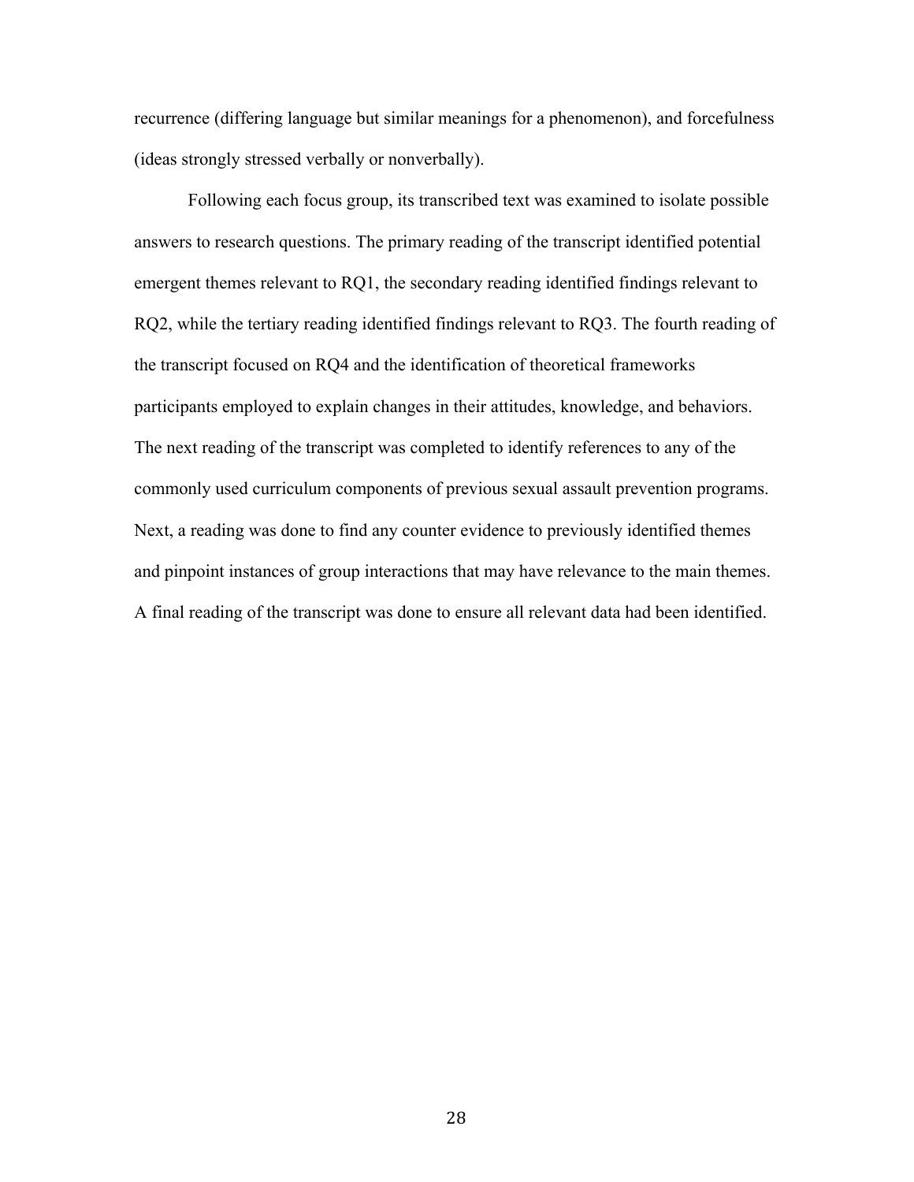recurrence (differing language but similar meanings for a phenomenon), and forcefulness (ideas strongly stressed verbally or nonverbally).

Following each focus group, its transcribed text was examined to isolate possible answers to research questions. The primary reading of the transcript identified potential emergent themes relevant to RQ1, the secondary reading identified findings relevant to RQ2, while the tertiary reading identified findings relevant to RQ3. The fourth reading of the transcript focused on RQ4 and the identification of theoretical frameworks participants employed to explain changes in their attitudes, knowledge, and behaviors. The next reading of the transcript was completed to identify references to any of the commonly used curriculum components of previous sexual assault prevention programs. Next, a reading was done to find any counter evidence to previously identified themes and pinpoint instances of group interactions that may have relevance to the main themes. A final reading of the transcript was done to ensure all relevant data had been identified.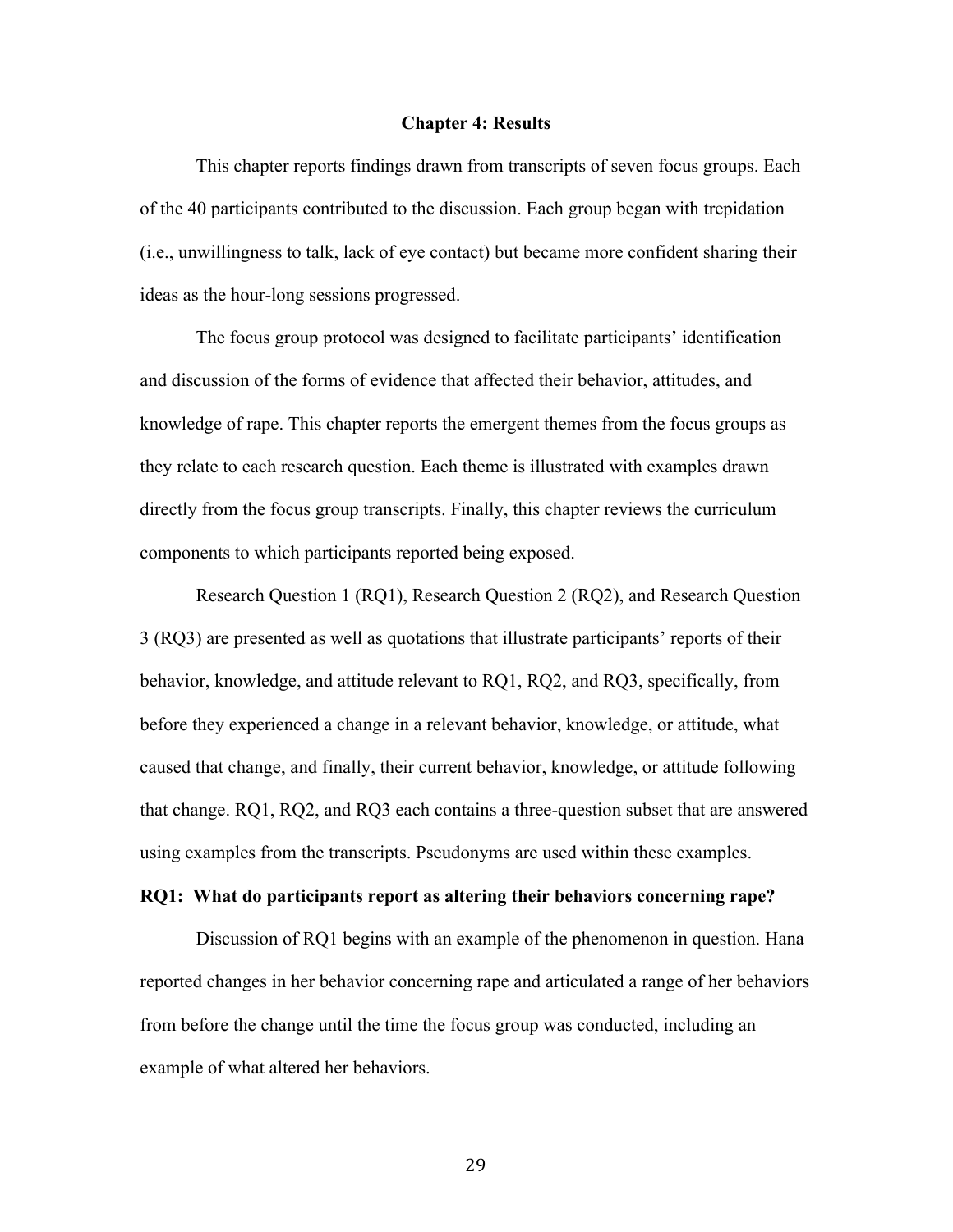# Chapter 4: Results

This chapter reports findings drawn from transcripts of seven focus groups. Each of the 40 participants contributed to the discussion. Each group began with trepidation (i.e., unwillingness to talk, lack of eye contact) but became more confident sharing their ideas as the hour-long sessions progressed.

The focus group protocol was designed to facilitate participants' identification and discussion of the forms of evidence that affected their behavior, attitudes, and knowledge of rape. This chapter reports the emergent themes from the focus groups as they relate to each research question. Each theme is illustrated with examples drawn directly from the focus group transcripts. Finally, this chapter reviews the curriculum components to which participants reported being exposed.

Research Question 1 (RQ1), Research Question 2 (RQ2), and Research Question 3 (RQ3) are presented as well as quotations that illustrate participants' reports of their behavior, knowledge, and attitude relevant to RQ1, RQ2, and RQ3, specifically, from before they experienced a change in a relevant behavior, knowledge, or attitude, what caused that change, and finally, their current behavior, knowledge, or attitude following that change. RQ1, RQ2, and RQ3 each contains a three-question subset that are answered using examples from the transcripts. Pseudonyms are used within these examples.

**RQ1: What do participants report as altering their behaviors concerning rape?**

Discussion of RQ1 begins with an example of the phenomenon in question. Hana reported changes in her behavior concerning rape and articulated a range of her behaviors from before the change until the time the focus group was conducted, including an example of what altered her behaviors.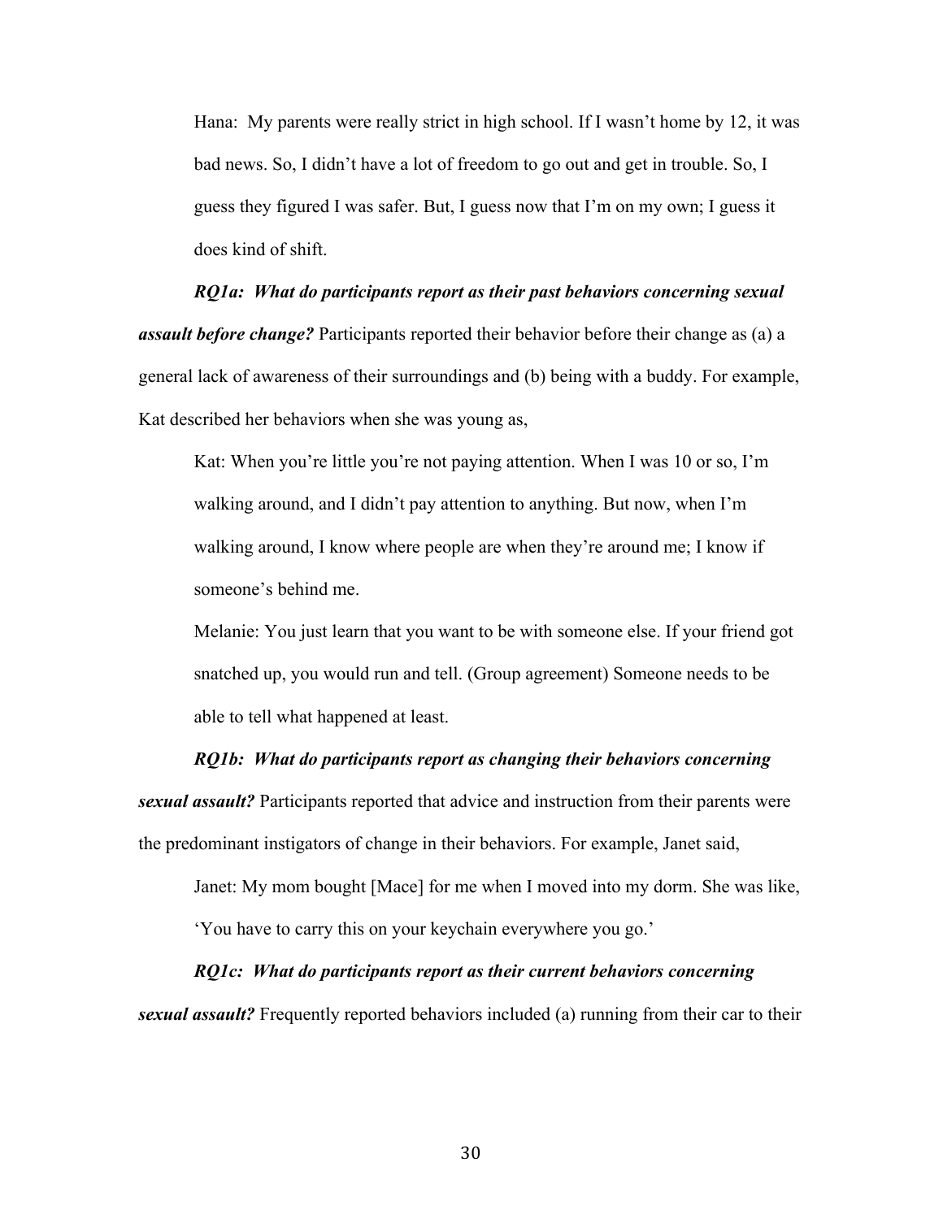Hana: My parents were really strict in high school. If I wasn't home by 12, it was bad news. So, I didn't have a lot of freedom to go out and get in trouble. So, I guess they figured I was safer. But, I guess now that I'm on my own; I guess it does kind of shift.

***RQ1a: What do participants report as their past behaviors concerning sexual assault before change?*** Participants reported their behavior before their change as (a) a general lack of awareness of their surroundings and (b) being with a buddy. For example, Kat described her behaviors when she was young as,

Kat: When you're little you're not paying attention. When I was 10 or so, I'm walking around, and I didn't pay attention to anything. But now, when I'm walking around, I know where people are when they're around me; I know if someone's behind me.

Melanie: You just learn that you want to be with someone else. If your friend got snatched up, you would run and tell. (Group agreement) Someone needs to be able to tell what happened at least.

***RQ1b: What do participants report as changing their behaviors concerning sexual assault?*** Participants reported that advice and instruction from their parents were the predominant instigators of change in their behaviors. For example, Janet said,

Janet: My mom bought [Mace] for me when I moved into my dorm. She was like, 'You have to carry this on your keychain everywhere you go.'

***RQ1c: What do participants report as their current behaviors concerning sexual assault?*** Frequently reported behaviors included (a) running from their car to their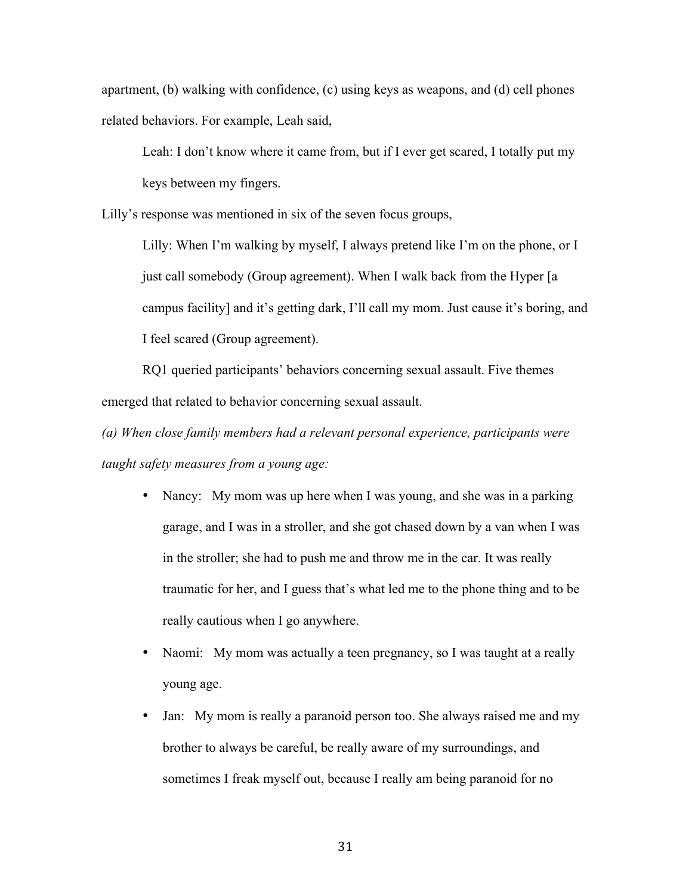apartment, (b) walking with confidence, (c) using keys as weapons, and (d) cell phones related behaviors. For example, Leah said,

> Leah: I don't know where it came from, but if I ever get scared, I totally put my keys between my fingers.

Lilly's response was mentioned in six of the seven focus groups,

> Lilly: When I'm walking by myself, I always pretend like I'm on the phone, or I just call somebody (Group agreement). When I walk back from the Hyper [a campus facility] and it's getting dark, I'll call my mom. Just cause it's boring, and I feel scared (Group agreement).

RQ1 queried participants' behaviors concerning sexual assault. Five themes emerged that related to behavior concerning sexual assault.

*(a) When close family members had a relevant personal experience, participants were taught safety measures from a young age:*

- Nancy: My mom was up here when I was young, and she was in a parking garage, and I was in a stroller, and she got chased down by a van when I was in the stroller; she had to push me and throw me in the car. It was really traumatic for her, and I guess that's what led me to the phone thing and to be really cautious when I go anywhere.
- Naomi: My mom was actually a teen pregnancy, so I was taught at a really young age.
- Jan: My mom is really a paranoid person too. She always raised me and my brother to always be careful, be really aware of my surroundings, and sometimes I freak myself out, because I really am being paranoid for no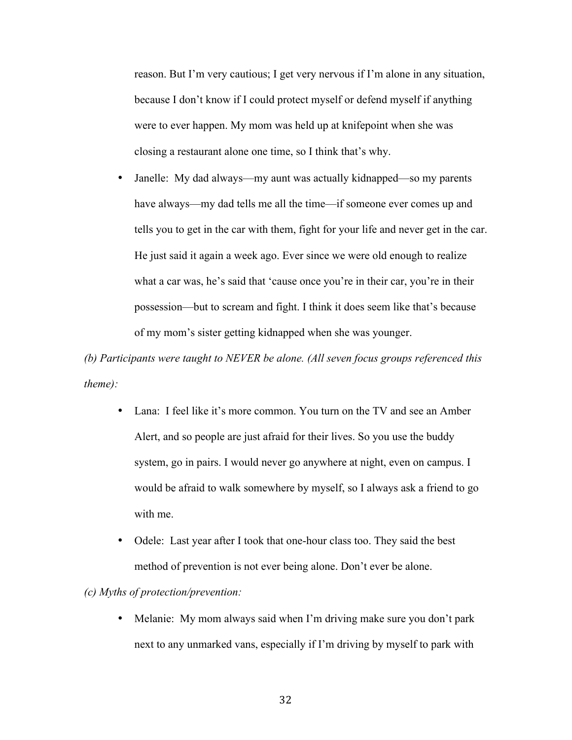reason. But I'm very cautious; I get very nervous if I'm alone in any situation, because I don't know if I could protect myself or defend myself if anything were to ever happen. My mom was held up at knifepoint when she was closing a restaurant alone one time, so I think that's why.

- Janelle: My dad always—my aunt was actually kidnapped—so my parents have always—my dad tells me all the time—if someone ever comes up and tells you to get in the car with them, fight for your life and never get in the car. He just said it again a week ago. Ever since we were old enough to realize what a car was, he's said that 'cause once you're in their car, you're in their possession—but to scream and fight. I think it does seem like that's because of my mom's sister getting kidnapped when she was younger.

*(b) Participants were taught to NEVER be alone. (All seven focus groups referenced this theme):*

- Lana: I feel like it's more common. You turn on the TV and see an Amber Alert, and so people are just afraid for their lives. So you use the buddy system, go in pairs. I would never go anywhere at night, even on campus. I would be afraid to walk somewhere by myself, so I always ask a friend to go with me.
- Odele: Last year after I took that one-hour class too. They said the best method of prevention is not ever being alone. Don't ever be alone.

*(c) Myths of protection/prevention:*

- Melanie: My mom always said when I'm driving make sure you don't park next to any unmarked vans, especially if I'm driving by myself to park with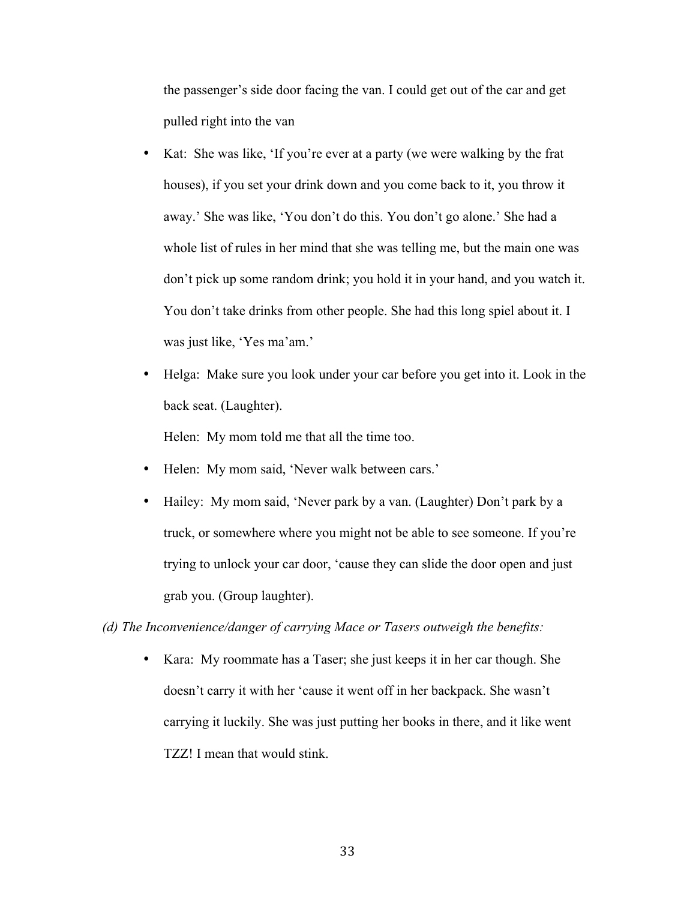the passenger's side door facing the van. I could get out of the car and get pulled right into the van

- Kat: She was like, 'If you're ever at a party (we were walking by the frat houses), if you set your drink down and you come back to it, you throw it away.' She was like, 'You don't do this. You don't go alone.' She had a whole list of rules in her mind that she was telling me, but the main one was don't pick up some random drink; you hold it in your hand, and you watch it. You don't take drinks from other people. She had this long spiel about it. I was just like, 'Yes ma'am.'
- Helga: Make sure you look under your car before you get into it. Look in the back seat. (Laughter).

  Helen: My mom told me that all the time too.
- Helen: My mom said, 'Never walk between cars.'
- Hailey: My mom said, 'Never park by a van. (Laughter) Don't park by a truck, or somewhere where you might not be able to see someone. If you're trying to unlock your car door, 'cause they can slide the door open and just grab you. (Group laughter).

*(d) The Inconvenience/danger of carrying Mace or Tasers outweigh the benefits:*

- Kara: My roommate has a Taser; she just keeps it in her car though. She doesn't carry it with her 'cause it went off in her backpack. She wasn't carrying it luckily. She was just putting her books in there, and it like went TZZ! I mean that would stink.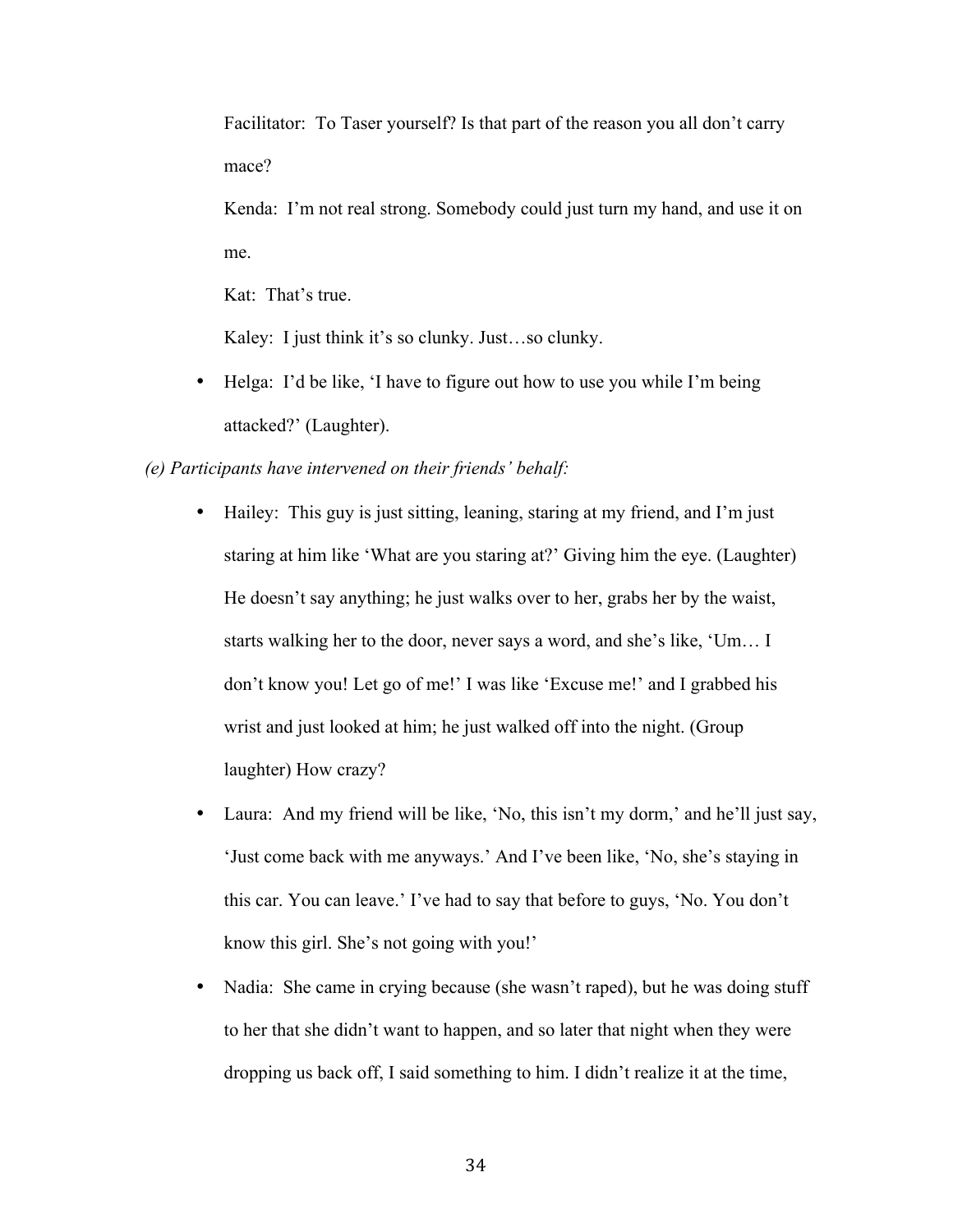Facilitator: To Taser yourself? Is that part of the reason you all don't carry mace?

Kenda: I'm not real strong. Somebody could just turn my hand, and use it on me.

Kat: That's true.

Kaley: I just think it's so clunky. Just…so clunky.

- Helga: I'd be like, 'I have to figure out how to use you while I'm being attacked?' (Laughter).

*(e) Participants have intervened on their friends' behalf:*

- Hailey: This guy is just sitting, leaning, staring at my friend, and I'm just staring at him like 'What are you staring at?' Giving him the eye. (Laughter) He doesn't say anything; he just walks over to her, grabs her by the waist, starts walking her to the door, never says a word, and she's like, 'Um… I don't know you! Let go of me!' I was like 'Excuse me!' and I grabbed his wrist and just looked at him; he just walked off into the night. (Group laughter) How crazy?
- Laura: And my friend will be like, 'No, this isn't my dorm,' and he'll just say, 'Just come back with me anyways.' And I've been like, 'No, she's staying in this car. You can leave.' I've had to say that before to guys, 'No. You don't know this girl. She's not going with you!'
- Nadia: She came in crying because (she wasn't raped), but he was doing stuff to her that she didn't want to happen, and so later that night when they were dropping us back off, I said something to him. I didn't realize it at the time,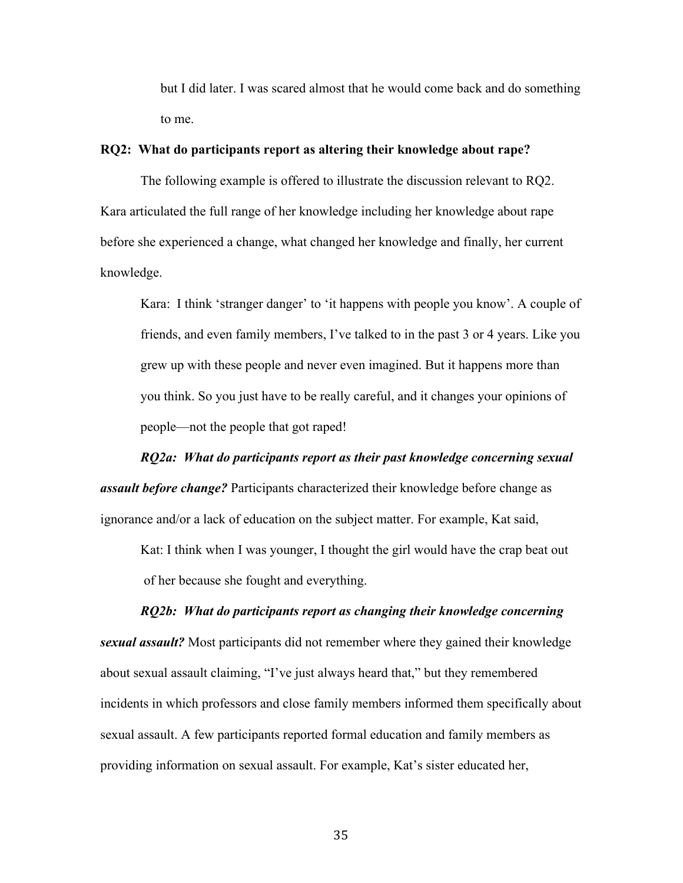> but I did later. I was scared almost that he would come back and do something to me.

**RQ2: What do participants report as altering their knowledge about rape?**

The following example is offered to illustrate the discussion relevant to RQ2. Kara articulated the full range of her knowledge including her knowledge about rape before she experienced a change, what changed her knowledge and finally, her current knowledge.

> Kara: I think 'stranger danger' to 'it happens with people you know'. A couple of friends, and even family members, I've talked to in the past 3 or 4 years. Like you grew up with these people and never even imagined. But it happens more than you think. So you just have to be really careful, and it changes your opinions of people—not the people that got raped!

***RQ2a: What do participants report as their past knowledge concerning sexual assault before change?*** Participants characterized their knowledge before change as ignorance and/or a lack of education on the subject matter. For example, Kat said,

> Kat: I think when I was younger, I thought the girl would have the crap beat out of her because she fought and everything.

***RQ2b: What do participants report as changing their knowledge concerning sexual assault?*** Most participants did not remember where they gained their knowledge about sexual assault claiming, "I've just always heard that," but they remembered incidents in which professors and close family members informed them specifically about sexual assault. A few participants reported formal education and family members as providing information on sexual assault. For example, Kat's sister educated her,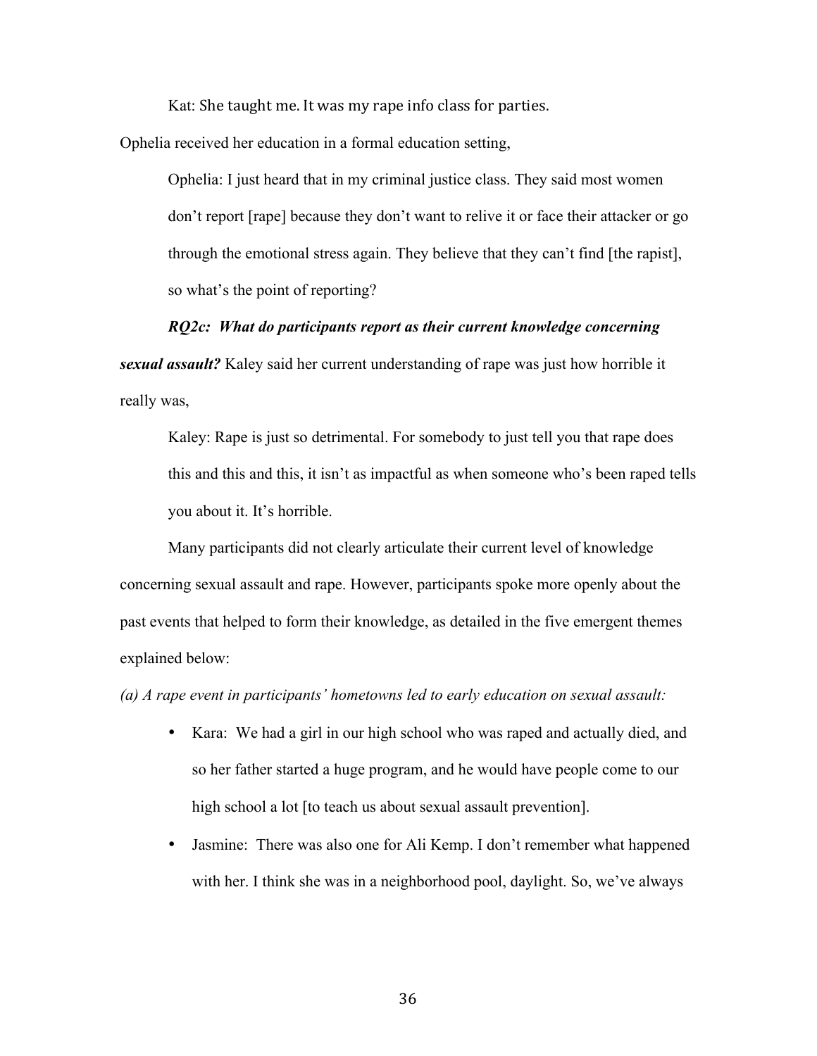Kat: She taught me. It was my rape info class for parties.

Ophelia received her education in a formal education setting,

> Ophelia: I just heard that in my criminal justice class. They said most women don't report [rape] because they don't want to relive it or face their attacker or go through the emotional stress again. They believe that they can't find [the rapist], so what's the point of reporting?

***RQ2c: What do participants report as their current knowledge concerning sexual assault?*** Kaley said her current understanding of rape was just how horrible it really was,

> Kaley: Rape is just so detrimental. For somebody to just tell you that rape does this and this and this, it isn't as impactful as when someone who's been raped tells you about it. It's horrible.

Many participants did not clearly articulate their current level of knowledge concerning sexual assault and rape. However, participants spoke more openly about the past events that helped to form their knowledge, as detailed in the five emergent themes explained below:

*(a) A rape event in participants' hometowns led to early education on sexual assault:*

- Kara: We had a girl in our high school who was raped and actually died, and so her father started a huge program, and he would have people come to our high school a lot [to teach us about sexual assault prevention].
- Jasmine: There was also one for Ali Kemp. I don't remember what happened with her. I think she was in a neighborhood pool, daylight. So, we've always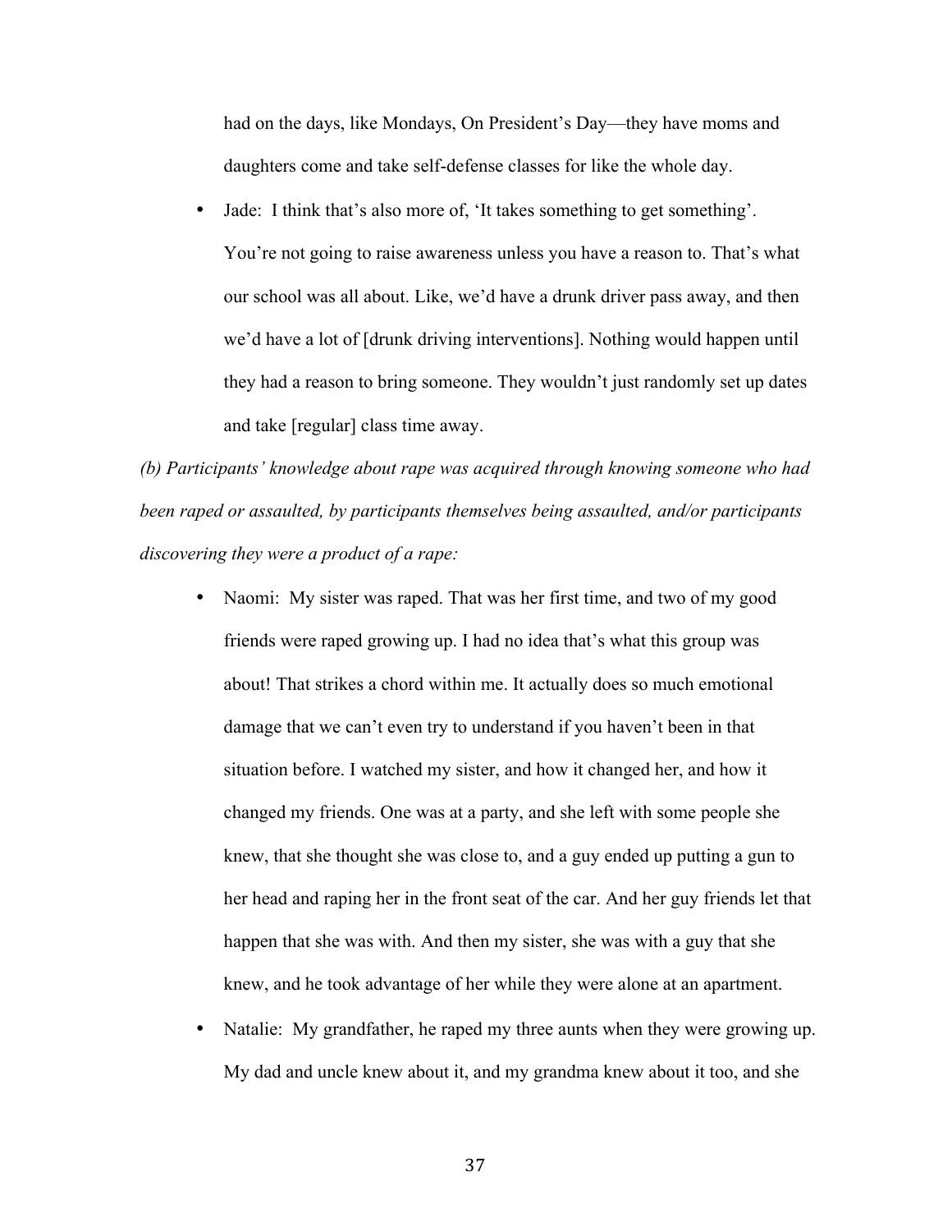had on the days, like Mondays, On President's Day—they have moms and daughters come and take self-defense classes for like the whole day.

- Jade: I think that's also more of, 'It takes something to get something'. You're not going to raise awareness unless you have a reason to. That's what our school was all about. Like, we'd have a drunk driver pass away, and then we'd have a lot of [drunk driving interventions]. Nothing would happen until they had a reason to bring someone. They wouldn't just randomly set up dates and take [regular] class time away.

*(b) Participants' knowledge about rape was acquired through knowing someone who had been raped or assaulted, by participants themselves being assaulted, and/or participants discovering they were a product of a rape:*

- Naomi: My sister was raped. That was her first time, and two of my good friends were raped growing up. I had no idea that's what this group was about! That strikes a chord within me. It actually does so much emotional damage that we can't even try to understand if you haven't been in that situation before. I watched my sister, and how it changed her, and how it changed my friends. One was at a party, and she left with some people she knew, that she thought she was close to, and a guy ended up putting a gun to her head and raping her in the front seat of the car. And her guy friends let that happen that she was with. And then my sister, she was with a guy that she knew, and he took advantage of her while they were alone at an apartment.
- Natalie: My grandfather, he raped my three aunts when they were growing up. My dad and uncle knew about it, and my grandma knew about it too, and she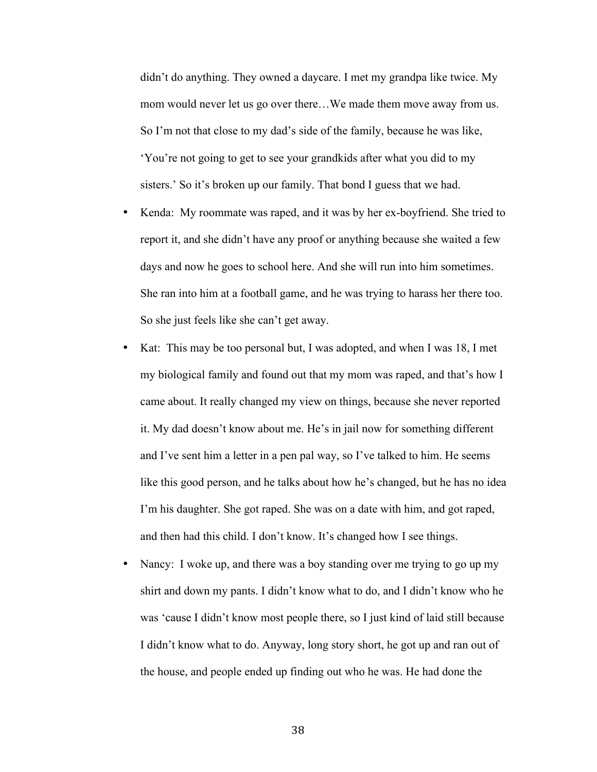didn't do anything. They owned a daycare. I met my grandpa like twice. My mom would never let us go over there…We made them move away from us. So I'm not that close to my dad's side of the family, because he was like, 'You're not going to get to see your grandkids after what you did to my sisters.' So it's broken up our family. That bond I guess that we had.

- Kenda: My roommate was raped, and it was by her ex-boyfriend. She tried to report it, and she didn't have any proof or anything because she waited a few days and now he goes to school here. And she will run into him sometimes. She ran into him at a football game, and he was trying to harass her there too. So she just feels like she can't get away.
- Kat: This may be too personal but, I was adopted, and when I was 18, I met my biological family and found out that my mom was raped, and that's how I came about. It really changed my view on things, because she never reported it. My dad doesn't know about me. He's in jail now for something different and I've sent him a letter in a pen pal way, so I've talked to him. He seems like this good person, and he talks about how he's changed, but he has no idea I'm his daughter. She got raped. She was on a date with him, and got raped, and then had this child. I don't know. It's changed how I see things.
- Nancy: I woke up, and there was a boy standing over me trying to go up my shirt and down my pants. I didn't know what to do, and I didn't know who he was 'cause I didn't know most people there, so I just kind of laid still because I didn't know what to do. Anyway, long story short, he got up and ran out of the house, and people ended up finding out who he was. He had done the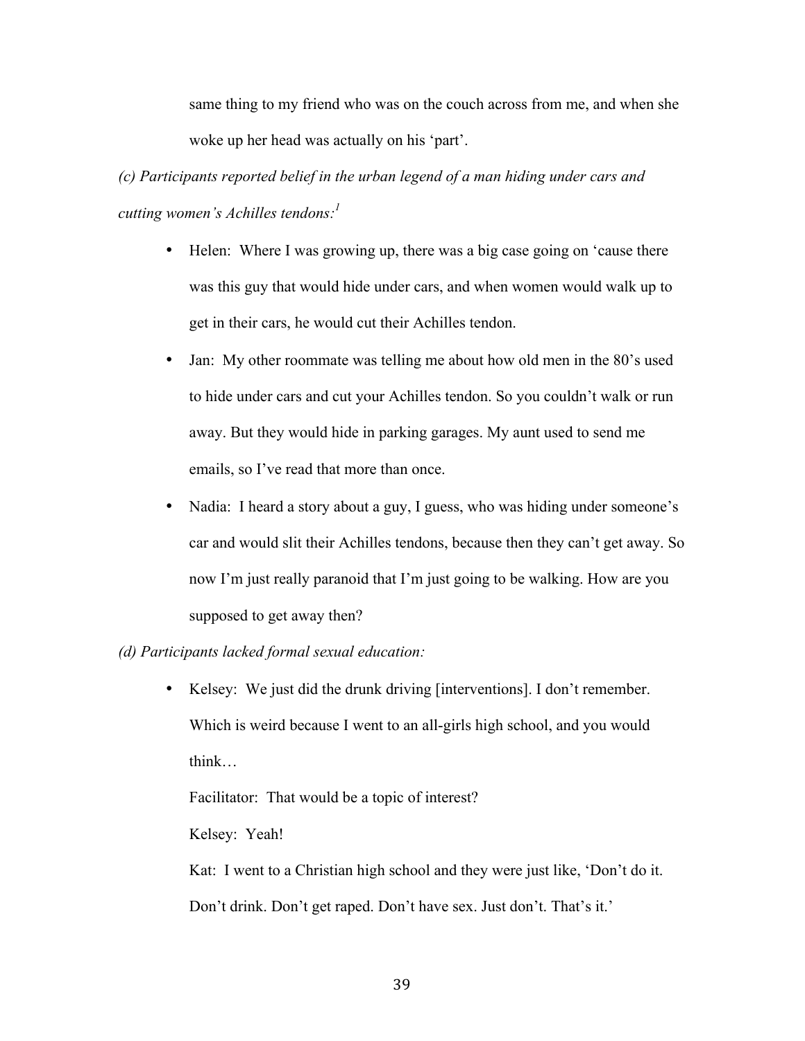same thing to my friend who was on the couch across from me, and when she woke up her head was actually on his 'part'.

*(c) Participants reported belief in the urban legend of a man hiding under cars and cutting women's Achilles tendons:*[1]

- Helen: Where I was growing up, there was a big case going on 'cause there was this guy that would hide under cars, and when women would walk up to get in their cars, he would cut their Achilles tendon.
- Jan: My other roommate was telling me about how old men in the 80's used to hide under cars and cut your Achilles tendon. So you couldn't walk or run away. But they would hide in parking garages. My aunt used to send me emails, so I've read that more than once.
- Nadia: I heard a story about a guy, I guess, who was hiding under someone's car and would slit their Achilles tendons, because then they can't get away. So now I'm just really paranoid that I'm just going to be walking. How are you supposed to get away then?

*(d) Participants lacked formal sexual education:*

- Kelsey: We just did the drunk driving [interventions]. I don't remember. Which is weird because I went to an all-girls high school, and you would think…

  Facilitator: That would be a topic of interest?

  Kelsey: Yeah!

  Kat: I went to a Christian high school and they were just like, 'Don't do it. Don't drink. Don't get raped. Don't have sex. Just don't. That's it.'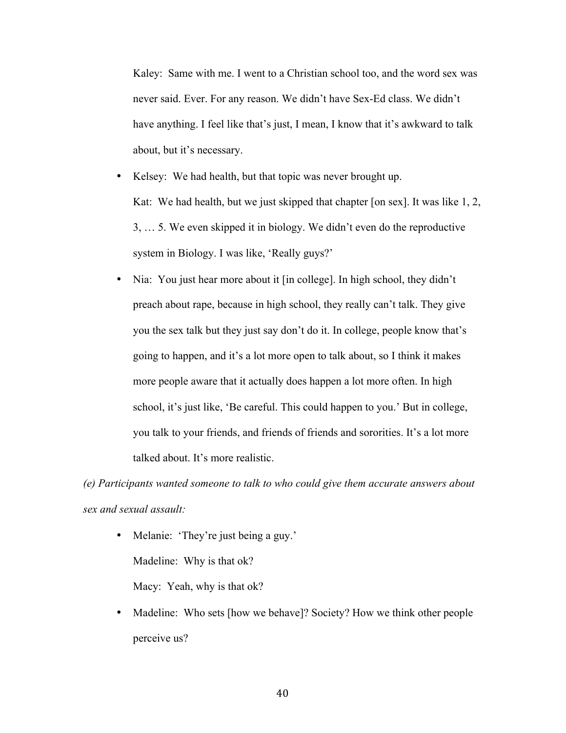Kaley: Same with me. I went to a Christian school too, and the word sex was never said. Ever. For any reason. We didn't have Sex-Ed class. We didn't have anything. I feel like that's just, I mean, I know that it's awkward to talk about, but it's necessary.

- Kelsey: We had health, but that topic was never brought up.

  Kat: We had health, but we just skipped that chapter [on sex]. It was like 1, 2, 3, … 5. We even skipped it in biology. We didn't even do the reproductive system in Biology. I was like, 'Really guys?'

- Nia: You just hear more about it [in college]. In high school, they didn't preach about rape, because in high school, they really can't talk. They give you the sex talk but they just say don't do it. In college, people know that's going to happen, and it's a lot more open to talk about, so I think it makes more people aware that it actually does happen a lot more often. In high school, it's just like, 'Be careful. This could happen to you.' But in college, you talk to your friends, and friends of friends and sororities. It's a lot more talked about. It's more realistic.

*(e) Participants wanted someone to talk to who could give them accurate answers about sex and sexual assault:*

- Melanie: 'They're just being a guy.'

  Madeline: Why is that ok?

  Macy: Yeah, why is that ok?

- Madeline: Who sets [how we behave]? Society? How we think other people perceive us?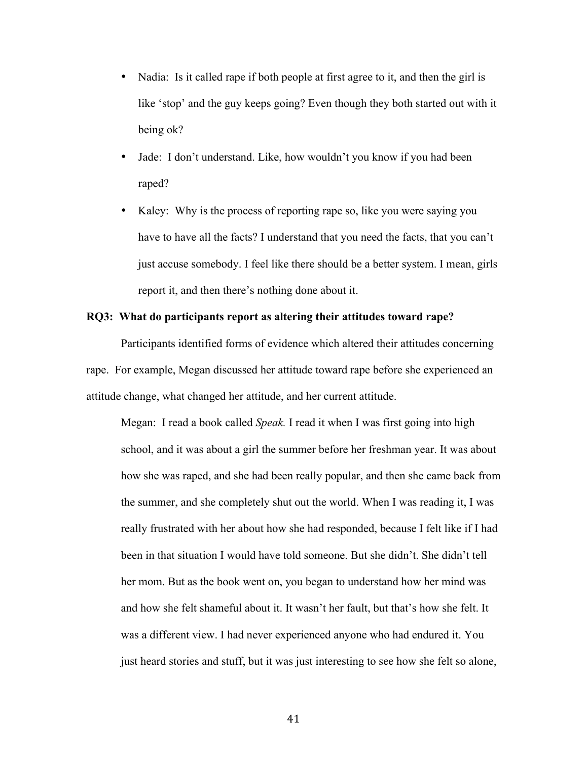- Nadia: Is it called rape if both people at first agree to it, and then the girl is like 'stop' and the guy keeps going? Even though they both started out with it being ok?
- Jade: I don't understand. Like, how wouldn't you know if you had been raped?
- Kaley: Why is the process of reporting rape so, like you were saying you have to have all the facts? I understand that you need the facts, that you can't just accuse somebody. I feel like there should be a better system. I mean, girls report it, and then there's nothing done about it.

**RQ3: What do participants report as altering their attitudes toward rape?**

Participants identified forms of evidence which altered their attitudes concerning rape. For example, Megan discussed her attitude toward rape before she experienced an attitude change, what changed her attitude, and her current attitude.

> Megan: I read a book called *Speak.* I read it when I was first going into high school, and it was about a girl the summer before her freshman year. It was about how she was raped, and she had been really popular, and then she came back from the summer, and she completely shut out the world. When I was reading it, I was really frustrated with her about how she had responded, because I felt like if I had been in that situation I would have told someone. But she didn't. She didn't tell her mom. But as the book went on, you began to understand how her mind was and how she felt shameful about it. It wasn't her fault, but that's how she felt. It was a different view. I had never experienced anyone who had endured it. You just heard stories and stuff, but it was just interesting to see how she felt so alone,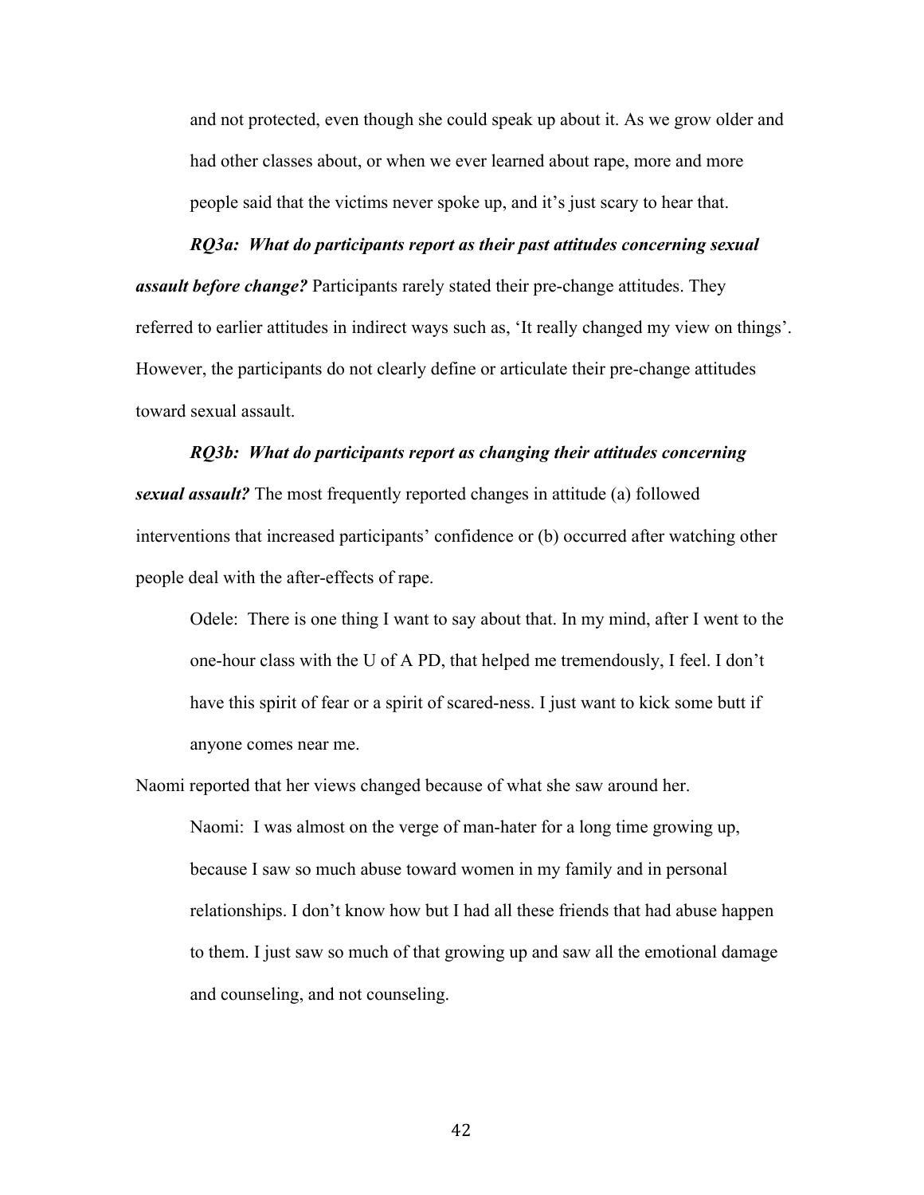and not protected, even though she could speak up about it. As we grow older and had other classes about, or when we ever learned about rape, more and more people said that the victims never spoke up, and it's just scary to hear that.

***RQ3a: What do participants report as their past attitudes concerning sexual assault before change?*** Participants rarely stated their pre-change attitudes. They referred to earlier attitudes in indirect ways such as, 'It really changed my view on things'. However, the participants do not clearly define or articulate their pre-change attitudes toward sexual assault.

***RQ3b: What do participants report as changing their attitudes concerning sexual assault?*** The most frequently reported changes in attitude (a) followed interventions that increased participants' confidence or (b) occurred after watching other people deal with the after-effects of rape.

> Odele: There is one thing I want to say about that. In my mind, after I went to the one-hour class with the U of A PD, that helped me tremendously, I feel. I don't have this spirit of fear or a spirit of scared-ness. I just want to kick some butt if anyone comes near me.

Naomi reported that her views changed because of what she saw around her.

> Naomi: I was almost on the verge of man-hater for a long time growing up, because I saw so much abuse toward women in my family and in personal relationships. I don't know how but I had all these friends that had abuse happen to them. I just saw so much of that growing up and saw all the emotional damage and counseling, and not counseling.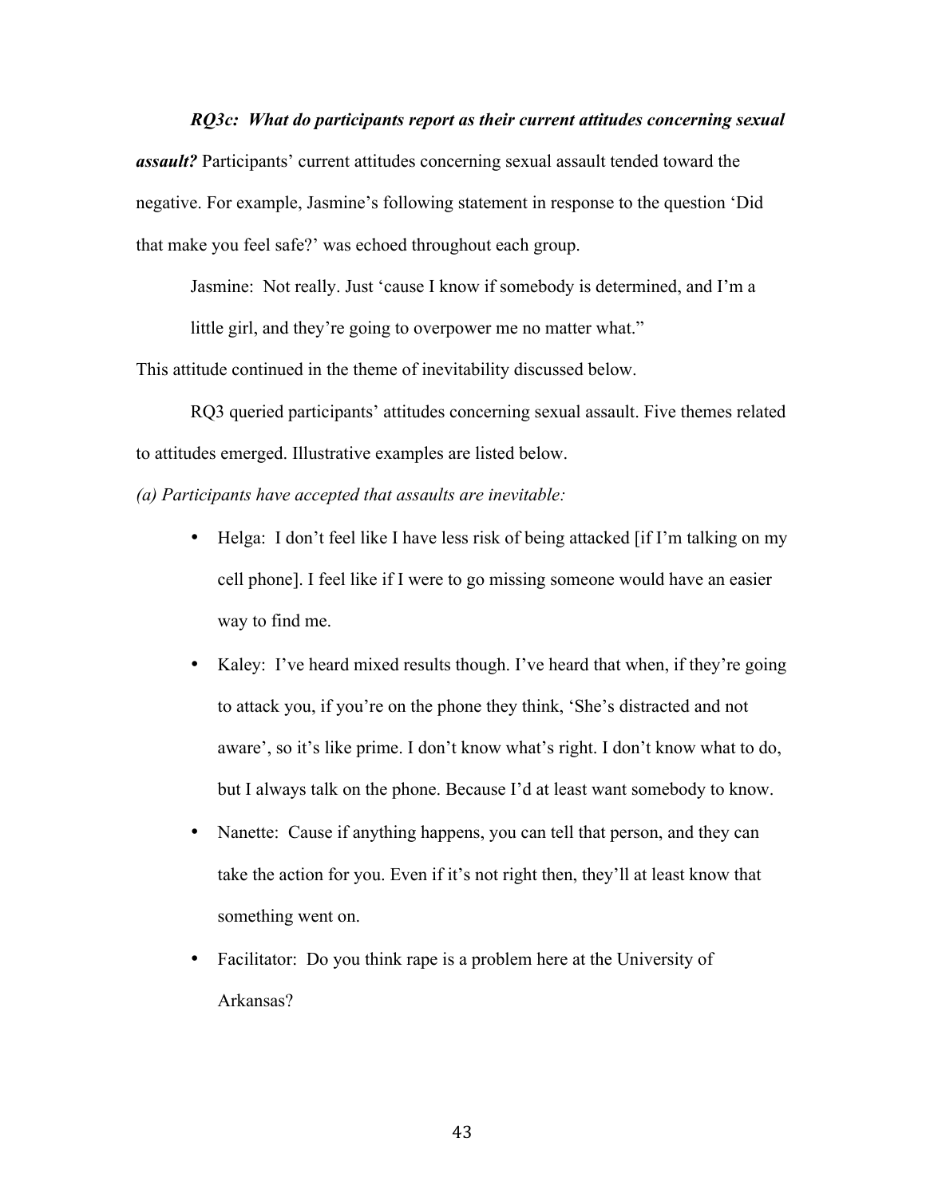***RQ3c: What do participants report as their current attitudes concerning sexual assault?*** Participants' current attitudes concerning sexual assault tended toward the negative. For example, Jasmine's following statement in response to the question 'Did that make you feel safe?' was echoed throughout each group.

> Jasmine: Not really. Just 'cause I know if somebody is determined, and I'm a little girl, and they're going to overpower me no matter what."

This attitude continued in the theme of inevitability discussed below.

RQ3 queried participants' attitudes concerning sexual assault. Five themes related to attitudes emerged. Illustrative examples are listed below.

*(a) Participants have accepted that assaults are inevitable:*

- Helga: I don't feel like I have less risk of being attacked [if I'm talking on my cell phone]. I feel like if I were to go missing someone would have an easier way to find me.
- Kaley: I've heard mixed results though. I've heard that when, if they're going to attack you, if you're on the phone they think, 'She's distracted and not aware', so it's like prime. I don't know what's right. I don't know what to do, but I always talk on the phone. Because I'd at least want somebody to know.
- Nanette: Cause if anything happens, you can tell that person, and they can take the action for you. Even if it's not right then, they'll at least know that something went on.
- Facilitator: Do you think rape is a problem here at the University of Arkansas?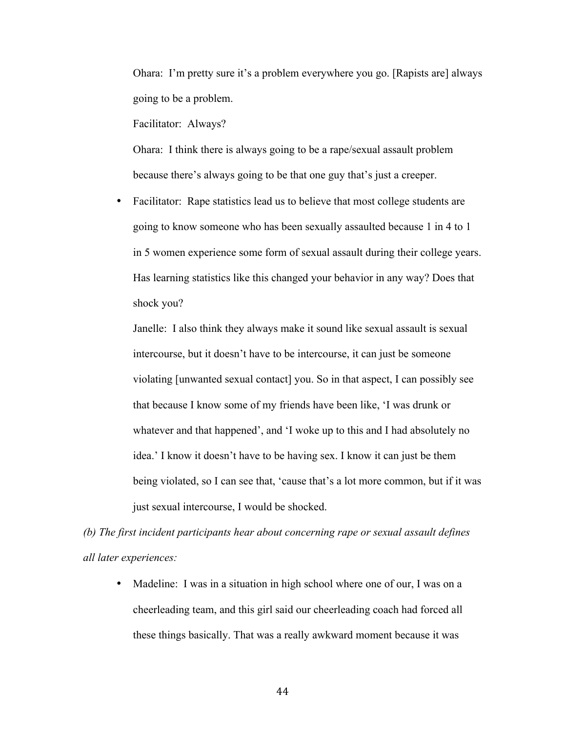Ohara: I'm pretty sure it's a problem everywhere you go. [Rapists are] always going to be a problem.

Facilitator: Always?

Ohara: I think there is always going to be a rape/sexual assault problem because there's always going to be that one guy that's just a creeper.

- Facilitator: Rape statistics lead us to believe that most college students are going to know someone who has been sexually assaulted because 1 in 4 to 1 in 5 women experience some form of sexual assault during their college years. Has learning statistics like this changed your behavior in any way? Does that shock you?

  Janelle: I also think they always make it sound like sexual assault is sexual intercourse, but it doesn't have to be intercourse, it can just be someone violating [unwanted sexual contact] you. So in that aspect, I can possibly see that because I know some of my friends have been like, 'I was drunk or whatever and that happened', and 'I woke up to this and I had absolutely no idea.' I know it doesn't have to be having sex. I know it can just be them being violated, so I can see that, 'cause that's a lot more common, but if it was just sexual intercourse, I would be shocked.

*(b) The first incident participants hear about concerning rape or sexual assault defines all later experiences:*

- Madeline: I was in a situation in high school where one of our, I was on a cheerleading team, and this girl said our cheerleading coach had forced all these things basically. That was a really awkward moment because it was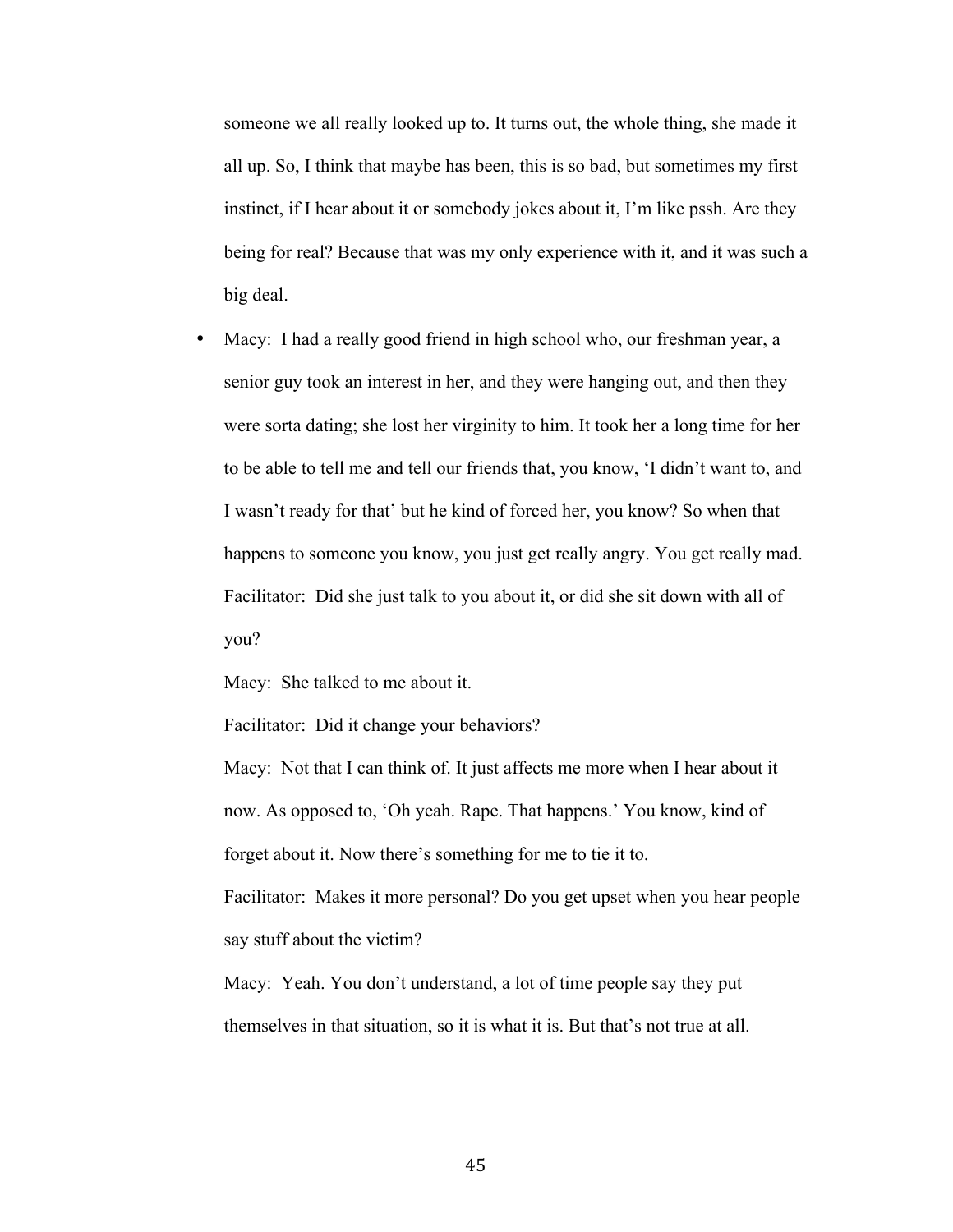someone we all really looked up to. It turns out, the whole thing, she made it all up. So, I think that maybe has been, this is so bad, but sometimes my first instinct, if I hear about it or somebody jokes about it, I'm like pssh. Are they being for real? Because that was my only experience with it, and it was such a big deal.

- Macy: I had a really good friend in high school who, our freshman year, a senior guy took an interest in her, and they were hanging out, and then they were sorta dating; she lost her virginity to him. It took her a long time for her to be able to tell me and tell our friends that, you know, 'I didn't want to, and I wasn't ready for that' but he kind of forced her, you know? So when that happens to someone you know, you just get really angry. You get really mad.

  Facilitator: Did she just talk to you about it, or did she sit down with all of you?

  Macy: She talked to me about it.

  Facilitator: Did it change your behaviors?

  Macy: Not that I can think of. It just affects me more when I hear about it now. As opposed to, 'Oh yeah. Rape. That happens.' You know, kind of forget about it. Now there's something for me to tie it to.

  Facilitator: Makes it more personal? Do you get upset when you hear people say stuff about the victim?

  Macy: Yeah. You don't understand, a lot of time people say they put themselves in that situation, so it is what it is. But that's not true at all.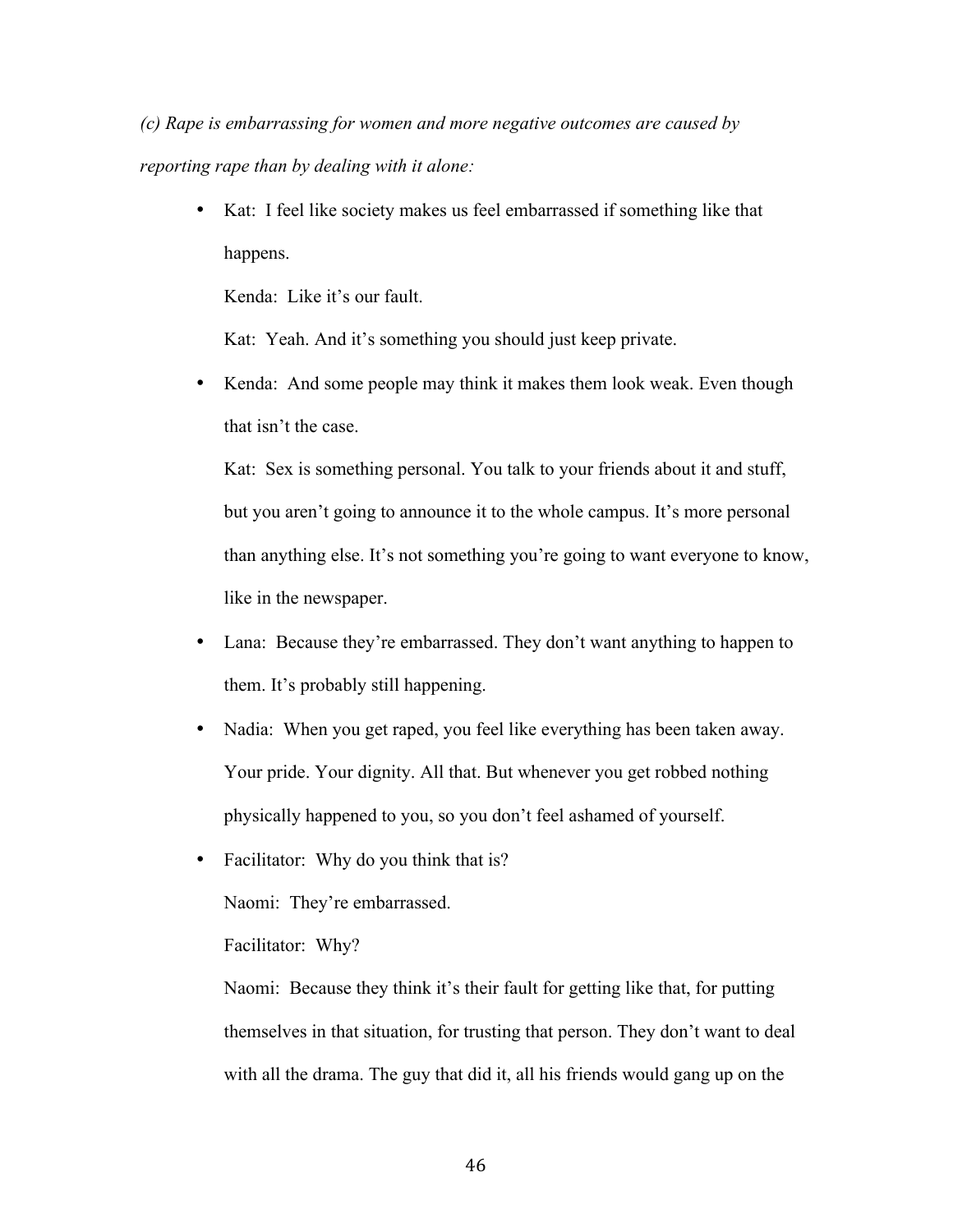*(c) Rape is embarrassing for women and more negative outcomes are caused by reporting rape than by dealing with it alone:*

- Kat: I feel like society makes us feel embarrassed if something like that happens.

  Kenda: Like it's our fault.

  Kat: Yeah. And it's something you should just keep private.

- Kenda: And some people may think it makes them look weak. Even though that isn't the case.

  Kat: Sex is something personal. You talk to your friends about it and stuff, but you aren't going to announce it to the whole campus. It's more personal than anything else. It's not something you're going to want everyone to know, like in the newspaper.

- Lana: Because they're embarrassed. They don't want anything to happen to them. It's probably still happening.

- Nadia: When you get raped, you feel like everything has been taken away. Your pride. Your dignity. All that. But whenever you get robbed nothing physically happened to you, so you don't feel ashamed of yourself.

- Facilitator: Why do you think that is?

  Naomi: They're embarrassed.

  Facilitator: Why?

  Naomi: Because they think it's their fault for getting like that, for putting themselves in that situation, for trusting that person. They don't want to deal with all the drama. The guy that did it, all his friends would gang up on the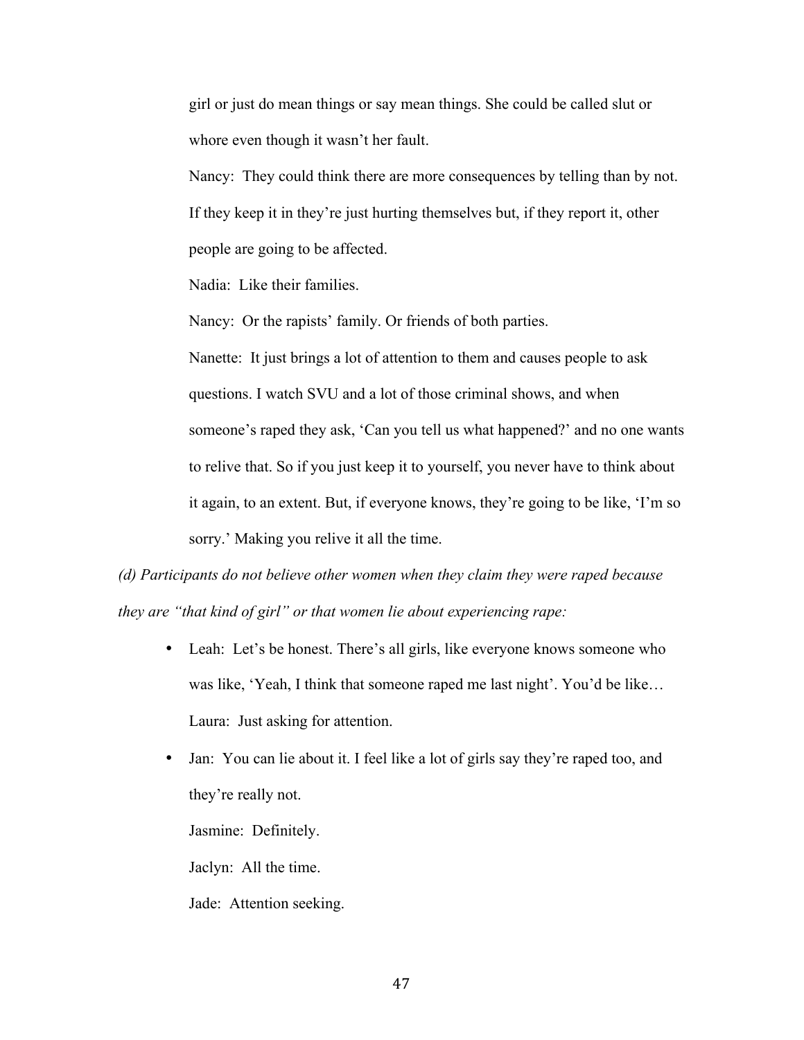girl or just do mean things or say mean things. She could be called slut or whore even though it wasn't her fault.

Nancy: They could think there are more consequences by telling than by not. If they keep it in they're just hurting themselves but, if they report it, other people are going to be affected.

Nadia: Like their families.

Nancy: Or the rapists' family. Or friends of both parties.

Nanette: It just brings a lot of attention to them and causes people to ask questions. I watch SVU and a lot of those criminal shows, and when someone's raped they ask, 'Can you tell us what happened?' and no one wants to relive that. So if you just keep it to yourself, you never have to think about it again, to an extent. But, if everyone knows, they're going to be like, 'I'm so sorry.' Making you relive it all the time.

*(d) Participants do not believe other women when they claim they were raped because they are "that kind of girl" or that women lie about experiencing rape:*

- Leah: Let's be honest. There's all girls, like everyone knows someone who was like, 'Yeah, I think that someone raped me last night'. You'd be like…

  Laura: Just asking for attention.

- Jan: You can lie about it. I feel like a lot of girls say they're raped too, and they're really not.

  Jasmine: Definitely.

  Jaclyn: All the time.

  Jade: Attention seeking.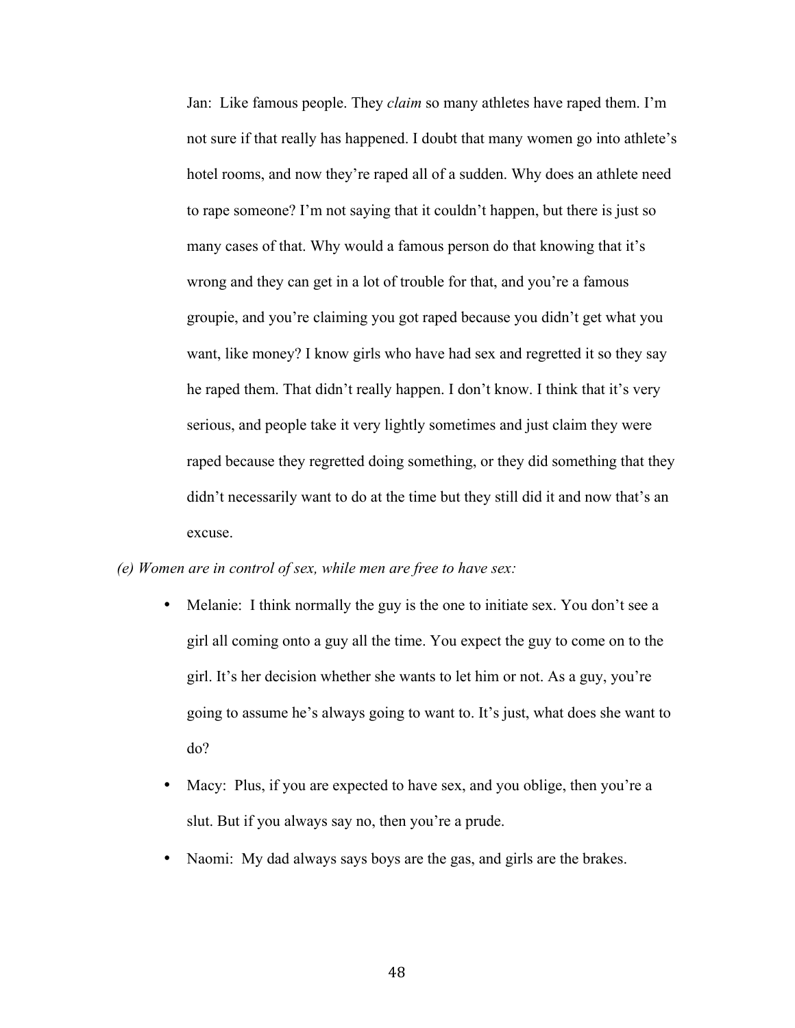Jan: Like famous people. They *claim* so many athletes have raped them. I'm not sure if that really has happened. I doubt that many women go into athlete's hotel rooms, and now they're raped all of a sudden. Why does an athlete need to rape someone? I'm not saying that it couldn't happen, but there is just so many cases of that. Why would a famous person do that knowing that it's wrong and they can get in a lot of trouble for that, and you're a famous groupie, and you're claiming you got raped because you didn't get what you want, like money? I know girls who have had sex and regretted it so they say he raped them. That didn't really happen. I don't know. I think that it's very serious, and people take it very lightly sometimes and just claim they were raped because they regretted doing something, or they did something that they didn't necessarily want to do at the time but they still did it and now that's an excuse.

*(e) Women are in control of sex, while men are free to have sex:*

- Melanie: I think normally the guy is the one to initiate sex. You don't see a girl all coming onto a guy all the time. You expect the guy to come on to the girl. It's her decision whether she wants to let him or not. As a guy, you're going to assume he's always going to want to. It's just, what does she want to do?
- Macy: Plus, if you are expected to have sex, and you oblige, then you're a slut. But if you always say no, then you're a prude.
- Naomi: My dad always says boys are the gas, and girls are the brakes.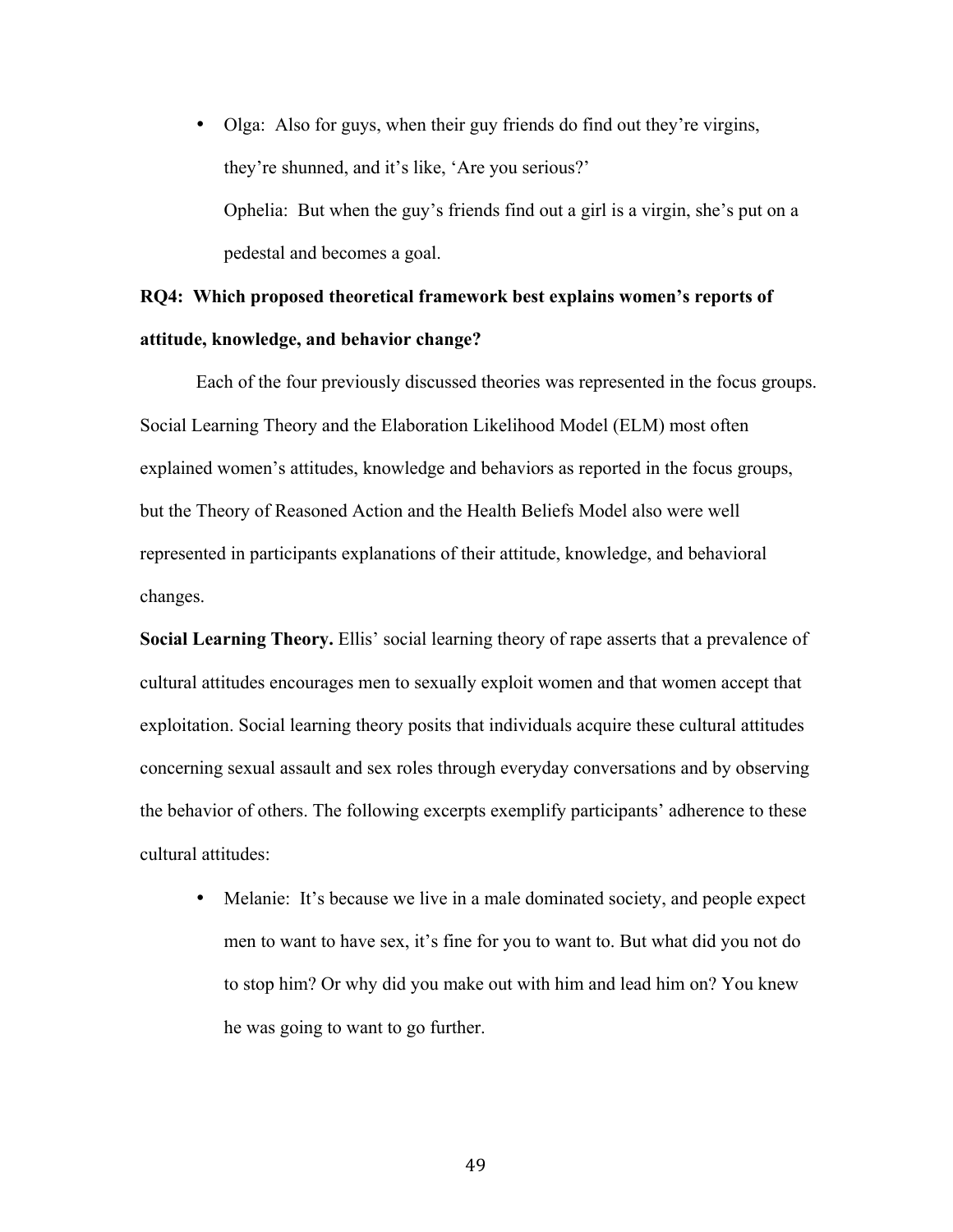- Olga: Also for guys, when their guy friends do find out they're virgins, they're shunned, and it's like, 'Are you serious?'

  Ophelia: But when the guy's friends find out a girl is a virgin, she's put on a pedestal and becomes a goal.

**RQ4: Which proposed theoretical framework best explains women's reports of attitude, knowledge, and behavior change?**

Each of the four previously discussed theories was represented in the focus groups. Social Learning Theory and the Elaboration Likelihood Model (ELM) most often explained women's attitudes, knowledge and behaviors as reported in the focus groups, but the Theory of Reasoned Action and the Health Beliefs Model also were well represented in participants explanations of their attitude, knowledge, and behavioral changes.

**Social Learning Theory.** Ellis' social learning theory of rape asserts that a prevalence of cultural attitudes encourages men to sexually exploit women and that women accept that exploitation. Social learning theory posits that individuals acquire these cultural attitudes concerning sexual assault and sex roles through everyday conversations and by observing the behavior of others. The following excerpts exemplify participants' adherence to these cultural attitudes:

- Melanie: It's because we live in a male dominated society, and people expect men to want to have sex, it's fine for you to want to. But what did you not do to stop him? Or why did you make out with him and lead him on? You knew he was going to want to go further.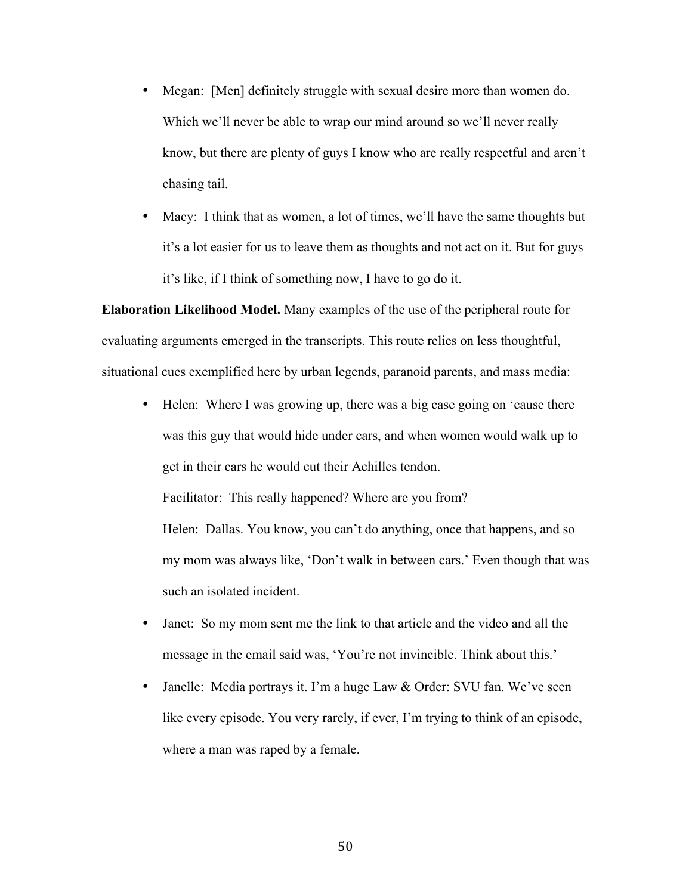- Megan: [Men] definitely struggle with sexual desire more than women do. Which we'll never be able to wrap our mind around so we'll never really know, but there are plenty of guys I know who are really respectful and aren't chasing tail.
- Macy: I think that as women, a lot of times, we'll have the same thoughts but it's a lot easier for us to leave them as thoughts and not act on it. But for guys it's like, if I think of something now, I have to go do it.

**Elaboration Likelihood Model.** Many examples of the use of the peripheral route for evaluating arguments emerged in the transcripts. This route relies on less thoughtful, situational cues exemplified here by urban legends, paranoid parents, and mass media:

- Helen: Where I was growing up, there was a big case going on 'cause there was this guy that would hide under cars, and when women would walk up to get in their cars he would cut their Achilles tendon.

  Facilitator: This really happened? Where are you from?

  Helen: Dallas. You know, you can't do anything, once that happens, and so my mom was always like, 'Don't walk in between cars.' Even though that was such an isolated incident.
- Janet: So my mom sent me the link to that article and the video and all the message in the email said was, 'You're not invincible. Think about this.'
- Janelle: Media portrays it. I'm a huge Law & Order: SVU fan. We've seen like every episode. You very rarely, if ever, I'm trying to think of an episode, where a man was raped by a female.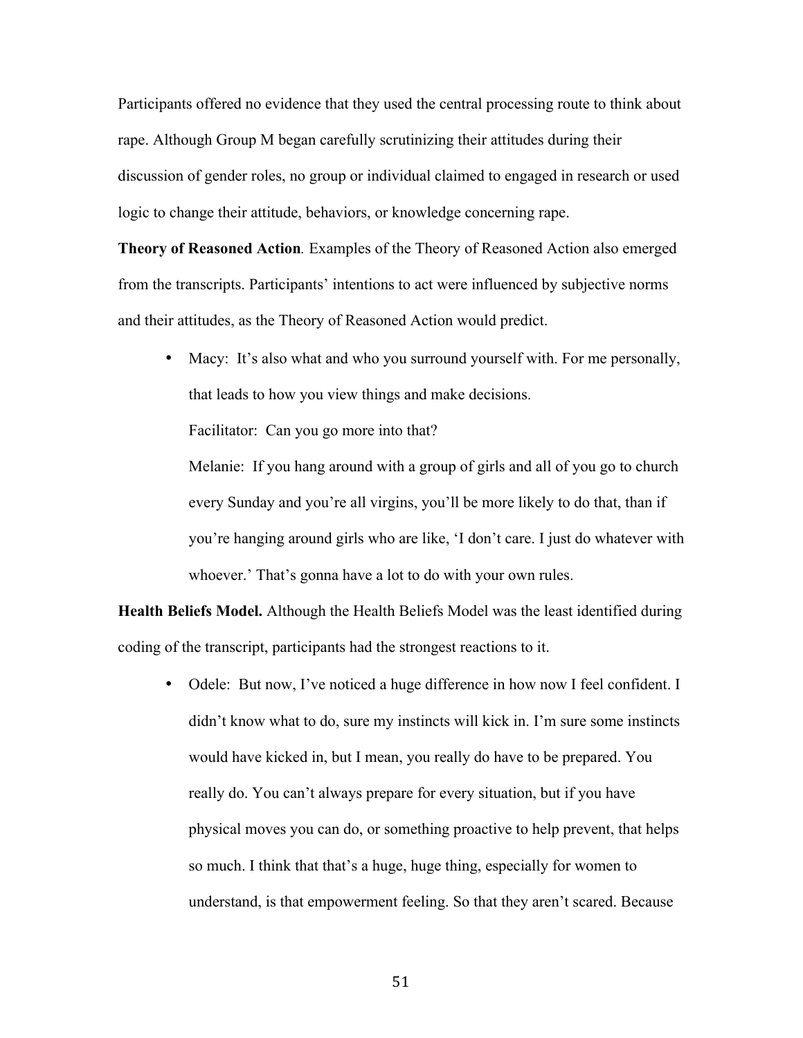Participants offered no evidence that they used the central processing route to think about rape. Although Group M began carefully scrutinizing their attitudes during their discussion of gender roles, no group or individual claimed to engaged in research or used logic to change their attitude, behaviors, or knowledge concerning rape.

**Theory of Reasoned Action**. Examples of the Theory of Reasoned Action also emerged from the transcripts. Participants' intentions to act were influenced by subjective norms and their attitudes, as the Theory of Reasoned Action would predict.

- Macy: It's also what and who you surround yourself with. For me personally, that leads to how you view things and make decisions.

  Facilitator: Can you go more into that?

  Melanie: If you hang around with a group of girls and all of you go to church every Sunday and you're all virgins, you'll be more likely to do that, than if you're hanging around girls who are like, 'I don't care. I just do whatever with whoever.' That's gonna have a lot to do with your own rules.

**Health Beliefs Model.** Although the Health Beliefs Model was the least identified during coding of the transcript, participants had the strongest reactions to it.

- Odele: But now, I've noticed a huge difference in how now I feel confident. I didn't know what to do, sure my instincts will kick in. I'm sure some instincts would have kicked in, but I mean, you really do have to be prepared. You really do. You can't always prepare for every situation, but if you have physical moves you can do, or something proactive to help prevent, that helps so much. I think that that's a huge, huge thing, especially for women to understand, is that empowerment feeling. So that they aren't scared. Because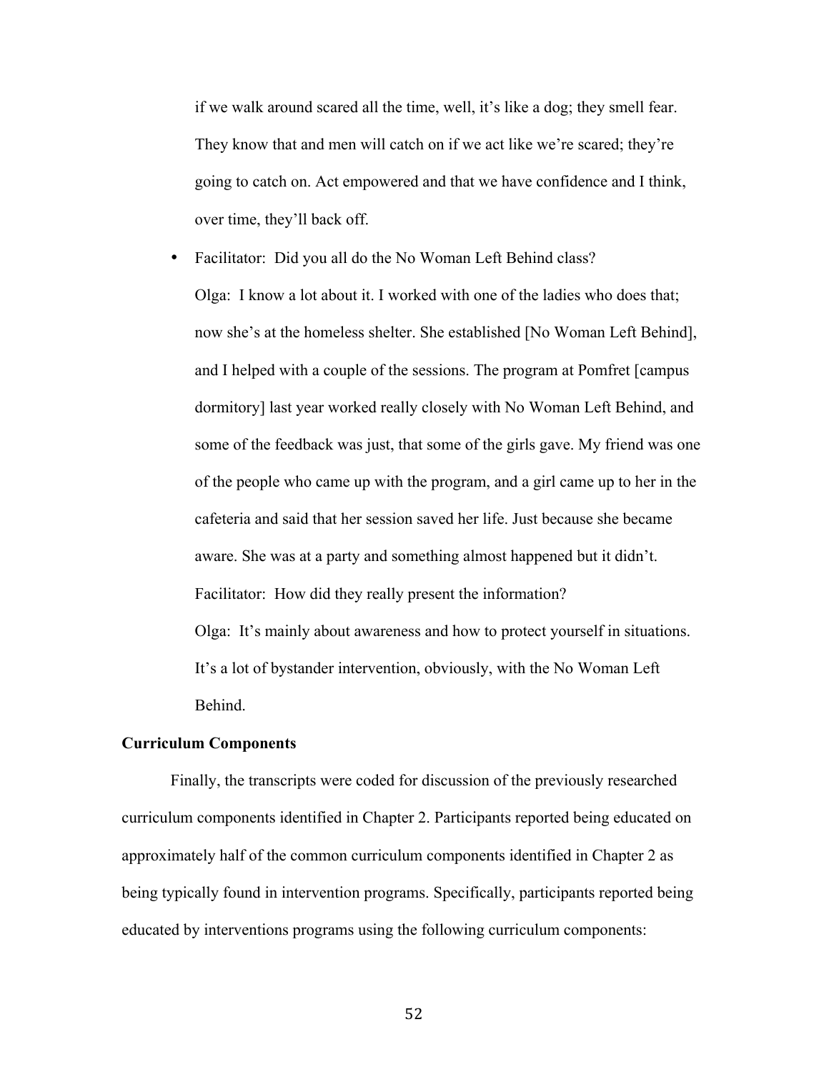if we walk around scared all the time, well, it's like a dog; they smell fear. They know that and men will catch on if we act like we're scared; they're going to catch on. Act empowered and that we have confidence and I think, over time, they'll back off.

- Facilitator: Did you all do the No Woman Left Behind class?

  Olga: I know a lot about it. I worked with one of the ladies who does that; now she's at the homeless shelter. She established [No Woman Left Behind], and I helped with a couple of the sessions. The program at Pomfret [campus dormitory] last year worked really closely with No Woman Left Behind, and some of the feedback was just, that some of the girls gave. My friend was one of the people who came up with the program, and a girl came up to her in the cafeteria and said that her session saved her life. Just because she became aware. She was at a party and something almost happened but it didn't.

  Facilitator: How did they really present the information?

  Olga: It's mainly about awareness and how to protect yourself in situations. It's a lot of bystander intervention, obviously, with the No Woman Left Behind.

**Curriculum Components**

Finally, the transcripts were coded for discussion of the previously researched curriculum components identified in Chapter 2. Participants reported being educated on approximately half of the common curriculum components identified in Chapter 2 as being typically found in intervention programs. Specifically, participants reported being educated by interventions programs using the following curriculum components: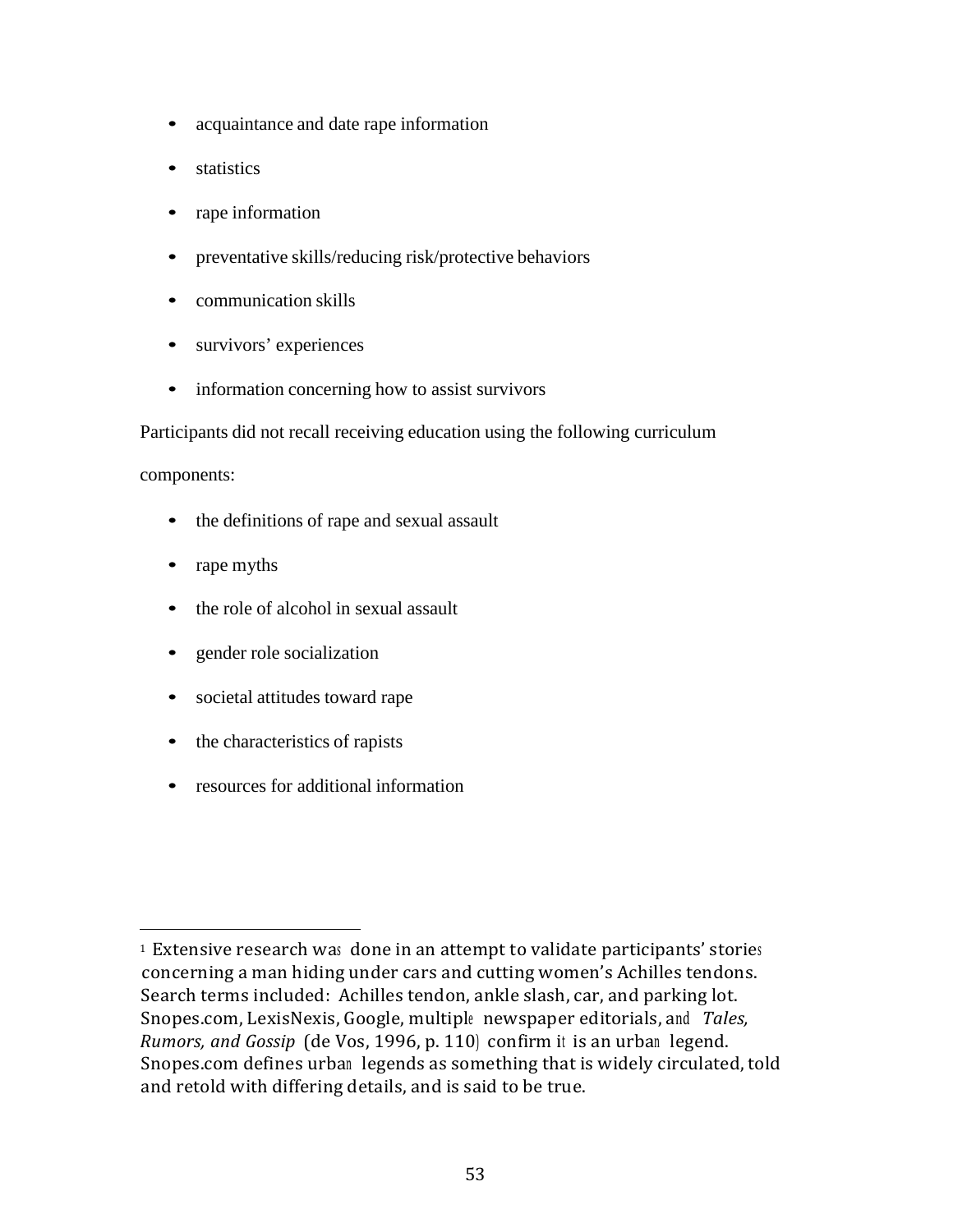- acquaintance and date rape information
- statistics
- rape information
- preventative skills/reducing risk/protective behaviors
- communication skills
- survivors' experiences
- information concerning how to assist survivors

Participants did not recall receiving education using the following curriculum components:

- the definitions of rape and sexual assault
- rape myths
- the role of alcohol in sexual assault
- gender role socialization
- societal attitudes toward rape
- the characteristics of rapists
- resources for additional information

---

[1] Extensive research was done in an attempt to validate participants' stories concerning a man hiding under cars and cutting women's Achilles tendons. Search terms included: Achilles tendon, ankle slash, car, and parking lot. Snopes.com, LexisNexis, Google, multiple newspaper editorials, and *Tales, Rumors, and Gossip* (de Vos, 1996, p. 110) confirm it is an urban legend. Snopes.com defines urban legends as something that is widely circulated, told and retold with differing details, and is said to be true.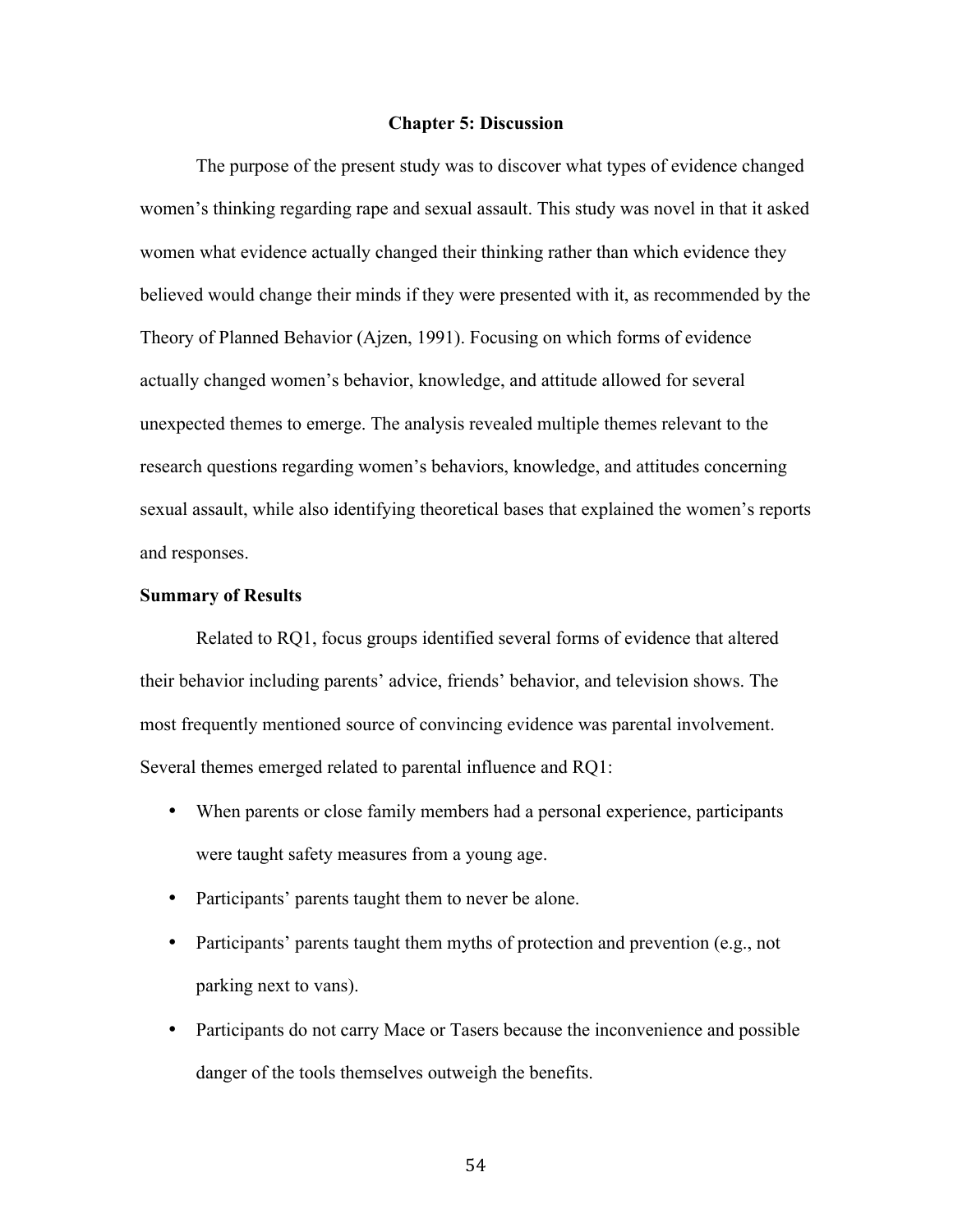# Chapter 5: Discussion

The purpose of the present study was to discover what types of evidence changed women's thinking regarding rape and sexual assault. This study was novel in that it asked women what evidence actually changed their thinking rather than which evidence they believed would change their minds if they were presented with it, as recommended by the Theory of Planned Behavior (Ajzen, 1991). Focusing on which forms of evidence actually changed women's behavior, knowledge, and attitude allowed for several unexpected themes to emerge. The analysis revealed multiple themes relevant to the research questions regarding women's behaviors, knowledge, and attitudes concerning sexual assault, while also identifying theoretical bases that explained the women's reports and responses.

## Summary of Results

Related to RQ1, focus groups identified several forms of evidence that altered their behavior including parents' advice, friends' behavior, and television shows. The most frequently mentioned source of convincing evidence was parental involvement. Several themes emerged related to parental influence and RQ1:

- When parents or close family members had a personal experience, participants were taught safety measures from a young age.
- Participants' parents taught them to never be alone.
- Participants' parents taught them myths of protection and prevention (e.g., not parking next to vans).
- Participants do not carry Mace or Tasers because the inconvenience and possible danger of the tools themselves outweigh the benefits.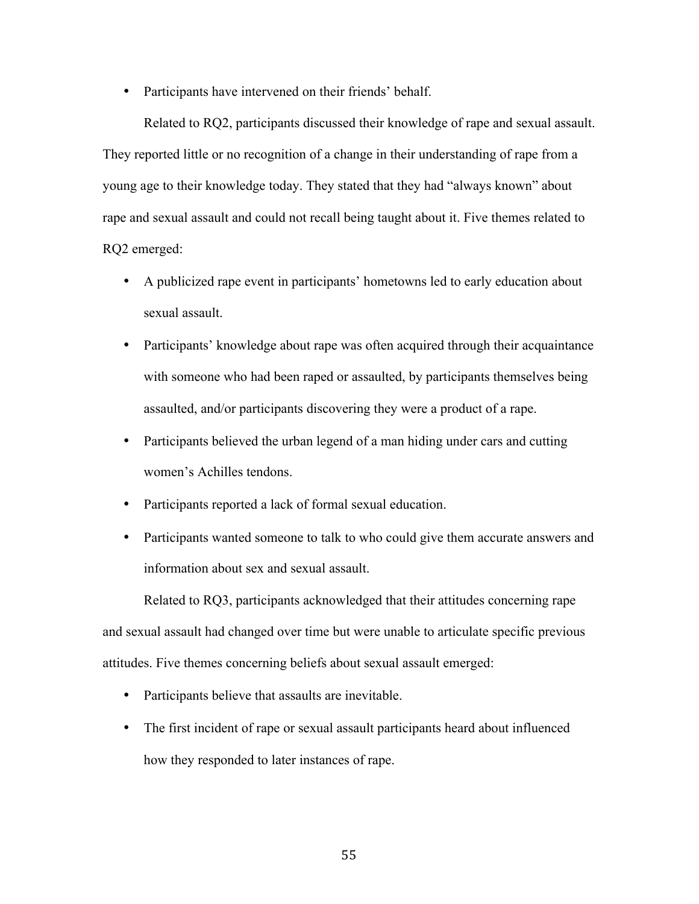- Participants have intervened on their friends' behalf.

Related to RQ2, participants discussed their knowledge of rape and sexual assault. They reported little or no recognition of a change in their understanding of rape from a young age to their knowledge today. They stated that they had "always known" about rape and sexual assault and could not recall being taught about it. Five themes related to RQ2 emerged:

- A publicized rape event in participants' hometowns led to early education about sexual assault.
- Participants' knowledge about rape was often acquired through their acquaintance with someone who had been raped or assaulted, by participants themselves being assaulted, and/or participants discovering they were a product of a rape.
- Participants believed the urban legend of a man hiding under cars and cutting women's Achilles tendons.
- Participants reported a lack of formal sexual education.
- Participants wanted someone to talk to who could give them accurate answers and information about sex and sexual assault.

Related to RQ3, participants acknowledged that their attitudes concerning rape and sexual assault had changed over time but were unable to articulate specific previous attitudes. Five themes concerning beliefs about sexual assault emerged:

- Participants believe that assaults are inevitable.
- The first incident of rape or sexual assault participants heard about influenced how they responded to later instances of rape.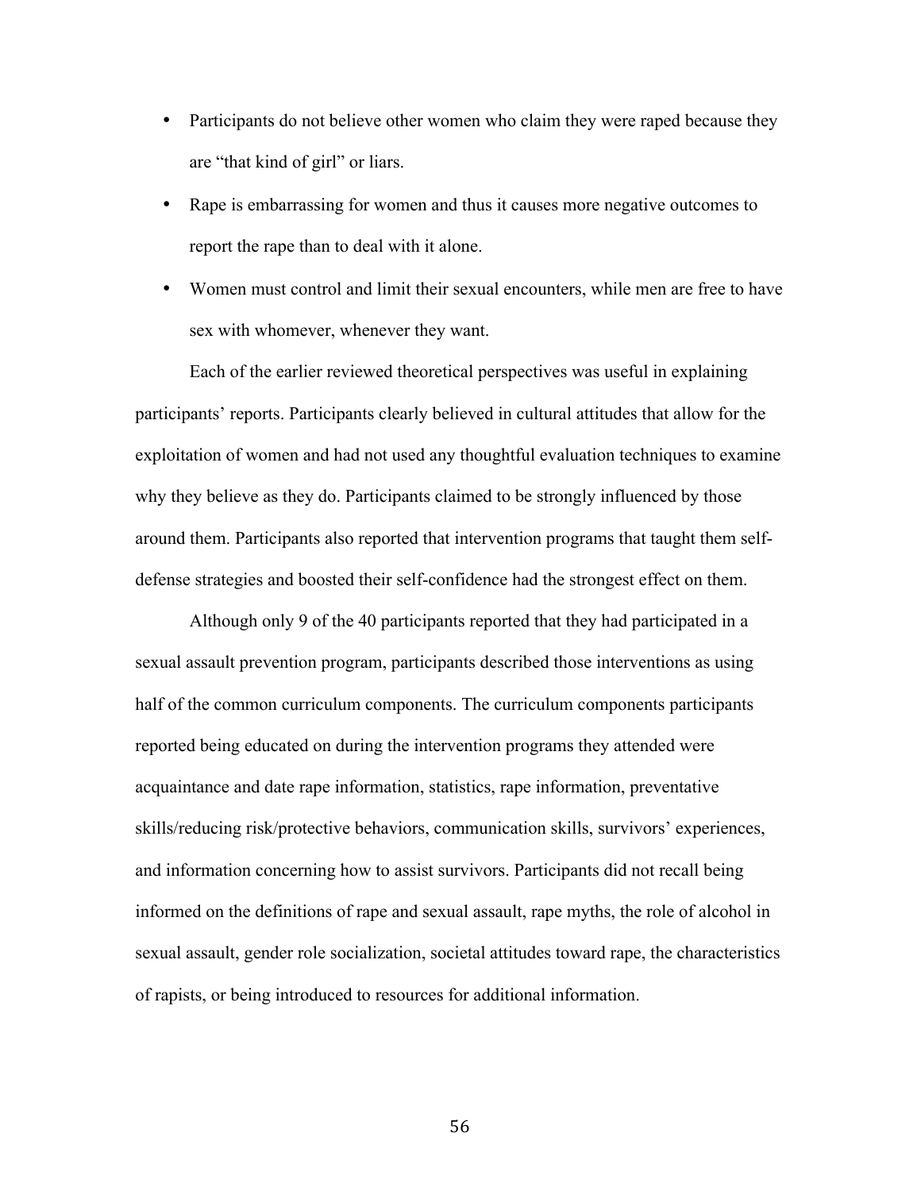- Participants do not believe other women who claim they were raped because they are "that kind of girl" or liars.
- Rape is embarrassing for women and thus it causes more negative outcomes to report the rape than to deal with it alone.
- Women must control and limit their sexual encounters, while men are free to have sex with whomever, whenever they want.

Each of the earlier reviewed theoretical perspectives was useful in explaining participants' reports. Participants clearly believed in cultural attitudes that allow for the exploitation of women and had not used any thoughtful evaluation techniques to examine why they believe as they do. Participants claimed to be strongly influenced by those around them. Participants also reported that intervention programs that taught them self-defense strategies and boosted their self-confidence had the strongest effect on them.

Although only 9 of the 40 participants reported that they had participated in a sexual assault prevention program, participants described those interventions as using half of the common curriculum components. The curriculum components participants reported being educated on during the intervention programs they attended were acquaintance and date rape information, statistics, rape information, preventative skills/reducing risk/protective behaviors, communication skills, survivors' experiences, and information concerning how to assist survivors. Participants did not recall being informed on the definitions of rape and sexual assault, rape myths, the role of alcohol in sexual assault, gender role socialization, societal attitudes toward rape, the characteristics of rapists, or being introduced to resources for additional information.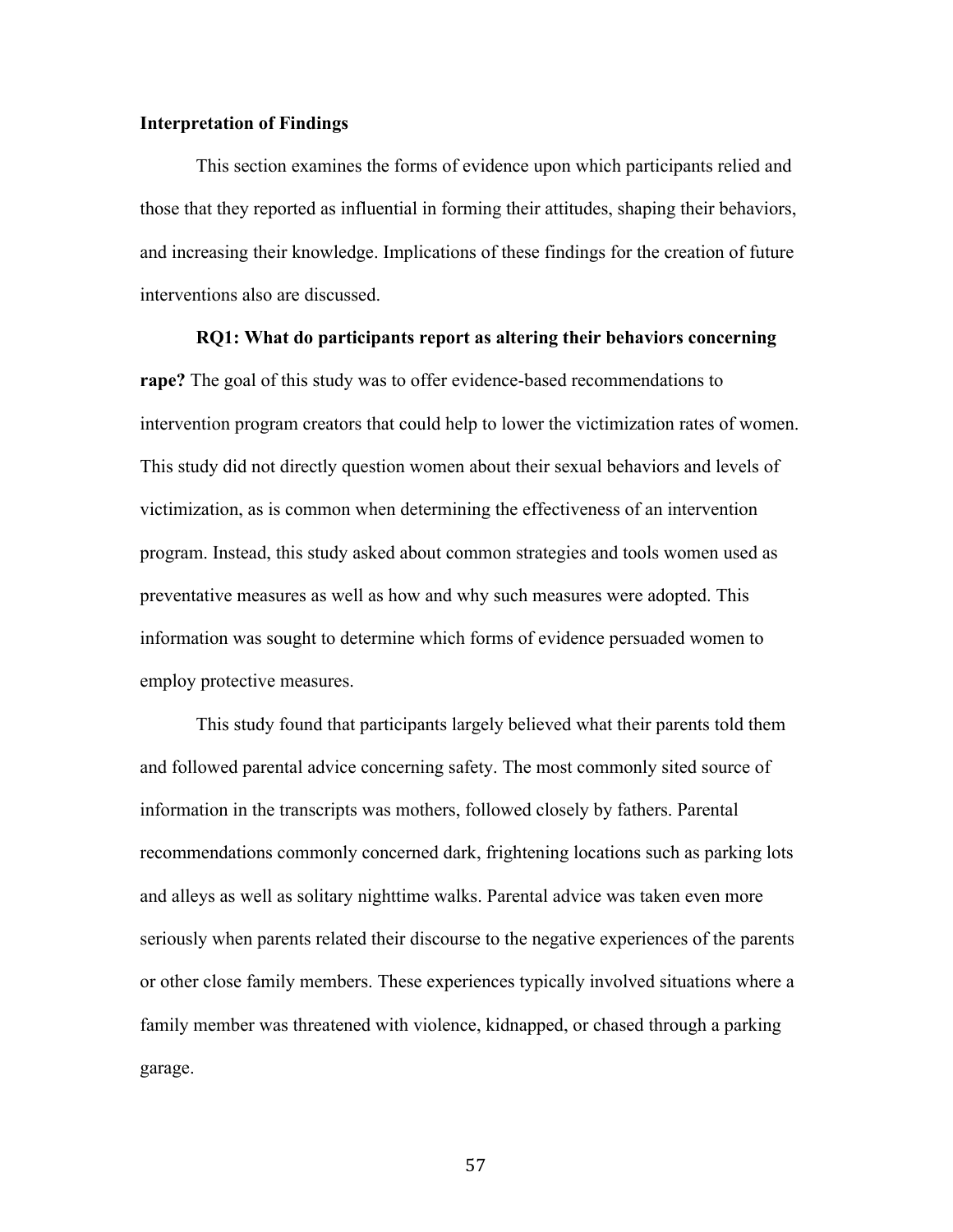## Interpretation of Findings

This section examines the forms of evidence upon which participants relied and those that they reported as influential in forming their attitudes, shaping their behaviors, and increasing their knowledge. Implications of these findings for the creation of future interventions also are discussed.

**RQ1: What do participants report as altering their behaviors concerning rape?** The goal of this study was to offer evidence-based recommendations to intervention program creators that could help to lower the victimization rates of women. This study did not directly question women about their sexual behaviors and levels of victimization, as is common when determining the effectiveness of an intervention program. Instead, this study asked about common strategies and tools women used as preventative measures as well as how and why such measures were adopted. This information was sought to determine which forms of evidence persuaded women to employ protective measures.

This study found that participants largely believed what their parents told them and followed parental advice concerning safety. The most commonly sited source of information in the transcripts was mothers, followed closely by fathers. Parental recommendations commonly concerned dark, frightening locations such as parking lots and alleys as well as solitary nighttime walks. Parental advice was taken even more seriously when parents related their discourse to the negative experiences of the parents or other close family members. These experiences typically involved situations where a family member was threatened with violence, kidnapped, or chased through a parking garage.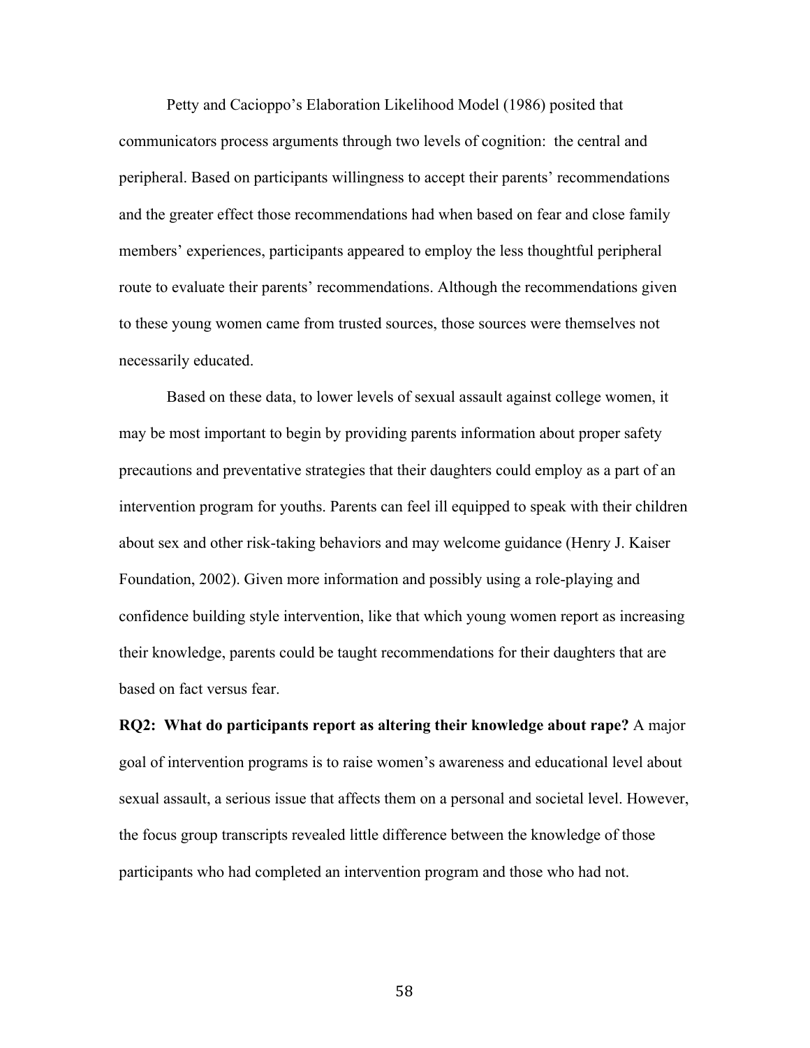Petty and Cacioppo's Elaboration Likelihood Model (1986) posited that communicators process arguments through two levels of cognition: the central and peripheral. Based on participants willingness to accept their parents' recommendations and the greater effect those recommendations had when based on fear and close family members' experiences, participants appeared to employ the less thoughtful peripheral route to evaluate their parents' recommendations. Although the recommendations given to these young women came from trusted sources, those sources were themselves not necessarily educated.

Based on these data, to lower levels of sexual assault against college women, it may be most important to begin by providing parents information about proper safety precautions and preventative strategies that their daughters could employ as a part of an intervention program for youths. Parents can feel ill equipped to speak with their children about sex and other risk-taking behaviors and may welcome guidance (Henry J. Kaiser Foundation, 2002). Given more information and possibly using a role-playing and confidence building style intervention, like that which young women report as increasing their knowledge, parents could be taught recommendations for their daughters that are based on fact versus fear.

**RQ2: What do participants report as altering their knowledge about rape?** A major goal of intervention programs is to raise women's awareness and educational level about sexual assault, a serious issue that affects them on a personal and societal level. However, the focus group transcripts revealed little difference between the knowledge of those participants who had completed an intervention program and those who had not.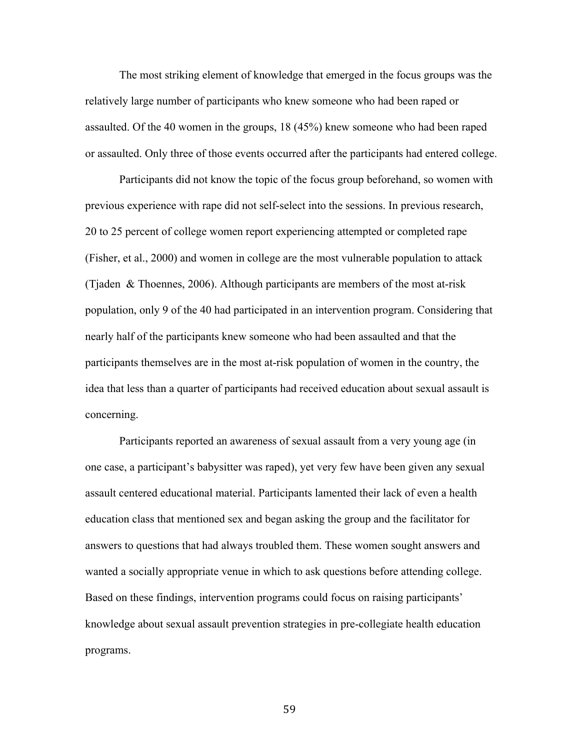The most striking element of knowledge that emerged in the focus groups was the relatively large number of participants who knew someone who had been raped or assaulted. Of the 40 women in the groups, 18 (45%) knew someone who had been raped or assaulted. Only three of those events occurred after the participants had entered college.

Participants did not know the topic of the focus group beforehand, so women with previous experience with rape did not self-select into the sessions. In previous research, 20 to 25 percent of college women report experiencing attempted or completed rape (Fisher, et al., 2000) and women in college are the most vulnerable population to attack (Tjaden & Thoennes, 2006). Although participants are members of the most at-risk population, only 9 of the 40 had participated in an intervention program. Considering that nearly half of the participants knew someone who had been assaulted and that the participants themselves are in the most at-risk population of women in the country, the idea that less than a quarter of participants had received education about sexual assault is concerning.

Participants reported an awareness of sexual assault from a very young age (in one case, a participant's babysitter was raped), yet very few have been given any sexual assault centered educational material. Participants lamented their lack of even a health education class that mentioned sex and began asking the group and the facilitator for answers to questions that had always troubled them. These women sought answers and wanted a socially appropriate venue in which to ask questions before attending college. Based on these findings, intervention programs could focus on raising participants' knowledge about sexual assault prevention strategies in pre-collegiate health education programs.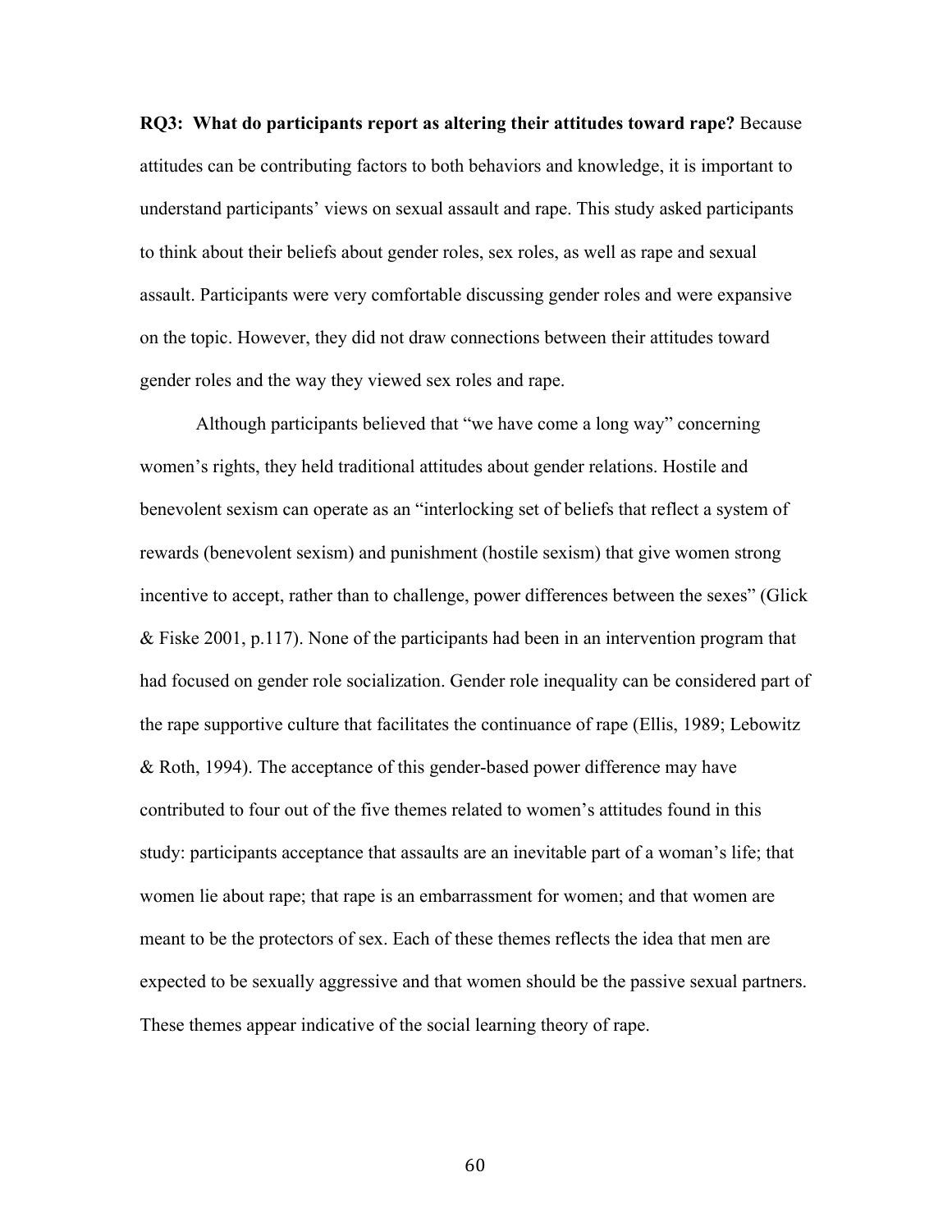**RQ3: What do participants report as altering their attitudes toward rape?** Because attitudes can be contributing factors to both behaviors and knowledge, it is important to understand participants' views on sexual assault and rape. This study asked participants to think about their beliefs about gender roles, sex roles, as well as rape and sexual assault. Participants were very comfortable discussing gender roles and were expansive on the topic. However, they did not draw connections between their attitudes toward gender roles and the way they viewed sex roles and rape.

Although participants believed that "we have come a long way" concerning women's rights, they held traditional attitudes about gender relations. Hostile and benevolent sexism can operate as an "interlocking set of beliefs that reflect a system of rewards (benevolent sexism) and punishment (hostile sexism) that give women strong incentive to accept, rather than to challenge, power differences between the sexes" (Glick & Fiske 2001, p.117). None of the participants had been in an intervention program that had focused on gender role socialization. Gender role inequality can be considered part of the rape supportive culture that facilitates the continuance of rape (Ellis, 1989; Lebowitz & Roth, 1994). The acceptance of this gender-based power difference may have contributed to four out of the five themes related to women's attitudes found in this study: participants acceptance that assaults are an inevitable part of a woman's life; that women lie about rape; that rape is an embarrassment for women; and that women are meant to be the protectors of sex. Each of these themes reflects the idea that men are expected to be sexually aggressive and that women should be the passive sexual partners. These themes appear indicative of the social learning theory of rape.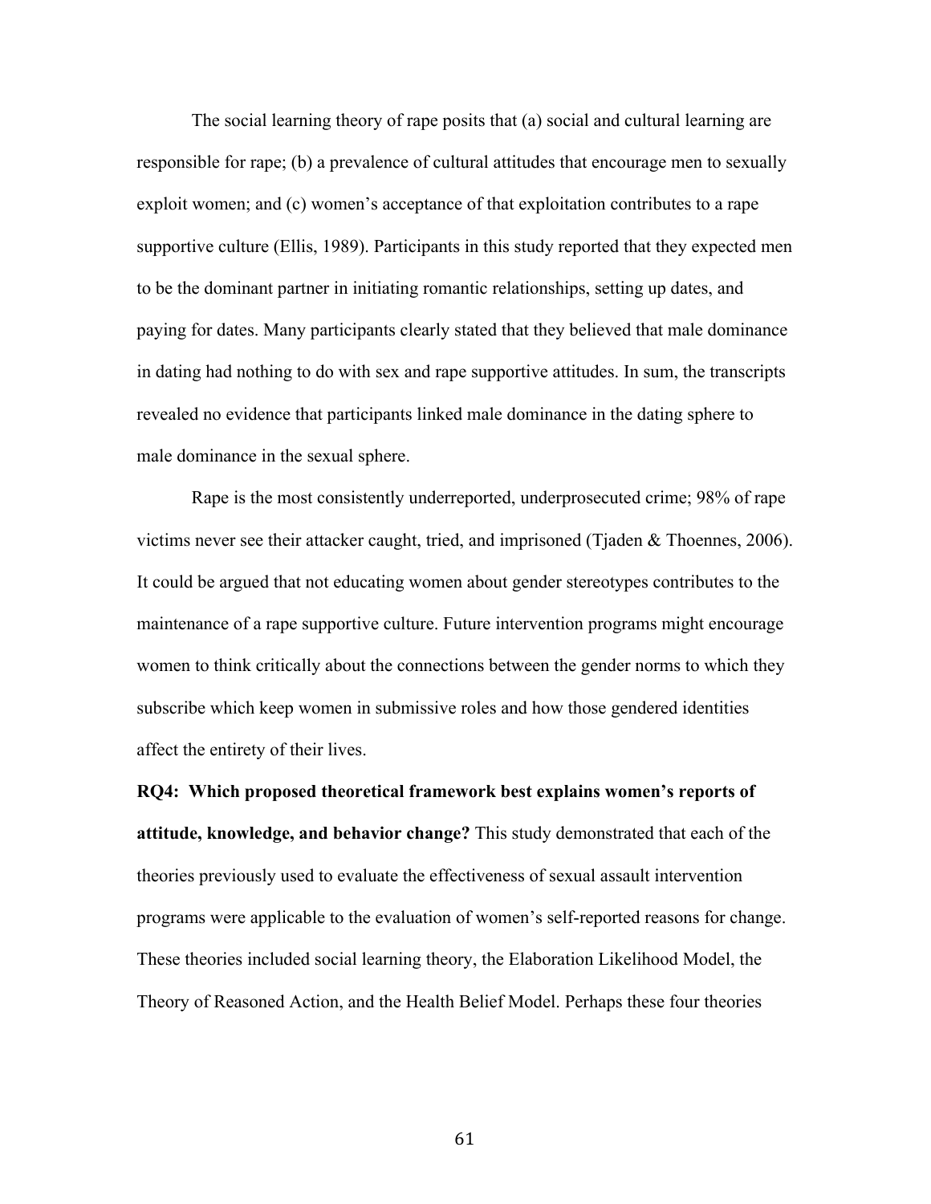The social learning theory of rape posits that (a) social and cultural learning are responsible for rape; (b) a prevalence of cultural attitudes that encourage men to sexually exploit women; and (c) women's acceptance of that exploitation contributes to a rape supportive culture (Ellis, 1989). Participants in this study reported that they expected men to be the dominant partner in initiating romantic relationships, setting up dates, and paying for dates. Many participants clearly stated that they believed that male dominance in dating had nothing to do with sex and rape supportive attitudes. In sum, the transcripts revealed no evidence that participants linked male dominance in the dating sphere to male dominance in the sexual sphere.

Rape is the most consistently underreported, underprosecuted crime; 98% of rape victims never see their attacker caught, tried, and imprisoned (Tjaden & Thoennes, 2006). It could be argued that not educating women about gender stereotypes contributes to the maintenance of a rape supportive culture. Future intervention programs might encourage women to think critically about the connections between the gender norms to which they subscribe which keep women in submissive roles and how those gendered identities affect the entirety of their lives.

**RQ4: Which proposed theoretical framework best explains women's reports of attitude, knowledge, and behavior change?** This study demonstrated that each of the theories previously used to evaluate the effectiveness of sexual assault intervention programs were applicable to the evaluation of women's self-reported reasons for change. These theories included social learning theory, the Elaboration Likelihood Model, the Theory of Reasoned Action, and the Health Belief Model. Perhaps these four theories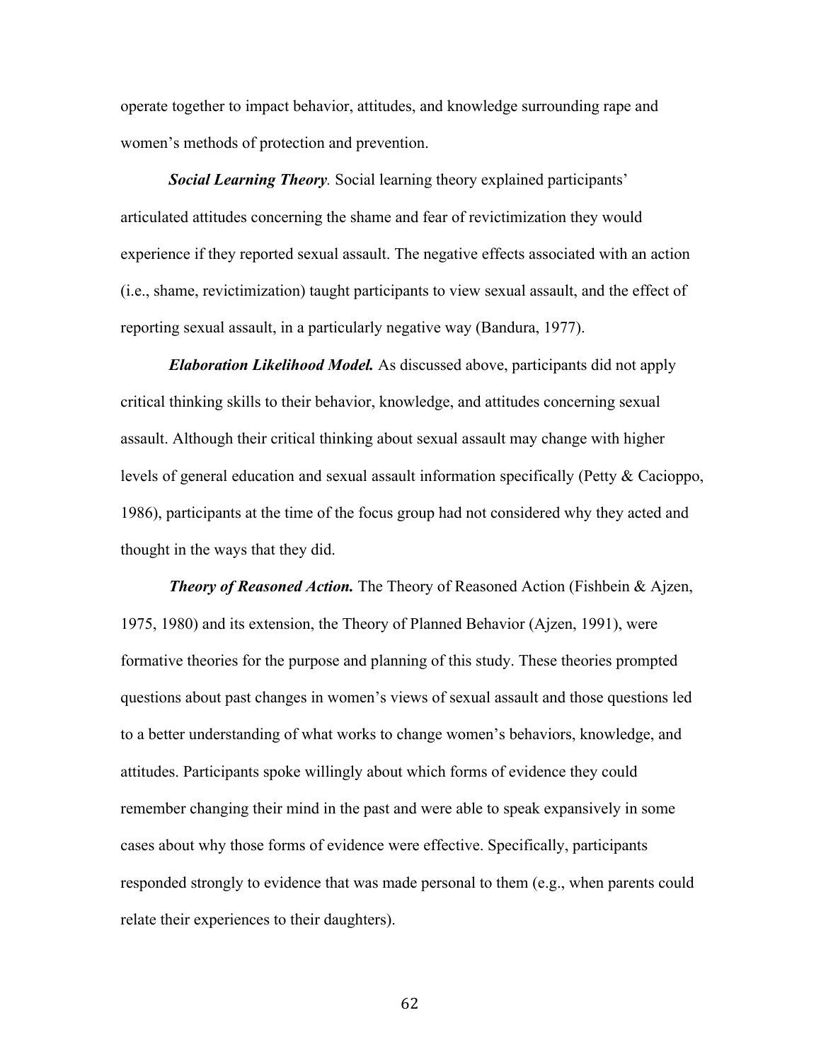operate together to impact behavior, attitudes, and knowledge surrounding rape and women's methods of protection and prevention.

***Social Learning Theory****.* Social learning theory explained participants' articulated attitudes concerning the shame and fear of revictimization they would experience if they reported sexual assault. The negative effects associated with an action (i.e., shame, revictimization) taught participants to view sexual assault, and the effect of reporting sexual assault, in a particularly negative way (Bandura, 1977).

***Elaboration Likelihood Model.*** As discussed above, participants did not apply critical thinking skills to their behavior, knowledge, and attitudes concerning sexual assault. Although their critical thinking about sexual assault may change with higher levels of general education and sexual assault information specifically (Petty & Cacioppo, 1986), participants at the time of the focus group had not considered why they acted and thought in the ways that they did.

***Theory of Reasoned Action.*** The Theory of Reasoned Action (Fishbein & Ajzen, 1975, 1980) and its extension, the Theory of Planned Behavior (Ajzen, 1991), were formative theories for the purpose and planning of this study. These theories prompted questions about past changes in women's views of sexual assault and those questions led to a better understanding of what works to change women's behaviors, knowledge, and attitudes. Participants spoke willingly about which forms of evidence they could remember changing their mind in the past and were able to speak expansively in some cases about why those forms of evidence were effective. Specifically, participants responded strongly to evidence that was made personal to them (e.g., when parents could relate their experiences to their daughters).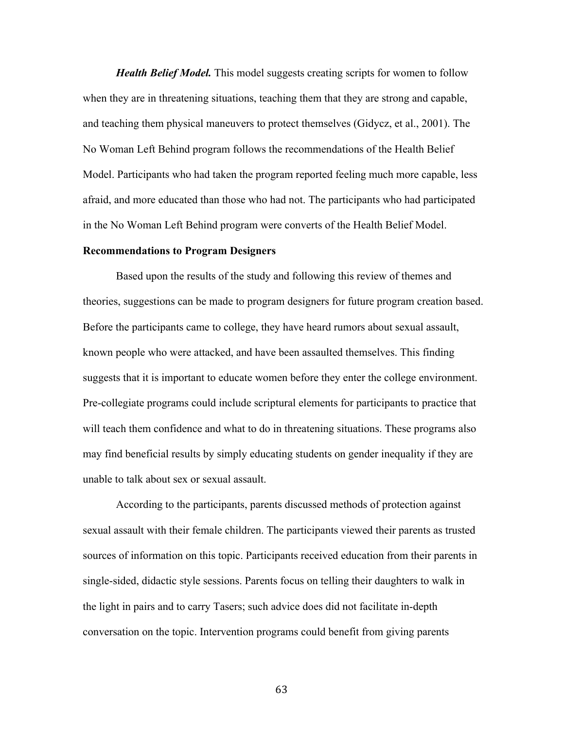***Health Belief Model.*** This model suggests creating scripts for women to follow when they are in threatening situations, teaching them that they are strong and capable, and teaching them physical maneuvers to protect themselves (Gidycz, et al., 2001). The No Woman Left Behind program follows the recommendations of the Health Belief Model. Participants who had taken the program reported feeling much more capable, less afraid, and more educated than those who had not. The participants who had participated in the No Woman Left Behind program were converts of the Health Belief Model.

**Recommendations to Program Designers**

Based upon the results of the study and following this review of themes and theories, suggestions can be made to program designers for future program creation based. Before the participants came to college, they have heard rumors about sexual assault, known people who were attacked, and have been assaulted themselves. This finding suggests that it is important to educate women before they enter the college environment. Pre-collegiate programs could include scriptural elements for participants to practice that will teach them confidence and what to do in threatening situations. These programs also may find beneficial results by simply educating students on gender inequality if they are unable to talk about sex or sexual assault.

According to the participants, parents discussed methods of protection against sexual assault with their female children. The participants viewed their parents as trusted sources of information on this topic. Participants received education from their parents in single-sided, didactic style sessions. Parents focus on telling their daughters to walk in the light in pairs and to carry Tasers; such advice does did not facilitate in-depth conversation on the topic. Intervention programs could benefit from giving parents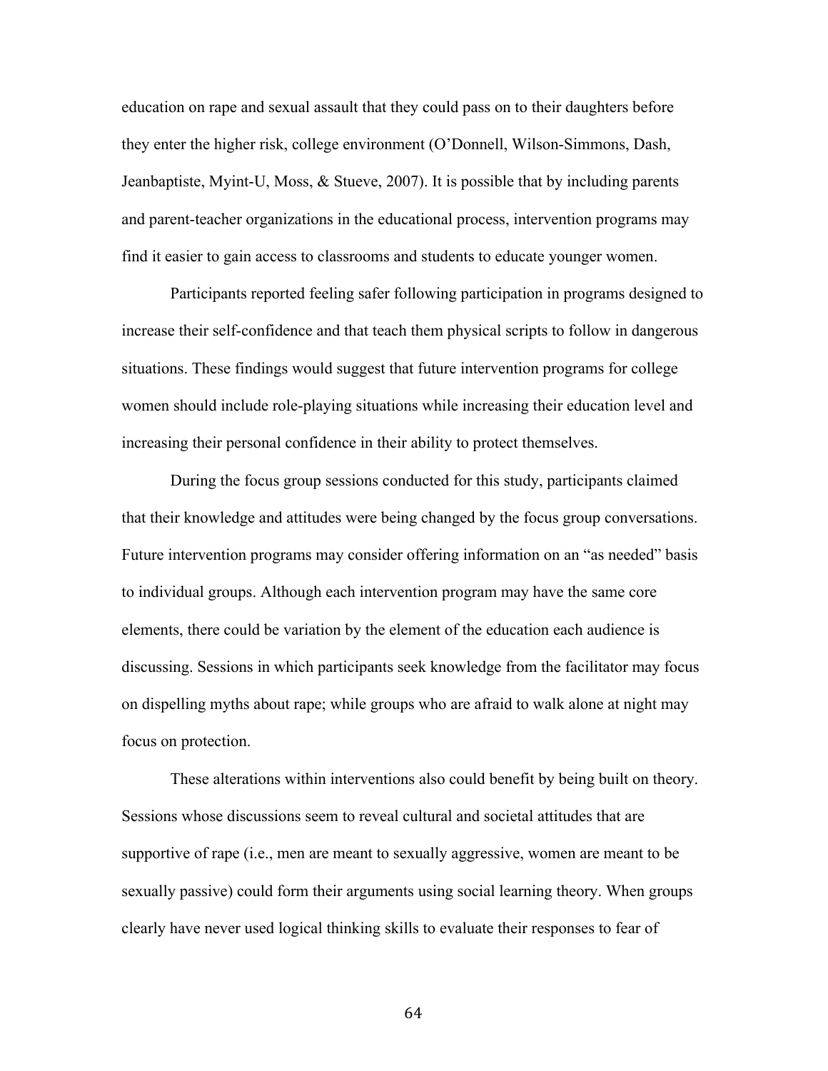education on rape and sexual assault that they could pass on to their daughters before they enter the higher risk, college environment (O'Donnell, Wilson-Simmons, Dash, Jeanbaptiste, Myint-U, Moss, & Stueve, 2007). It is possible that by including parents and parent-teacher organizations in the educational process, intervention programs may find it easier to gain access to classrooms and students to educate younger women.

Participants reported feeling safer following participation in programs designed to increase their self-confidence and that teach them physical scripts to follow in dangerous situations. These findings would suggest that future intervention programs for college women should include role-playing situations while increasing their education level and increasing their personal confidence in their ability to protect themselves.

During the focus group sessions conducted for this study, participants claimed that their knowledge and attitudes were being changed by the focus group conversations. Future intervention programs may consider offering information on an "as needed" basis to individual groups. Although each intervention program may have the same core elements, there could be variation by the element of the education each audience is discussing. Sessions in which participants seek knowledge from the facilitator may focus on dispelling myths about rape; while groups who are afraid to walk alone at night may focus on protection.

These alterations within interventions also could benefit by being built on theory. Sessions whose discussions seem to reveal cultural and societal attitudes that are supportive of rape (i.e., men are meant to sexually aggressive, women are meant to be sexually passive) could form their arguments using social learning theory. When groups clearly have never used logical thinking skills to evaluate their responses to fear of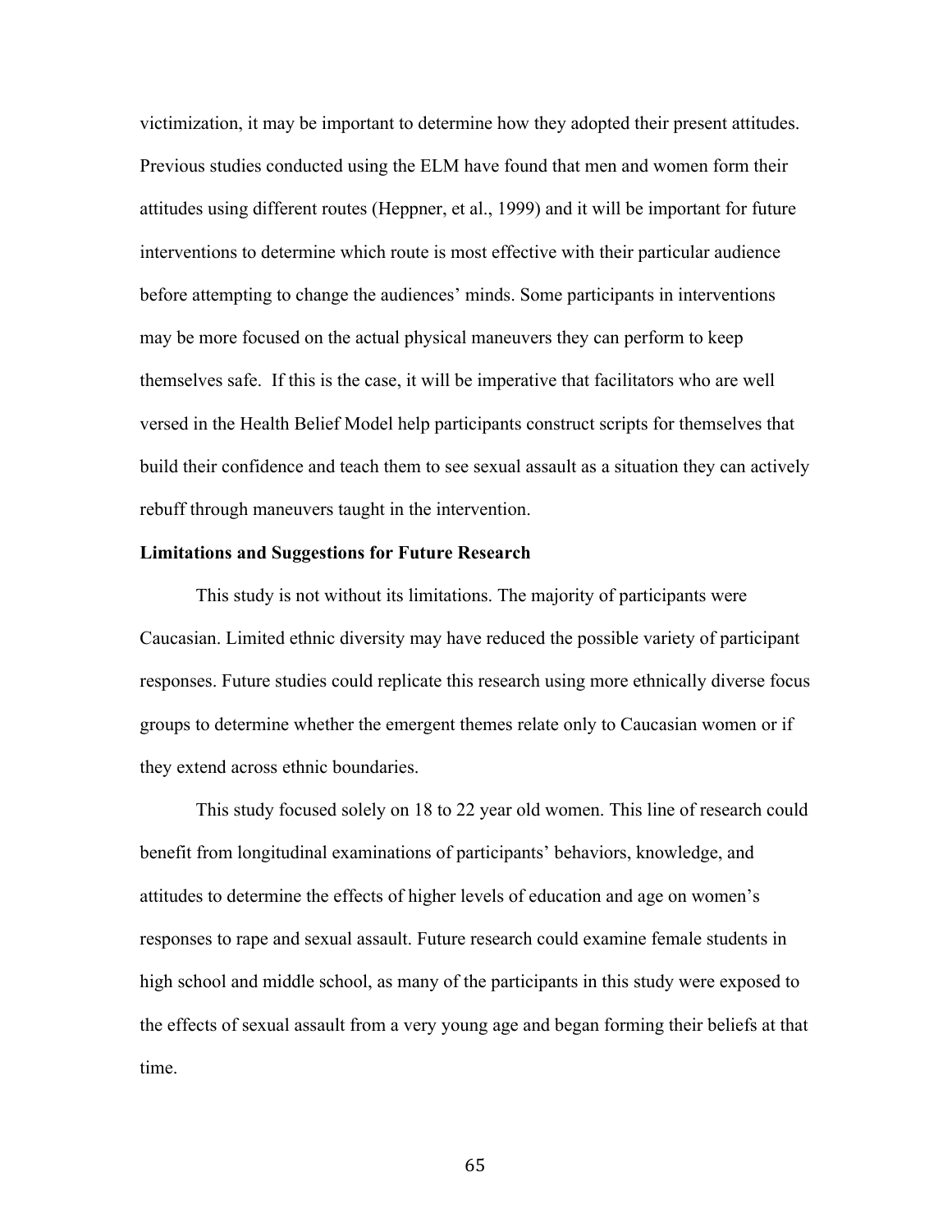victimization, it may be important to determine how they adopted their present attitudes. Previous studies conducted using the ELM have found that men and women form their attitudes using different routes (Heppner, et al., 1999) and it will be important for future interventions to determine which route is most effective with their particular audience before attempting to change the audiences' minds. Some participants in interventions may be more focused on the actual physical maneuvers they can perform to keep themselves safe. If this is the case, it will be imperative that facilitators who are well versed in the Health Belief Model help participants construct scripts for themselves that build their confidence and teach them to see sexual assault as a situation they can actively rebuff through maneuvers taught in the intervention.

**Limitations and Suggestions for Future Research**

This study is not without its limitations. The majority of participants were Caucasian. Limited ethnic diversity may have reduced the possible variety of participant responses. Future studies could replicate this research using more ethnically diverse focus groups to determine whether the emergent themes relate only to Caucasian women or if they extend across ethnic boundaries.

This study focused solely on 18 to 22 year old women. This line of research could benefit from longitudinal examinations of participants' behaviors, knowledge, and attitudes to determine the effects of higher levels of education and age on women's responses to rape and sexual assault. Future research could examine female students in high school and middle school, as many of the participants in this study were exposed to the effects of sexual assault from a very young age and began forming their beliefs at that time.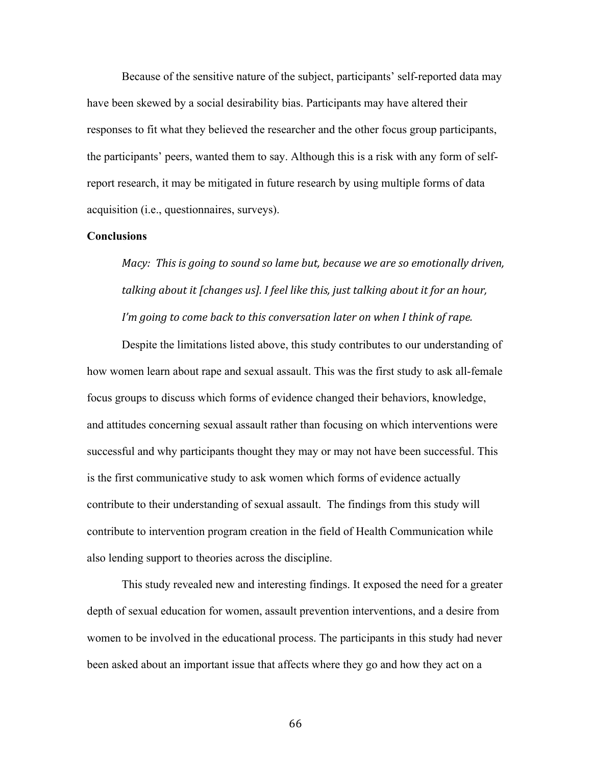Because of the sensitive nature of the subject, participants' self-reported data may have been skewed by a social desirability bias. Participants may have altered their responses to fit what they believed the researcher and the other focus group participants, the participants' peers, wanted them to say. Although this is a risk with any form of self-report research, it may be mitigated in future research by using multiple forms of data acquisition (i.e., questionnaires, surveys).

**Conclusions**

> *Macy: This is going to sound so lame but, because we are so emotionally driven, talking about it [changes us]. I feel like this, just talking about it for an hour, I'm going to come back to this conversation later on when I think of rape.*

Despite the limitations listed above, this study contributes to our understanding of how women learn about rape and sexual assault. This was the first study to ask all-female focus groups to discuss which forms of evidence changed their behaviors, knowledge, and attitudes concerning sexual assault rather than focusing on which interventions were successful and why participants thought they may or may not have been successful. This is the first communicative study to ask women which forms of evidence actually contribute to their understanding of sexual assault. The findings from this study will contribute to intervention program creation in the field of Health Communication while also lending support to theories across the discipline.

This study revealed new and interesting findings. It exposed the need for a greater depth of sexual education for women, assault prevention interventions, and a desire from women to be involved in the educational process. The participants in this study had never been asked about an important issue that affects where they go and how they act on a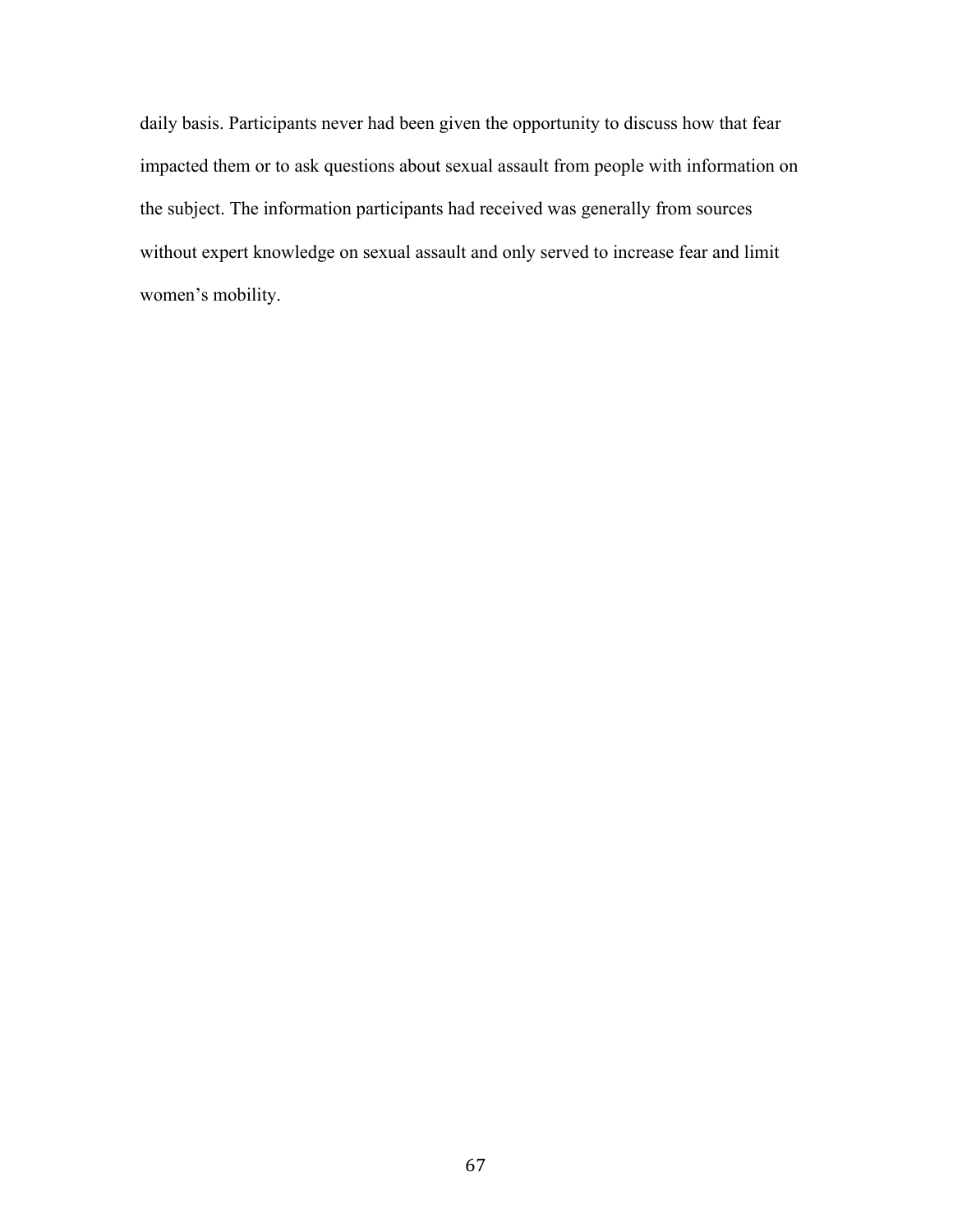daily basis. Participants never had been given the opportunity to discuss how that fear impacted them or to ask questions about sexual assault from people with information on the subject. The information participants had received was generally from sources without expert knowledge on sexual assault and only served to increase fear and limit women's mobility.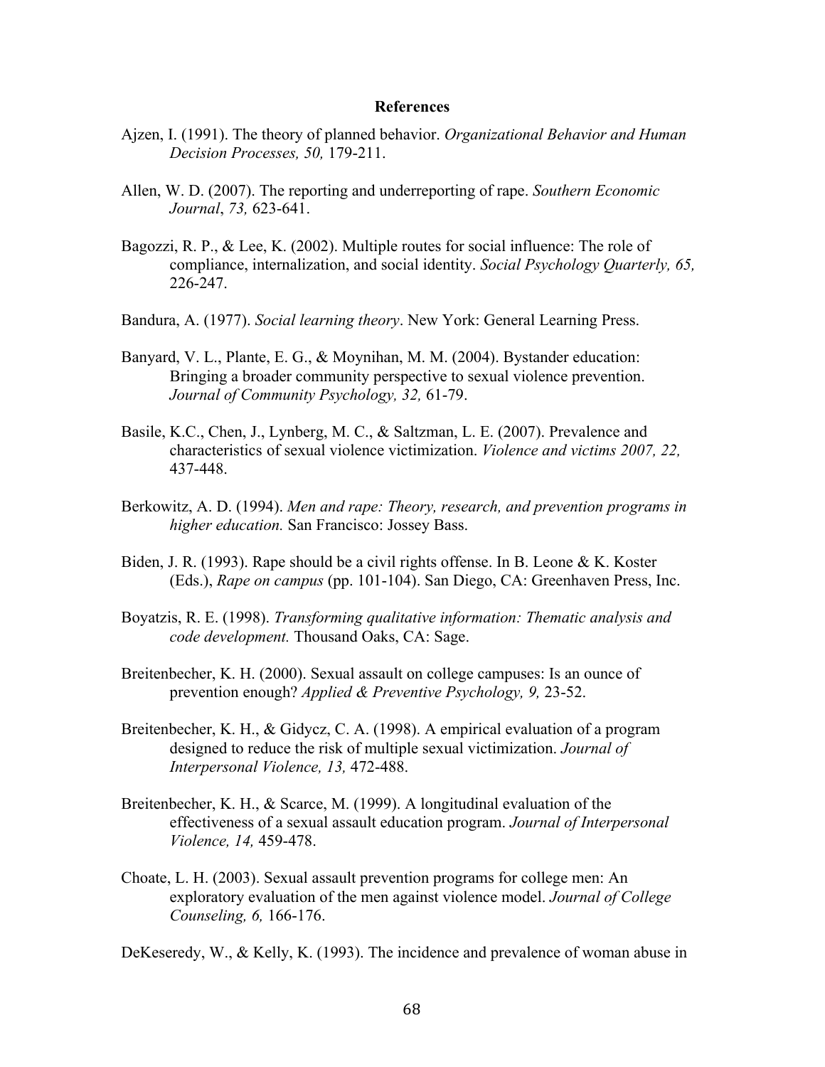# References

Ajzen, I. (1991). The theory of planned behavior. *Organizational Behavior and Human Decision Processes, 50,* 179-211.

Allen, W. D. (2007). The reporting and underreporting of rape. *Southern Economic Journal*, *73,* 623-641.

Bagozzi, R. P., & Lee, K. (2002). Multiple routes for social influence: The role of compliance, internalization, and social identity. *Social Psychology Quarterly, 65,* 226-247.

Bandura, A. (1977). *Social learning theory*. New York: General Learning Press.

Banyard, V. L., Plante, E. G., & Moynihan, M. M. (2004). Bystander education: Bringing a broader community perspective to sexual violence prevention. *Journal of Community Psychology, 32,* 61-79.

Basile, K.C., Chen, J., Lynberg, M. C., & Saltzman, L. E. (2007). Prevalence and characteristics of sexual violence victimization. *Violence and victims 2007, 22,* 437-448.

Berkowitz, A. D. (1994). *Men and rape: Theory, research, and prevention programs in higher education.* San Francisco: Jossey Bass.

Biden, J. R. (1993). Rape should be a civil rights offense. In B. Leone & K. Koster (Eds.), *Rape on campus* (pp. 101-104). San Diego, CA: Greenhaven Press, Inc.

Boyatzis, R. E. (1998). *Transforming qualitative information: Thematic analysis and code development.* Thousand Oaks, CA: Sage.

Breitenbecher, K. H. (2000). Sexual assault on college campuses: Is an ounce of prevention enough? *Applied & Preventive Psychology, 9,* 23-52.

Breitenbecher, K. H., & Gidycz, C. A. (1998). A empirical evaluation of a program designed to reduce the risk of multiple sexual victimization. *Journal of Interpersonal Violence, 13,* 472-488.

Breitenbecher, K. H., & Scarce, M. (1999). A longitudinal evaluation of the effectiveness of a sexual assault education program. *Journal of Interpersonal Violence, 14,* 459-478.

Choate, L. H. (2003). Sexual assault prevention programs for college men: An exploratory evaluation of the men against violence model. *Journal of College Counseling, 6,* 166-176.

DeKeseredy, W., & Kelly, K. (1993). The incidence and prevalence of woman abuse in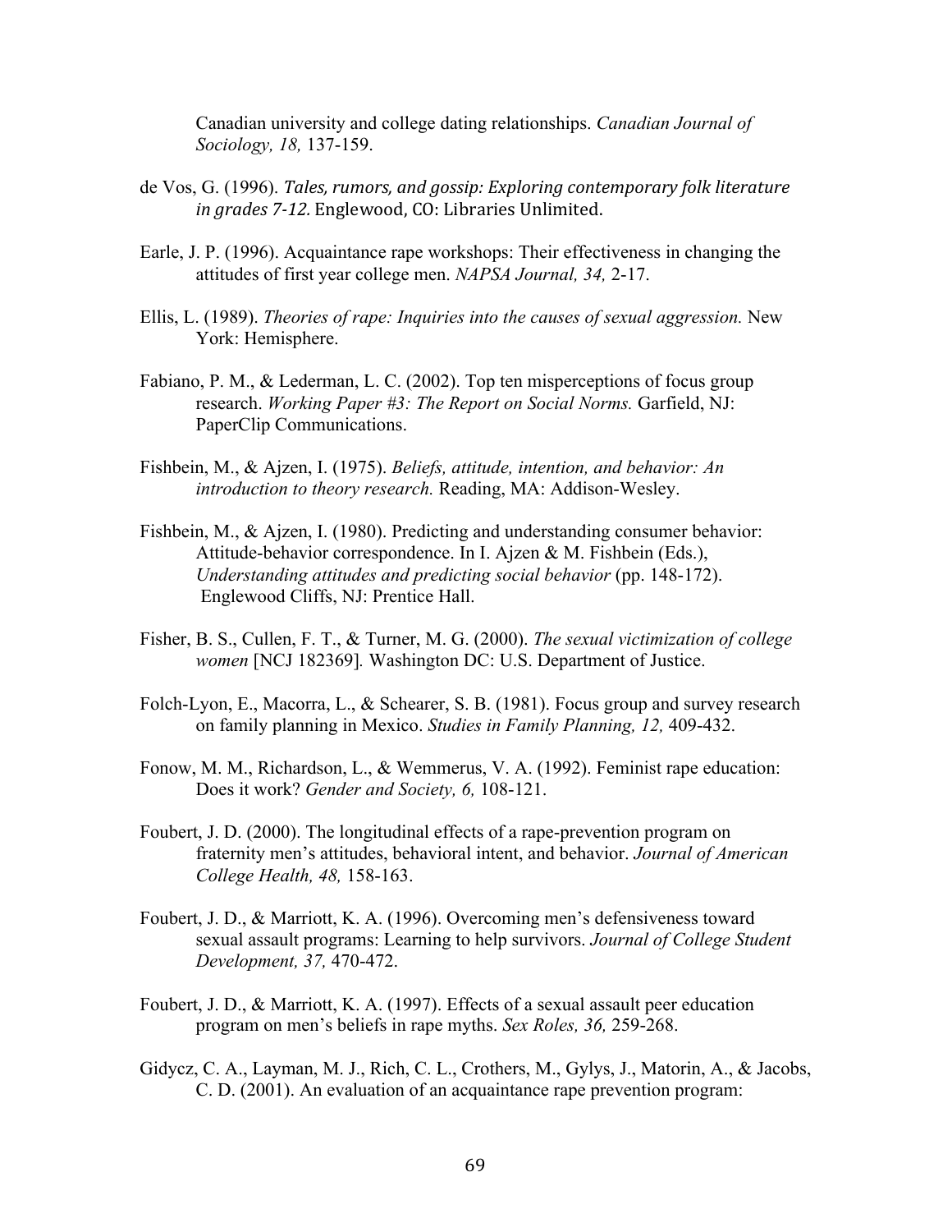Canadian university and college dating relationships. *Canadian Journal of Sociology, 18,* 137-159.

de Vos, G. (1996). *Tales, rumors, and gossip: Exploring contemporary folk literature in grades 7-12.* Englewood, CO: Libraries Unlimited.

Earle, J. P. (1996). Acquaintance rape workshops: Their effectiveness in changing the attitudes of first year college men. *NAPSA Journal, 34,* 2-17.

Ellis, L. (1989). *Theories of rape: Inquiries into the causes of sexual aggression.* New York: Hemisphere.

Fabiano, P. M., & Lederman, L. C. (2002). Top ten misperceptions of focus group research. *Working Paper #3: The Report on Social Norms.* Garfield, NJ: PaperClip Communications.

Fishbein, M., & Ajzen, I. (1975). *Beliefs, attitude, intention, and behavior: An introduction to theory research.* Reading, MA: Addison-Wesley.

Fishbein, M., & Ajzen, I. (1980). Predicting and understanding consumer behavior: Attitude-behavior correspondence. In I. Ajzen & M. Fishbein (Eds.), *Understanding attitudes and predicting social behavior* (pp. 148-172). Englewood Cliffs, NJ: Prentice Hall.

Fisher, B. S., Cullen, F. T., & Turner, M. G. (2000). *The sexual victimization of college women* [NCJ 182369]*.* Washington DC: U.S. Department of Justice.

Folch-Lyon, E., Macorra, L., & Schearer, S. B. (1981). Focus group and survey research on family planning in Mexico. *Studies in Family Planning, 12,* 409-432.

Fonow, M. M., Richardson, L., & Wemmerus, V. A. (1992). Feminist rape education: Does it work? *Gender and Society, 6,* 108-121.

Foubert, J. D. (2000). The longitudinal effects of a rape-prevention program on fraternity men's attitudes, behavioral intent, and behavior. *Journal of American College Health, 48,* 158-163.

Foubert, J. D., & Marriott, K. A. (1996). Overcoming men's defensiveness toward sexual assault programs: Learning to help survivors. *Journal of College Student Development, 37,* 470-472.

Foubert, J. D., & Marriott, K. A. (1997). Effects of a sexual assault peer education program on men's beliefs in rape myths. *Sex Roles, 36,* 259-268.

Gidycz, C. A., Layman, M. J., Rich, C. L., Crothers, M., Gylys, J., Matorin, A., & Jacobs, C. D. (2001). An evaluation of an acquaintance rape prevention program: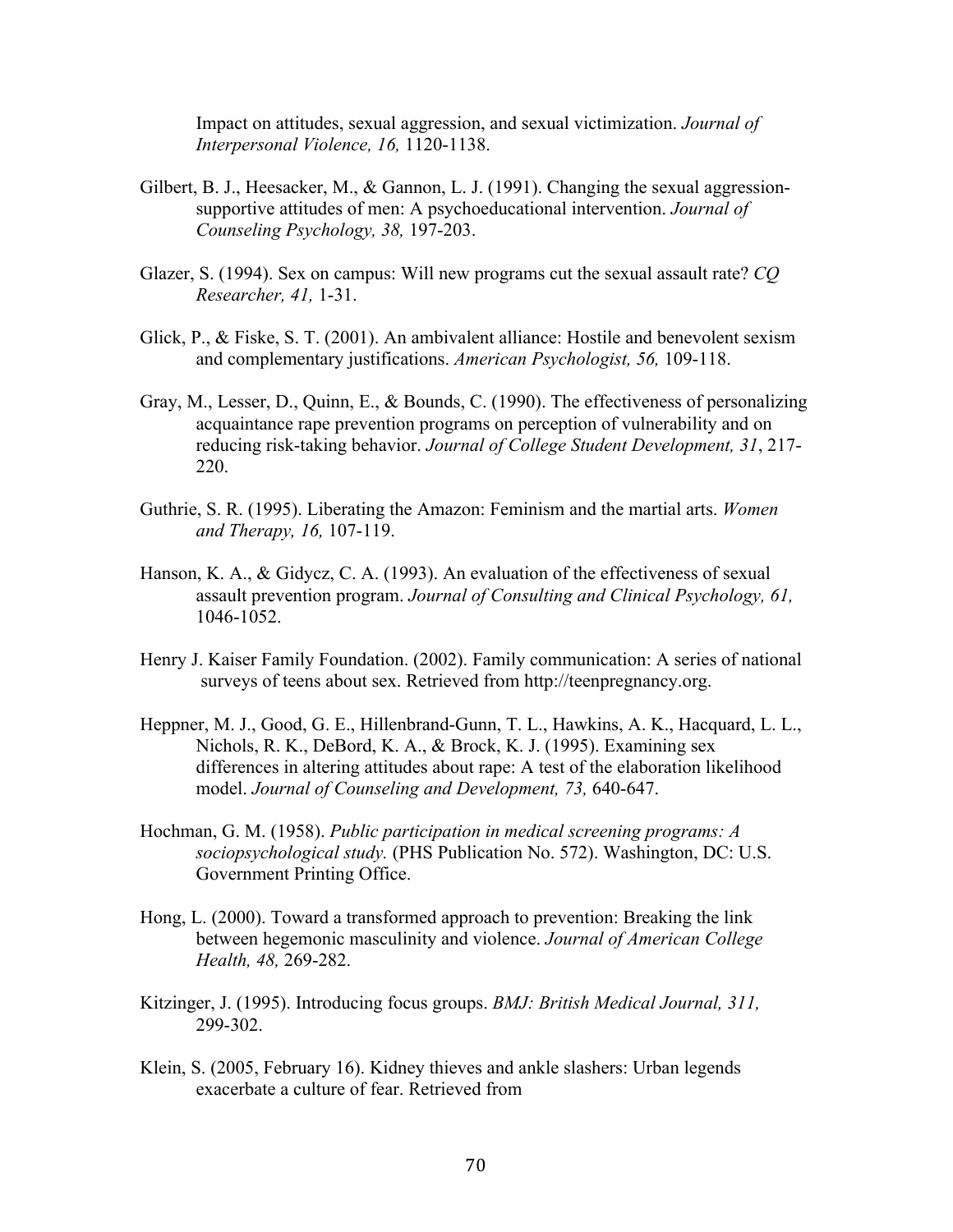Impact on attitudes, sexual aggression, and sexual victimization. *Journal of Interpersonal Violence, 16,* 1120-1138.

Gilbert, B. J., Heesacker, M., & Gannon, L. J. (1991). Changing the sexual aggression-supportive attitudes of men: A psychoeducational intervention. *Journal of Counseling Psychology, 38,* 197-203.

Glazer, S. (1994). Sex on campus: Will new programs cut the sexual assault rate? *CQ Researcher, 41,* 1-31.

Glick, P., & Fiske, S. T. (2001). An ambivalent alliance: Hostile and benevolent sexism and complementary justifications. *American Psychologist, 56,* 109-118.

Gray, M., Lesser, D., Quinn, E., & Bounds, C. (1990). The effectiveness of personalizing acquaintance rape prevention programs on perception of vulnerability and on reducing risk-taking behavior. *Journal of College Student Development, 31*, 217-220.

Guthrie, S. R. (1995). Liberating the Amazon: Feminism and the martial arts. *Women and Therapy, 16,* 107-119.

Hanson, K. A., & Gidycz, C. A. (1993). An evaluation of the effectiveness of sexual assault prevention program. *Journal of Consulting and Clinical Psychology, 61,* 1046-1052.

Henry J. Kaiser Family Foundation. (2002). Family communication: A series of national surveys of teens about sex. Retrieved from http://teenpregnancy.org.

Heppner, M. J., Good, G. E., Hillenbrand-Gunn, T. L., Hawkins, A. K., Hacquard, L. L., Nichols, R. K., DeBord, K. A., & Brock, K. J. (1995). Examining sex differences in altering attitudes about rape: A test of the elaboration likelihood model. *Journal of Counseling and Development, 73,* 640-647.

Hochman, G. M. (1958). *Public participation in medical screening programs: A sociopsychological study.* (PHS Publication No. 572). Washington, DC: U.S. Government Printing Office.

Hong, L. (2000). Toward a transformed approach to prevention: Breaking the link between hegemonic masculinity and violence. *Journal of American College Health, 48,* 269-282.

Kitzinger, J. (1995). Introducing focus groups. *BMJ: British Medical Journal, 311,* 299-302.

Klein, S. (2005, February 16). Kidney thieves and ankle slashers: Urban legends exacerbate a culture of fear. Retrieved from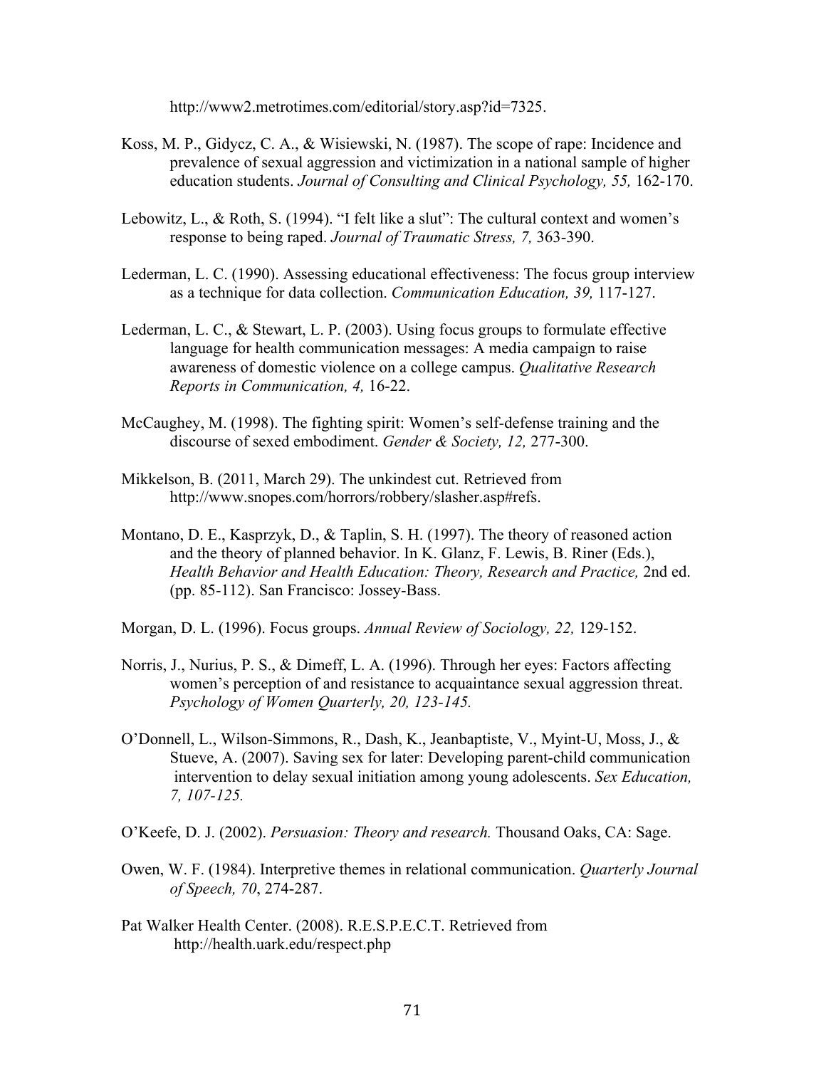http://www2.metrotimes.com/editorial/story.asp?id=7325.

Koss, M. P., Gidycz, C. A., & Wisiewski, N. (1987). The scope of rape: Incidence and prevalence of sexual aggression and victimization in a national sample of higher education students. *Journal of Consulting and Clinical Psychology, 55,* 162-170.

Lebowitz, L., & Roth, S. (1994). "I felt like a slut": The cultural context and women's response to being raped. *Journal of Traumatic Stress, 7,* 363-390.

Lederman, L. C. (1990). Assessing educational effectiveness: The focus group interview as a technique for data collection. *Communication Education, 39,* 117-127.

Lederman, L. C., & Stewart, L. P. (2003). Using focus groups to formulate effective language for health communication messages: A media campaign to raise awareness of domestic violence on a college campus. *Qualitative Research Reports in Communication, 4,* 16-22.

McCaughey, M. (1998). The fighting spirit: Women's self-defense training and the discourse of sexed embodiment. *Gender & Society, 12,* 277-300.

Mikkelson, B. (2011, March 29). The unkindest cut. Retrieved from http://www.snopes.com/horrors/robbery/slasher.asp#refs.

Montano, D. E., Kasprzyk, D., & Taplin, S. H. (1997). The theory of reasoned action and the theory of planned behavior. In K. Glanz, F. Lewis, B. Riner (Eds.), *Health Behavior and Health Education: Theory, Research and Practice,* 2nd ed. (pp. 85-112). San Francisco: Jossey-Bass.

Morgan, D. L. (1996). Focus groups. *Annual Review of Sociology, 22,* 129-152.

Norris, J., Nurius, P. S., & Dimeff, L. A. (1996). Through her eyes: Factors affecting women's perception of and resistance to acquaintance sexual aggression threat. *Psychology of Women Quarterly, 20, 123-145.*

O'Donnell, L., Wilson-Simmons, R., Dash, K., Jeanbaptiste, V., Myint-U, Moss, J., & Stueve, A. (2007). Saving sex for later: Developing parent-child communication intervention to delay sexual initiation among young adolescents. *Sex Education, 7, 107-125.*

O'Keefe, D. J. (2002). *Persuasion: Theory and research.* Thousand Oaks, CA: Sage.

Owen, W. F. (1984). Interpretive themes in relational communication. *Quarterly Journal of Speech, 70*, 274-287.

Pat Walker Health Center. (2008). R.E.S.P.E.C.T. Retrieved from http://health.uark.edu/respect.php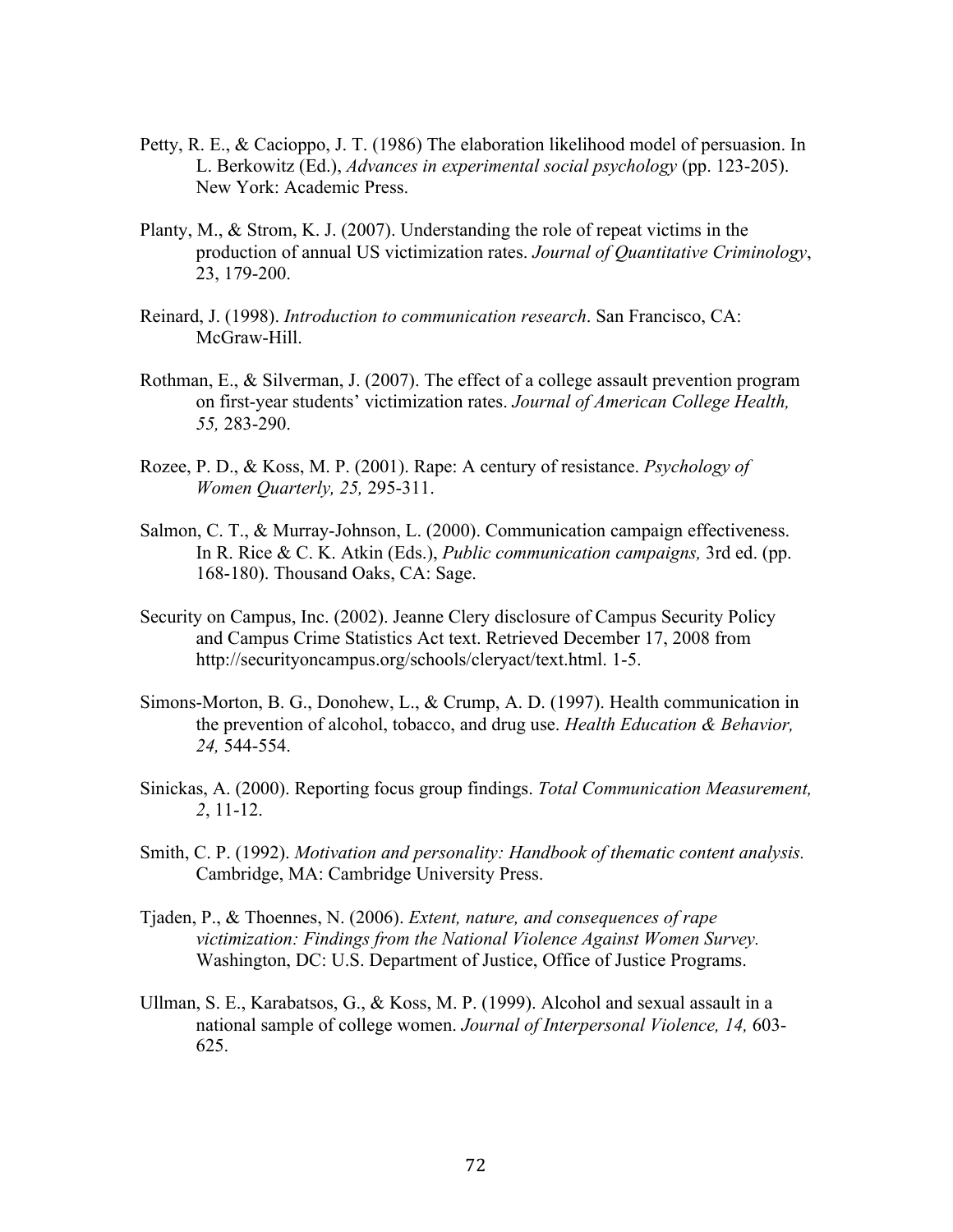Petty, R. E., & Cacioppo, J. T. (1986) The elaboration likelihood model of persuasion. In L. Berkowitz (Ed.), *Advances in experimental social psychology* (pp. 123-205). New York: Academic Press.

Planty, M., & Strom, K. J. (2007). Understanding the role of repeat victims in the production of annual US victimization rates. *Journal of Quantitative Criminology*, 23, 179-200.

Reinard, J. (1998). *Introduction to communication research*. San Francisco, CA: McGraw-Hill.

Rothman, E., & Silverman, J. (2007). The effect of a college assault prevention program on first-year students' victimization rates. *Journal of American College Health, 55,* 283-290.

Rozee, P. D., & Koss, M. P. (2001). Rape: A century of resistance. *Psychology of Women Quarterly, 25,* 295-311.

Salmon, C. T., & Murray-Johnson, L. (2000). Communication campaign effectiveness. In R. Rice & C. K. Atkin (Eds.), *Public communication campaigns,* 3rd ed. (pp. 168-180). Thousand Oaks, CA: Sage.

Security on Campus, Inc. (2002). Jeanne Clery disclosure of Campus Security Policy and Campus Crime Statistics Act text. Retrieved December 17, 2008 from http://securityoncampus.org/schools/cleryact/text.html. 1-5.

Simons-Morton, B. G., Donohew, L., & Crump, A. D. (1997). Health communication in the prevention of alcohol, tobacco, and drug use. *Health Education & Behavior, 24,* 544-554.

Sinickas, A. (2000). Reporting focus group findings. *Total Communication Measurement, 2*, 11-12.

Smith, C. P. (1992). *Motivation and personality: Handbook of thematic content analysis.* Cambridge, MA: Cambridge University Press.

Tjaden, P., & Thoennes, N. (2006). *Extent, nature, and consequences of rape victimization: Findings from the National Violence Against Women Survey.* Washington, DC: U.S. Department of Justice, Office of Justice Programs.

Ullman, S. E., Karabatsos, G., & Koss, M. P. (1999). Alcohol and sexual assault in a national sample of college women. *Journal of Interpersonal Violence, 14,* 603-625.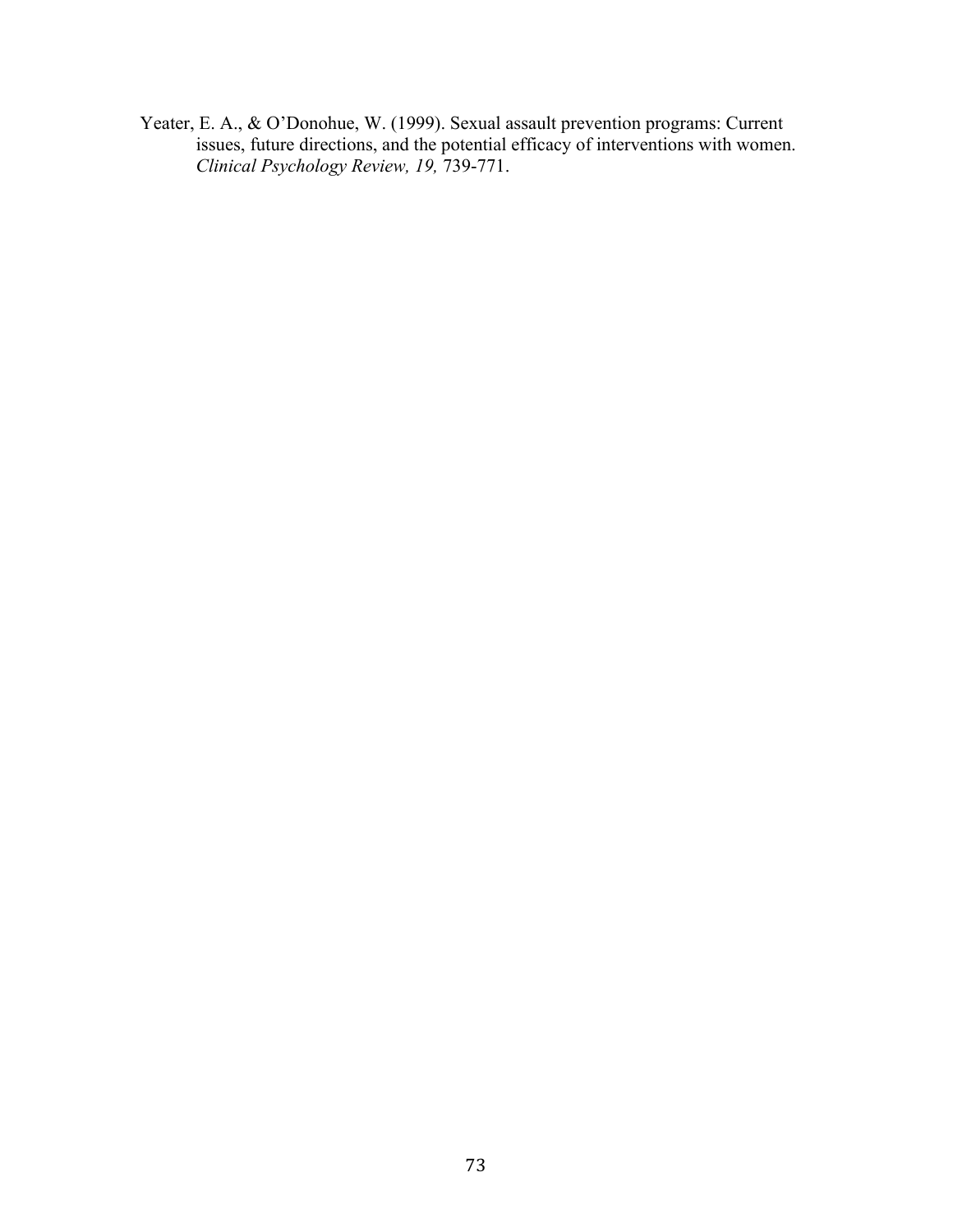Yeater, E. A., & O'Donohue, W. (1999). Sexual assault prevention programs: Current issues, future directions, and the potential efficacy of interventions with women. *Clinical Psychology Review, 19,* 739-771.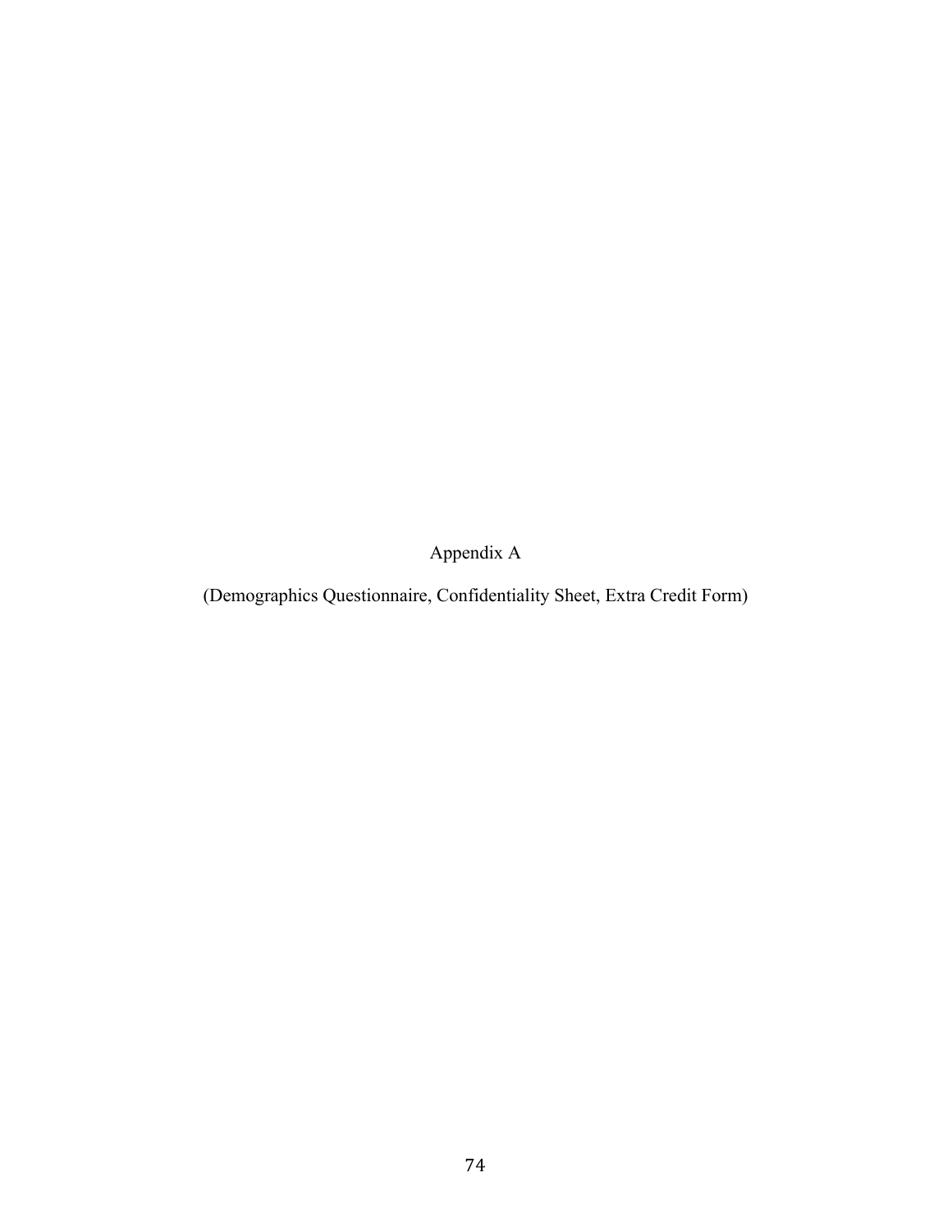# Appendix A

(Demographics Questionnaire, Confidentiality Sheet, Extra Credit Form)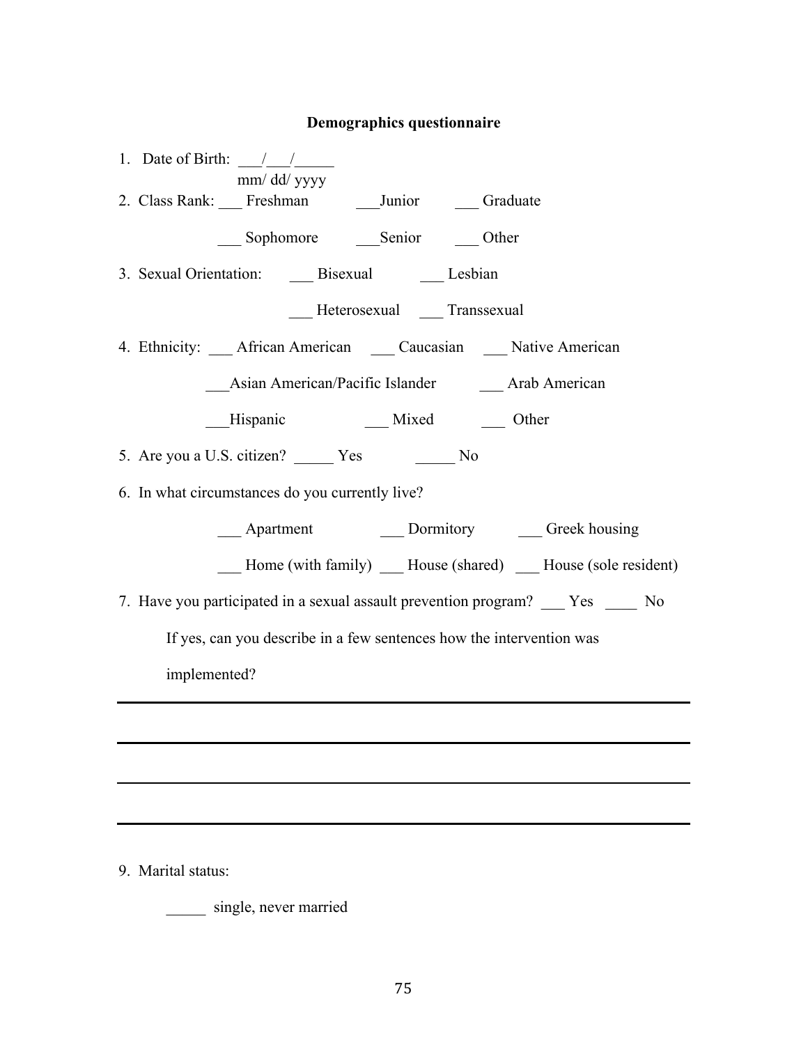**Demographics questionnaire**

1. Date of Birth: \_\_\_/\_\_\_/\_\_\_\_\_
   mm/ dd/ yyyy

2. Class Rank: \_\_\_ Freshman \_\_\_Junior \_\_\_ Graduate

   \_\_\_ Sophomore \_\_\_Senior \_\_\_ Other

3. Sexual Orientation: \_\_\_ Bisexual \_\_\_ Lesbian

   \_\_\_ Heterosexual \_\_\_ Transsexual

4. Ethnicity: \_\_\_ African American \_\_\_ Caucasian \_\_\_ Native American

   \_\_\_Asian American/Pacific Islander \_\_\_ Arab American

   \_\_\_Hispanic \_\_\_ Mixed \_\_\_ Other

5. Are you a U.S. citizen? \_\_\_\_\_ Yes \_\_\_\_\_ No

6. In what circumstances do you currently live?

   \_\_\_ Apartment \_\_\_ Dormitory \_\_\_ Greek housing

   \_\_\_ Home (with family) \_\_\_ House (shared) \_\_\_ House (sole resident)

7. Have you participated in a sexual assault prevention program? \_\_\_ Yes \_\_\_\_ No

   If yes, can you describe in a few sentences how the intervention was implemented?

\_\_\_\_\_\_\_\_\_\_\_\_\_\_\_\_\_\_\_\_\_\_\_\_\_\_\_\_\_\_\_\_\_\_\_\_\_\_\_\_\_\_\_\_\_\_\_\_\_\_\_\_\_\_\_\_\_\_\_\_\_\_\_\_\_\_\_\_\_\_

\_\_\_\_\_\_\_\_\_\_\_\_\_\_\_\_\_\_\_\_\_\_\_\_\_\_\_\_\_\_\_\_\_\_\_\_\_\_\_\_\_\_\_\_\_\_\_\_\_\_\_\_\_\_\_\_\_\_\_\_\_\_\_\_\_\_\_\_\_\_

\_\_\_\_\_\_\_\_\_\_\_\_\_\_\_\_\_\_\_\_\_\_\_\_\_\_\_\_\_\_\_\_\_\_\_\_\_\_\_\_\_\_\_\_\_\_\_\_\_\_\_\_\_\_\_\_\_\_\_\_\_\_\_\_\_\_\_\_\_\_

\_\_\_\_\_\_\_\_\_\_\_\_\_\_\_\_\_\_\_\_\_\_\_\_\_\_\_\_\_\_\_\_\_\_\_\_\_\_\_\_\_\_\_\_\_\_\_\_\_\_\_\_\_\_\_\_\_\_\_\_\_\_\_\_\_\_\_\_\_\_

9. Marital status:

   \_\_\_\_\_ single, never married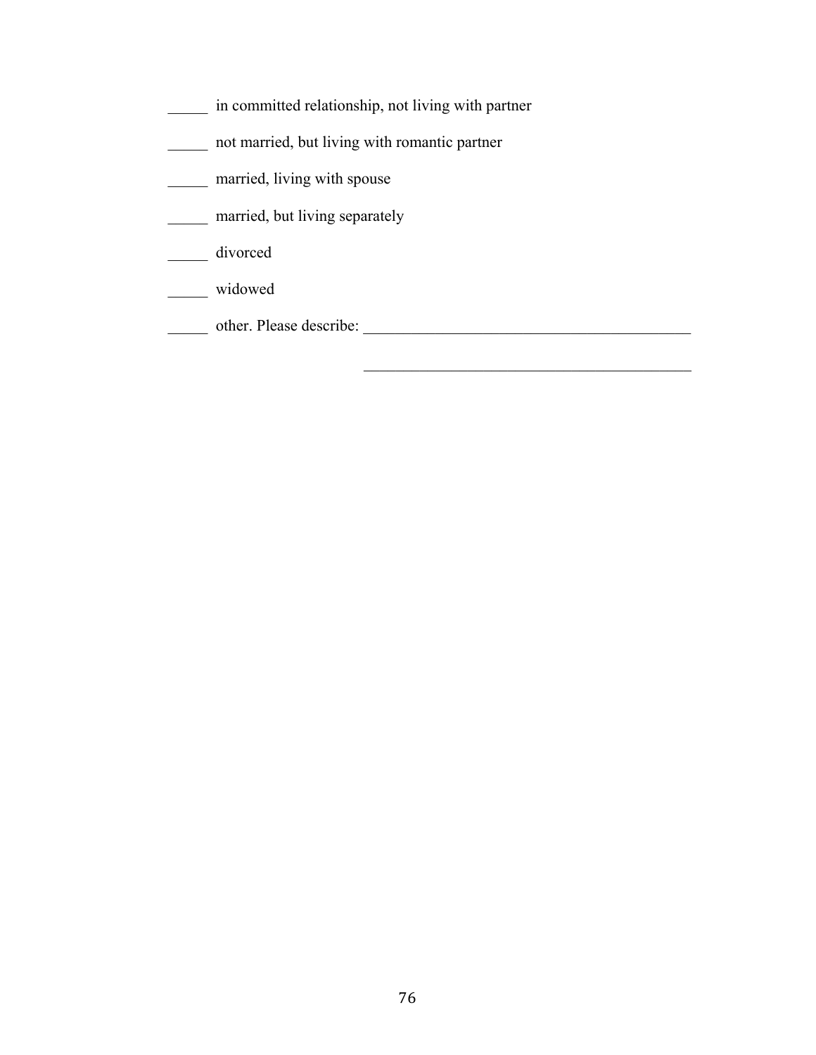_____ in committed relationship, not living with partner

_____ not married, but living with romantic partner

_____ married, living with spouse

_____ married, but living separately

_____ divorced

_____ widowed

_____ other. Please describe: _________________________________________

_________________________________________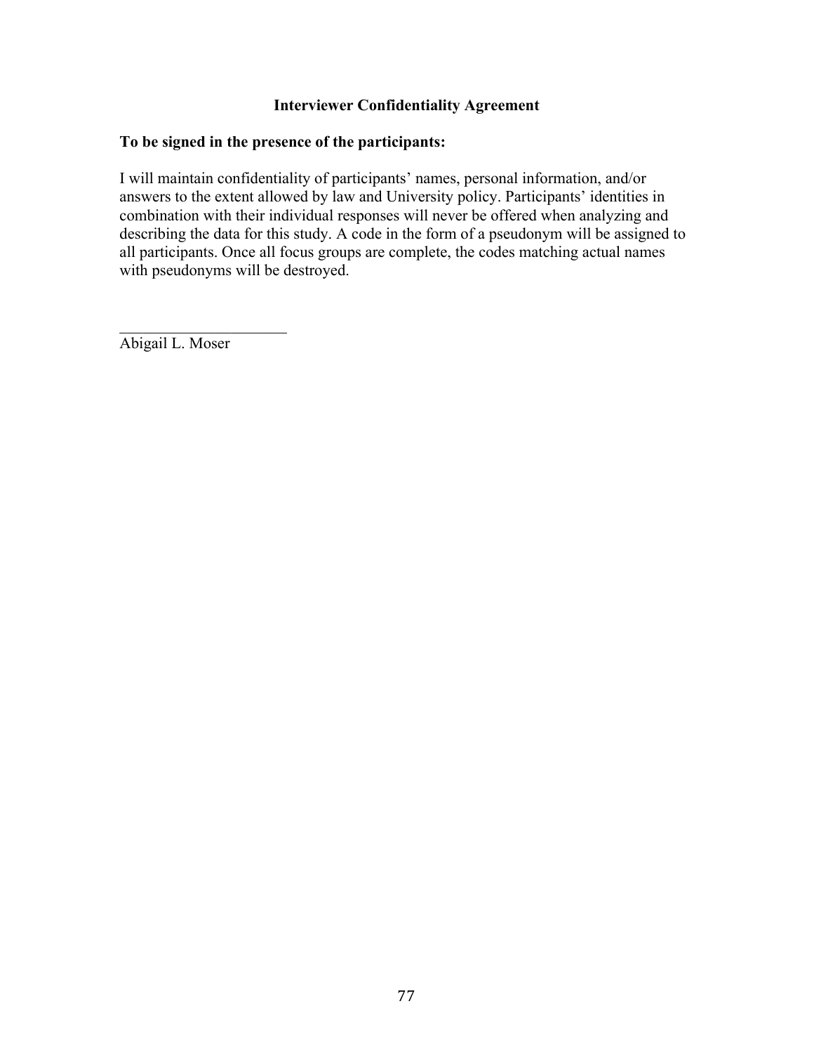## Interviewer Confidentiality Agreement

**To be signed in the presence of the participants:**

I will maintain confidentiality of participants' names, personal information, and/or answers to the extent allowed by law and University policy. Participants' identities in combination with their individual responses will never be offered when analyzing and describing the data for this study. A code in the form of a pseudonym will be assigned to all participants. Once all focus groups are complete, the codes matching actual names with pseudonyms will be destroyed.

______________________

Abigail L. Moser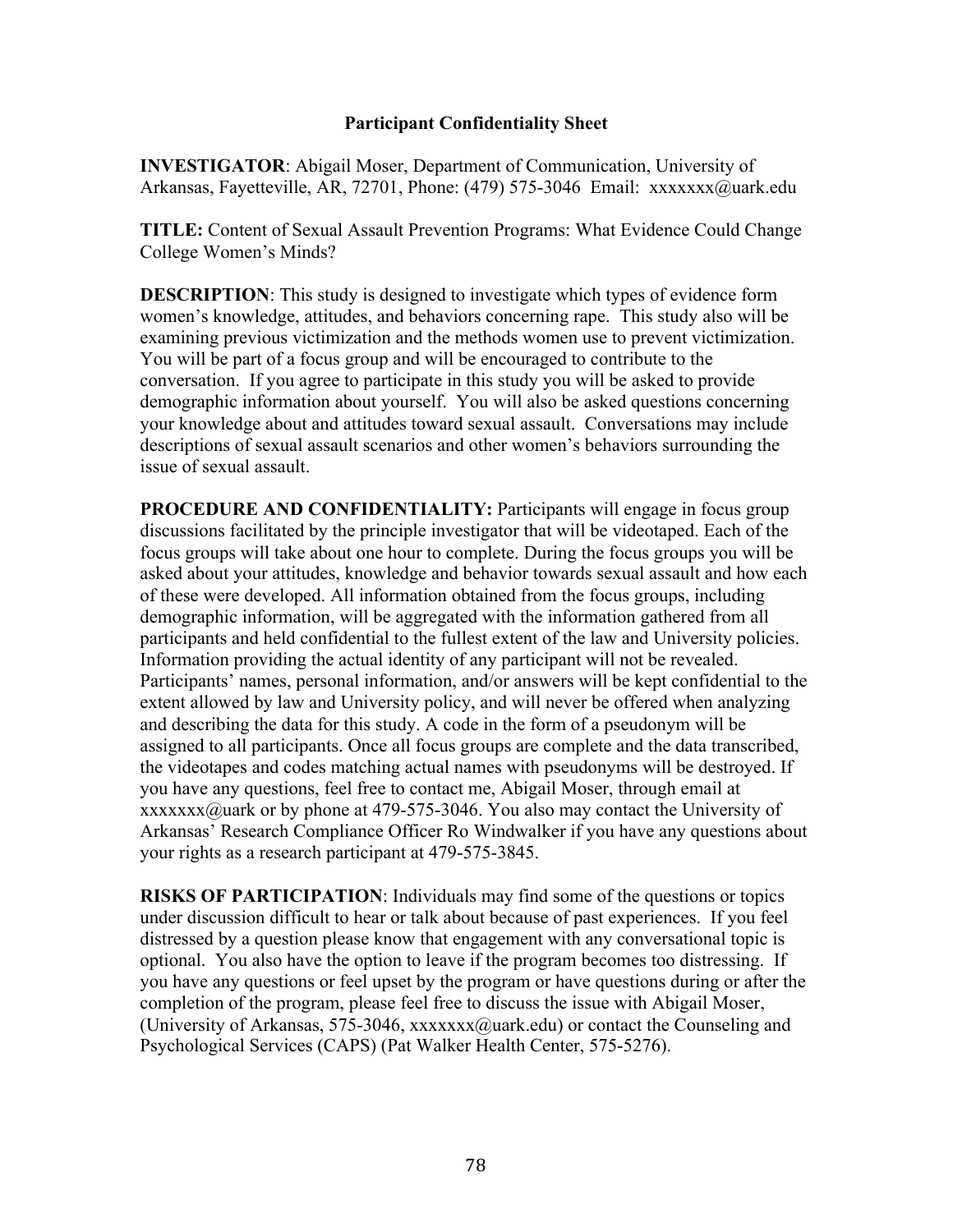## Participant Confidentiality Sheet

**INVESTIGATOR**: Abigail Moser, Department of Communication, University of Arkansas, Fayetteville, AR, 72701, Phone: (479) 575-3046 Email: xxxxxxx@uark.edu

**TITLE:** Content of Sexual Assault Prevention Programs: What Evidence Could Change College Women's Minds?

**DESCRIPTION**: This study is designed to investigate which types of evidence form women's knowledge, attitudes, and behaviors concerning rape. This study also will be examining previous victimization and the methods women use to prevent victimization. You will be part of a focus group and will be encouraged to contribute to the conversation. If you agree to participate in this study you will be asked to provide demographic information about yourself. You will also be asked questions concerning your knowledge about and attitudes toward sexual assault. Conversations may include descriptions of sexual assault scenarios and other women's behaviors surrounding the issue of sexual assault.

**PROCEDURE AND CONFIDENTIALITY:** Participants will engage in focus group discussions facilitated by the principle investigator that will be videotaped. Each of the focus groups will take about one hour to complete. During the focus groups you will be asked about your attitudes, knowledge and behavior towards sexual assault and how each of these were developed. All information obtained from the focus groups, including demographic information, will be aggregated with the information gathered from all participants and held confidential to the fullest extent of the law and University policies. Information providing the actual identity of any participant will not be revealed. Participants' names, personal information, and/or answers will be kept confidential to the extent allowed by law and University policy, and will never be offered when analyzing and describing the data for this study. A code in the form of a pseudonym will be assigned to all participants. Once all focus groups are complete and the data transcribed, the videotapes and codes matching actual names with pseudonyms will be destroyed. If you have any questions, feel free to contact me, Abigail Moser, through email at xxxxxxx@uark or by phone at 479-575-3046. You also may contact the University of Arkansas' Research Compliance Officer Ro Windwalker if you have any questions about your rights as a research participant at 479-575-3845.

**RISKS OF PARTICIPATION**: Individuals may find some of the questions or topics under discussion difficult to hear or talk about because of past experiences. If you feel distressed by a question please know that engagement with any conversational topic is optional. You also have the option to leave if the program becomes too distressing. If you have any questions or feel upset by the program or have questions during or after the completion of the program, please feel free to discuss the issue with Abigail Moser, (University of Arkansas, 575-3046, xxxxxxx@uark.edu) or contact the Counseling and Psychological Services (CAPS) (Pat Walker Health Center, 575-5276).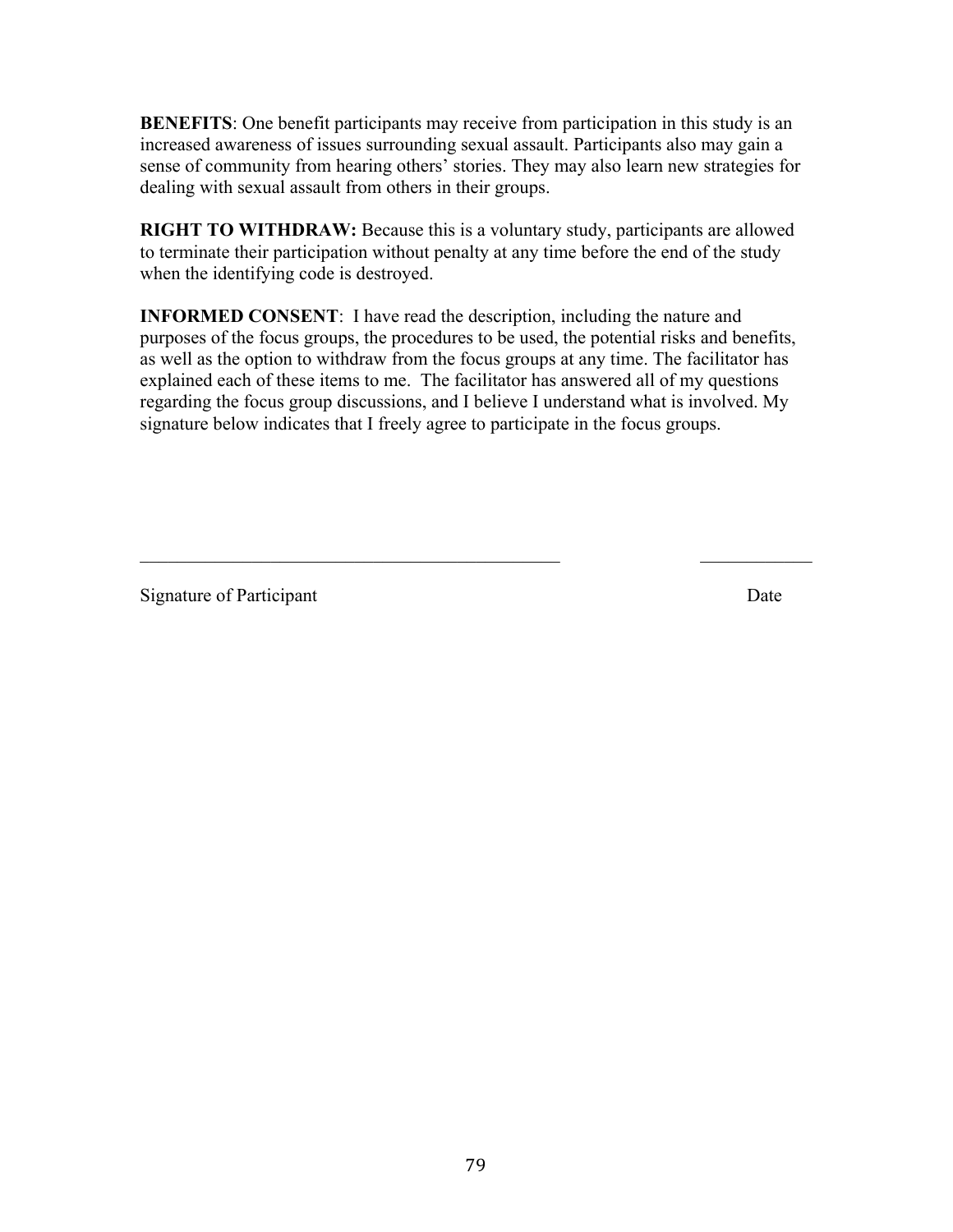**BENEFITS**: One benefit participants may receive from participation in this study is an increased awareness of issues surrounding sexual assault. Participants also may gain a sense of community from hearing others' stories. They may also learn new strategies for dealing with sexual assault from others in their groups.

**RIGHT TO WITHDRAW:** Because this is a voluntary study, participants are allowed to terminate their participation without penalty at any time before the end of the study when the identifying code is destroyed.

**INFORMED CONSENT**: I have read the description, including the nature and purposes of the focus groups, the procedures to be used, the potential risks and benefits, as well as the option to withdraw from the focus groups at any time. The facilitator has explained each of these items to me. The facilitator has answered all of my questions regarding the focus group discussions, and I believe I understand what is involved. My signature below indicates that I freely agree to participate in the focus groups.

_______________________________________________ ____________

Signature of Participant Date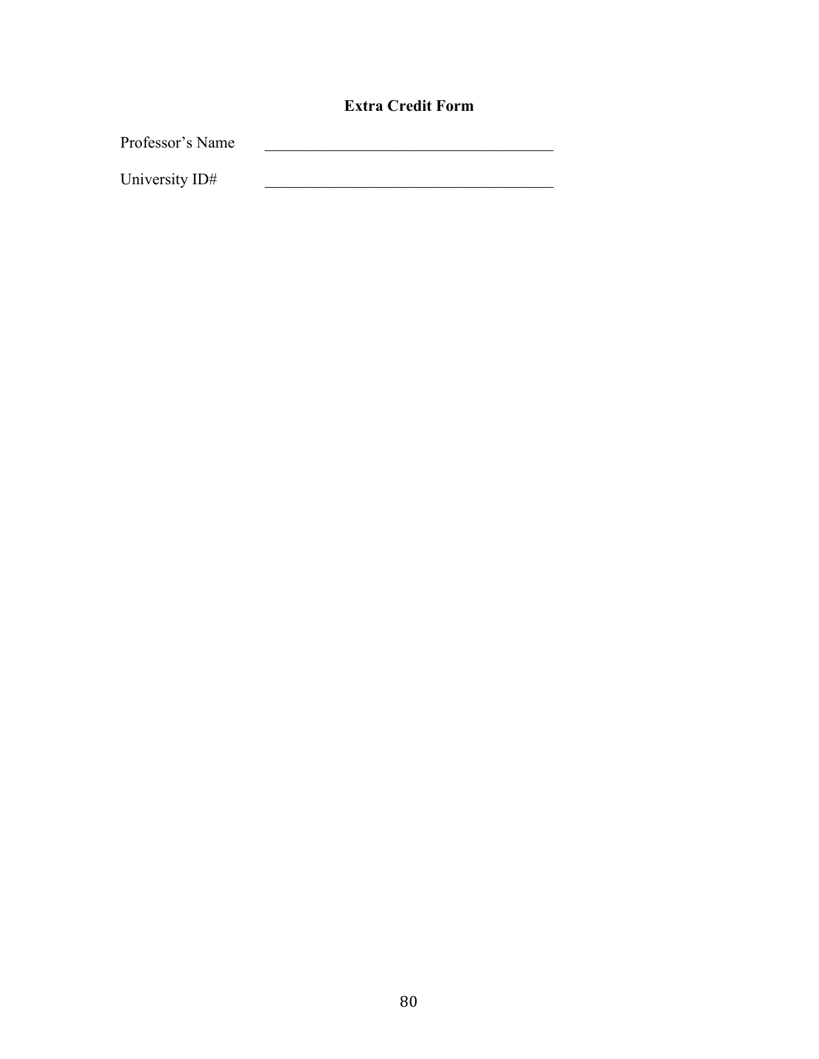## Extra Credit Form

Professor's Name ____________________________________

University ID# ____________________________________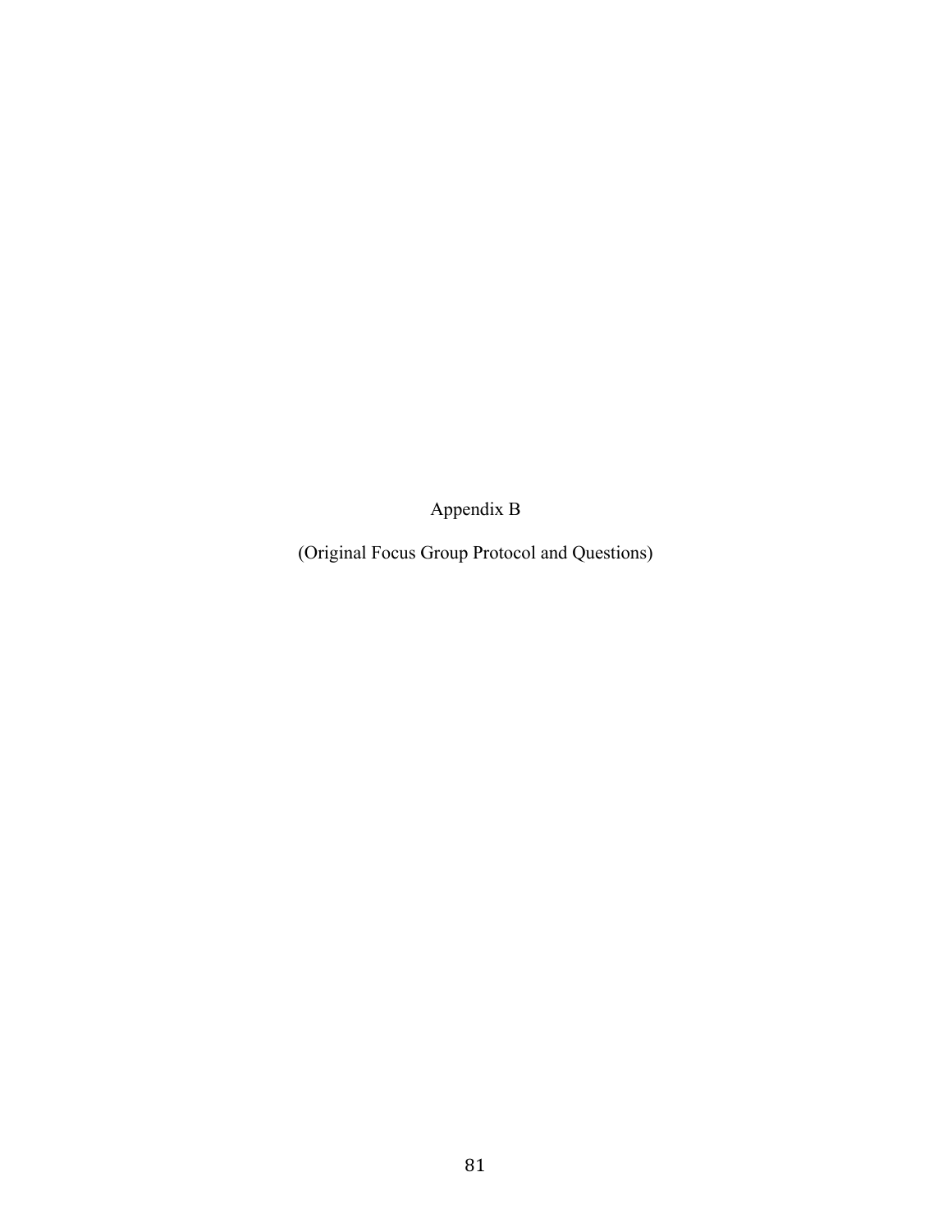# Appendix B

(Original Focus Group Protocol and Questions)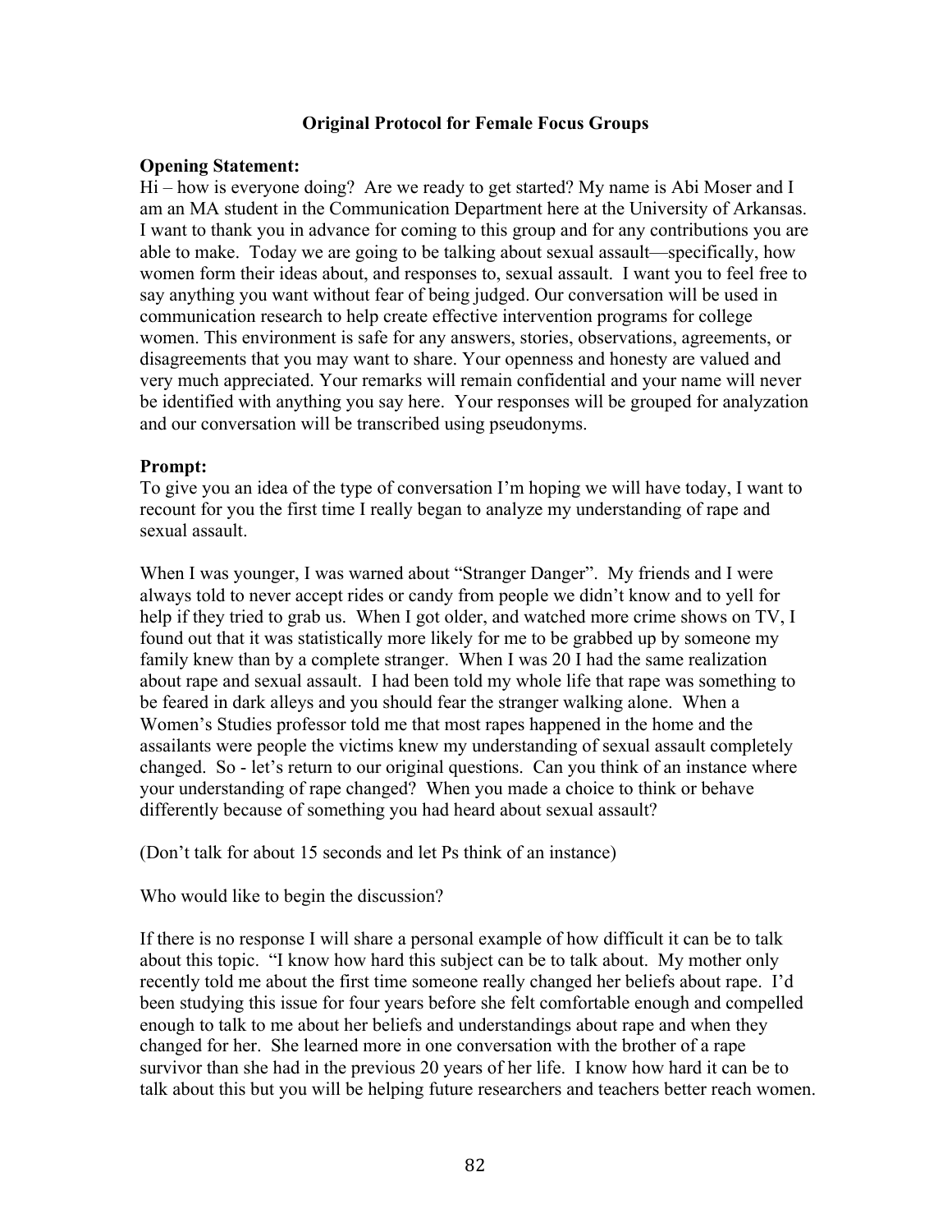# Original Protocol for Female Focus Groups

**Opening Statement:**

Hi – how is everyone doing? Are we ready to get started? My name is Abi Moser and I am an MA student in the Communication Department here at the University of Arkansas. I want to thank you in advance for coming to this group and for any contributions you are able to make. Today we are going to be talking about sexual assault—specifically, how women form their ideas about, and responses to, sexual assault. I want you to feel free to say anything you want without fear of being judged. Our conversation will be used in communication research to help create effective intervention programs for college women. This environment is safe for any answers, stories, observations, agreements, or disagreements that you may want to share. Your openness and honesty are valued and very much appreciated. Your remarks will remain confidential and your name will never be identified with anything you say here. Your responses will be grouped for analyzation and our conversation will be transcribed using pseudonyms.

**Prompt:**

To give you an idea of the type of conversation I'm hoping we will have today, I want to recount for you the first time I really began to analyze my understanding of rape and sexual assault.

When I was younger, I was warned about "Stranger Danger". My friends and I were always told to never accept rides or candy from people we didn't know and to yell for help if they tried to grab us. When I got older, and watched more crime shows on TV, I found out that it was statistically more likely for me to be grabbed up by someone my family knew than by a complete stranger. When I was 20 I had the same realization about rape and sexual assault. I had been told my whole life that rape was something to be feared in dark alleys and you should fear the stranger walking alone. When a Women's Studies professor told me that most rapes happened in the home and the assailants were people the victims knew my understanding of sexual assault completely changed. So - let's return to our original questions. Can you think of an instance where your understanding of rape changed? When you made a choice to think or behave differently because of something you had heard about sexual assault?

(Don't talk for about 15 seconds and let Ps think of an instance)

Who would like to begin the discussion?

If there is no response I will share a personal example of how difficult it can be to talk about this topic. "I know how hard this subject can be to talk about. My mother only recently told me about the first time someone really changed her beliefs about rape. I'd been studying this issue for four years before she felt comfortable enough and compelled enough to talk to me about her beliefs and understandings about rape and when they changed for her. She learned more in one conversation with the brother of a rape survivor than she had in the previous 20 years of her life. I know how hard it can be to talk about this but you will be helping future researchers and teachers better reach women.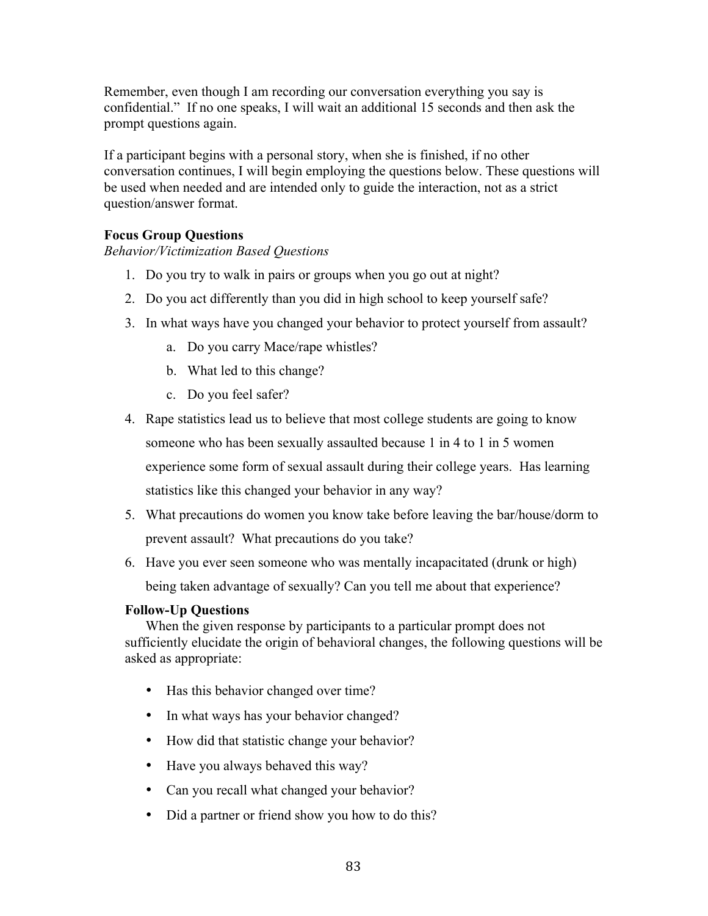Remember, even though I am recording our conversation everything you say is confidential." If no one speaks, I will wait an additional 15 seconds and then ask the prompt questions again.

If a participant begins with a personal story, when she is finished, if no other conversation continues, I will begin employing the questions below. These questions will be used when needed and are intended only to guide the interaction, not as a strict question/answer format.

**Focus Group Questions**

*Behavior/Victimization Based Questions*

1. Do you try to walk in pairs or groups when you go out at night?
2. Do you act differently than you did in high school to keep yourself safe?
3. In what ways have you changed your behavior to protect yourself from assault?
    a. Do you carry Mace/rape whistles?
    b. What led to this change?
    c. Do you feel safer?
4. Rape statistics lead us to believe that most college students are going to know someone who has been sexually assaulted because 1 in 4 to 1 in 5 women experience some form of sexual assault during their college years. Has learning statistics like this changed your behavior in any way?
5. What precautions do women you know take before leaving the bar/house/dorm to prevent assault? What precautions do you take?
6. Have you ever seen someone who was mentally incapacitated (drunk or high) being taken advantage of sexually? Can you tell me about that experience?

**Follow-Up Questions**

When the given response by participants to a particular prompt does not sufficiently elucidate the origin of behavioral changes, the following questions will be asked as appropriate:

- Has this behavior changed over time?
- In what ways has your behavior changed?
- How did that statistic change your behavior?
- Have you always behaved this way?
- Can you recall what changed your behavior?
- Did a partner or friend show you how to do this?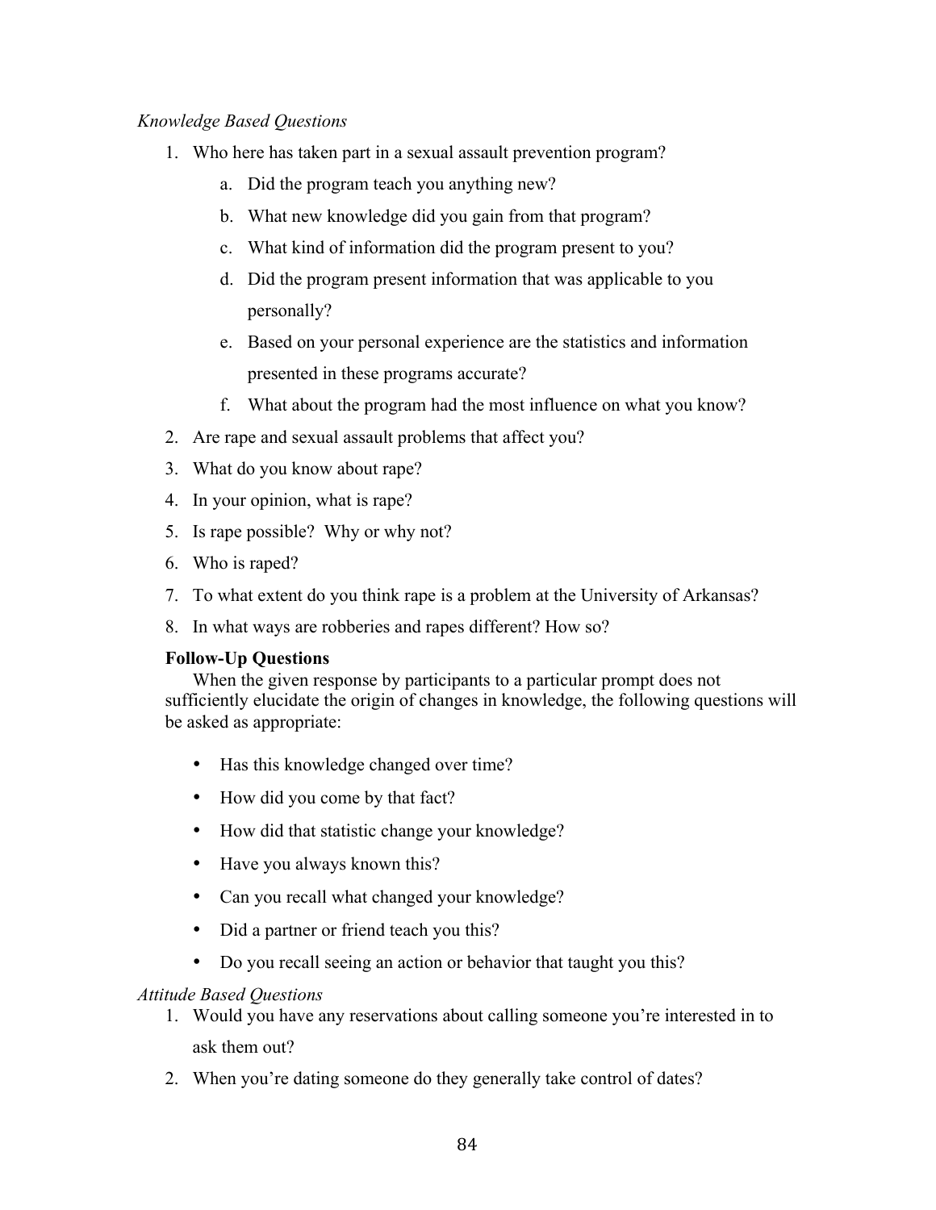*Knowledge Based Questions*

1. Who here has taken part in a sexual assault prevention program?
    a. Did the program teach you anything new?
    b. What new knowledge did you gain from that program?
    c. What kind of information did the program present to you?
    d. Did the program present information that was applicable to you personally?
    e. Based on your personal experience are the statistics and information presented in these programs accurate?
    f. What about the program had the most influence on what you know?
2. Are rape and sexual assault problems that affect you?
3. What do you know about rape?
4. In your opinion, what is rape?
5. Is rape possible? Why or why not?
6. Who is raped?
7. To what extent do you think rape is a problem at the University of Arkansas?
8. In what ways are robberies and rapes different? How so?

**Follow-Up Questions**

When the given response by participants to a particular prompt does not sufficiently elucidate the origin of changes in knowledge, the following questions will be asked as appropriate:

- Has this knowledge changed over time?
- How did you come by that fact?
- How did that statistic change your knowledge?
- Have you always known this?
- Can you recall what changed your knowledge?
- Did a partner or friend teach you this?
- Do you recall seeing an action or behavior that taught you this?

*Attitude Based Questions*

1. Would you have any reservations about calling someone you're interested in to ask them out?
2. When you're dating someone do they generally take control of dates?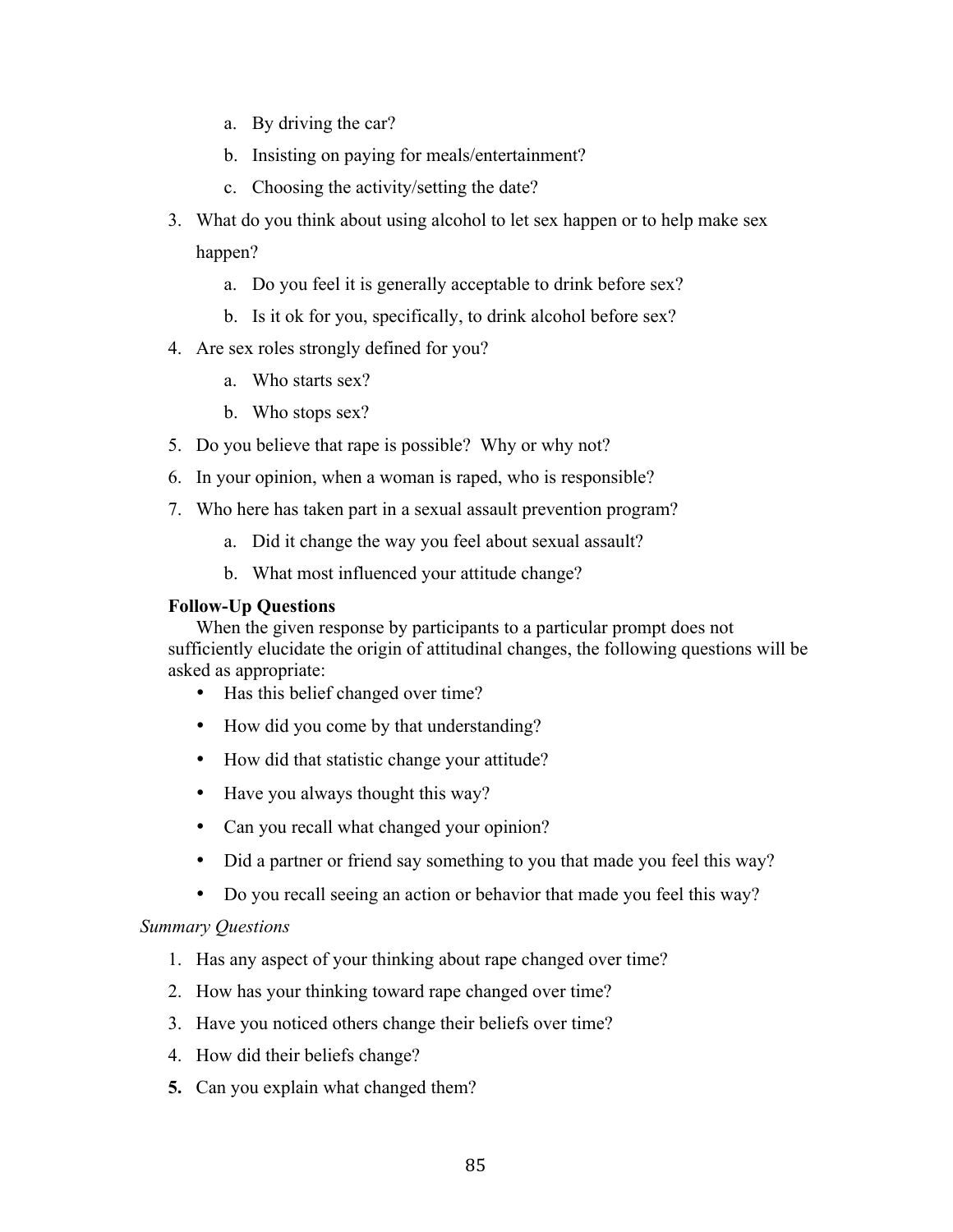a. By driving the car?
   b. Insisting on paying for meals/entertainment?
   c. Choosing the activity/setting the date?
3. What do you think about using alcohol to let sex happen or to help make sex happen?
   a. Do you feel it is generally acceptable to drink before sex?
   b. Is it ok for you, specifically, to drink alcohol before sex?
4. Are sex roles strongly defined for you?
   a. Who starts sex?
   b. Who stops sex?
5. Do you believe that rape is possible? Why or why not?
6. In your opinion, when a woman is raped, who is responsible?
7. Who here has taken part in a sexual assault prevention program?
   a. Did it change the way you feel about sexual assault?
   b. What most influenced your attitude change?

**Follow-Up Questions**

When the given response by participants to a particular prompt does not sufficiently elucidate the origin of attitudinal changes, the following questions will be asked as appropriate:

- Has this belief changed over time?
- How did you come by that understanding?
- How did that statistic change your attitude?
- Have you always thought this way?
- Can you recall what changed your opinion?
- Did a partner or friend say something to you that made you feel this way?
- Do you recall seeing an action or behavior that made you feel this way?

*Summary Questions*

1. Has any aspect of your thinking about rape changed over time?
2. How has your thinking toward rape changed over time?
3. Have you noticed others change their beliefs over time?
4. How did their beliefs change?
5. Can you explain what changed them?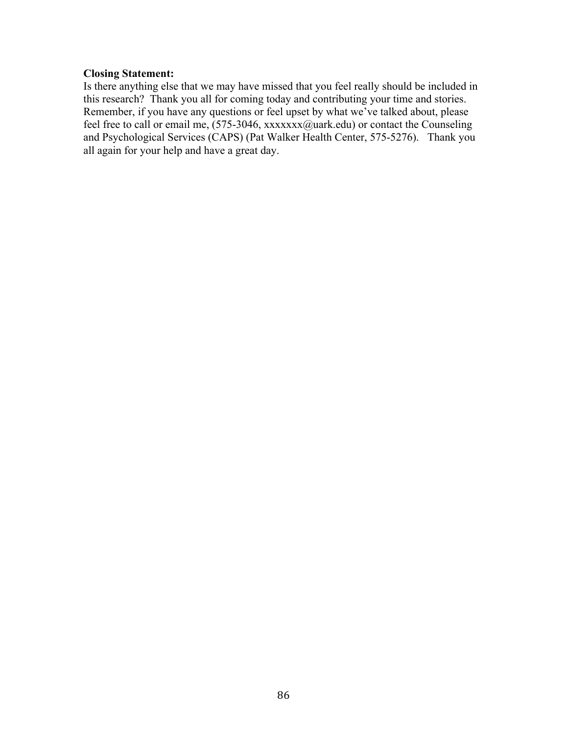**Closing Statement:**

Is there anything else that we may have missed that you feel really should be included in this research? Thank you all for coming today and contributing your time and stories. Remember, if you have any questions or feel upset by what we've talked about, please feel free to call or email me, (575-3046, xxxxxxx@uark.edu) or contact the Counseling and Psychological Services (CAPS) (Pat Walker Health Center, 575-5276). Thank you all again for your help and have a great day.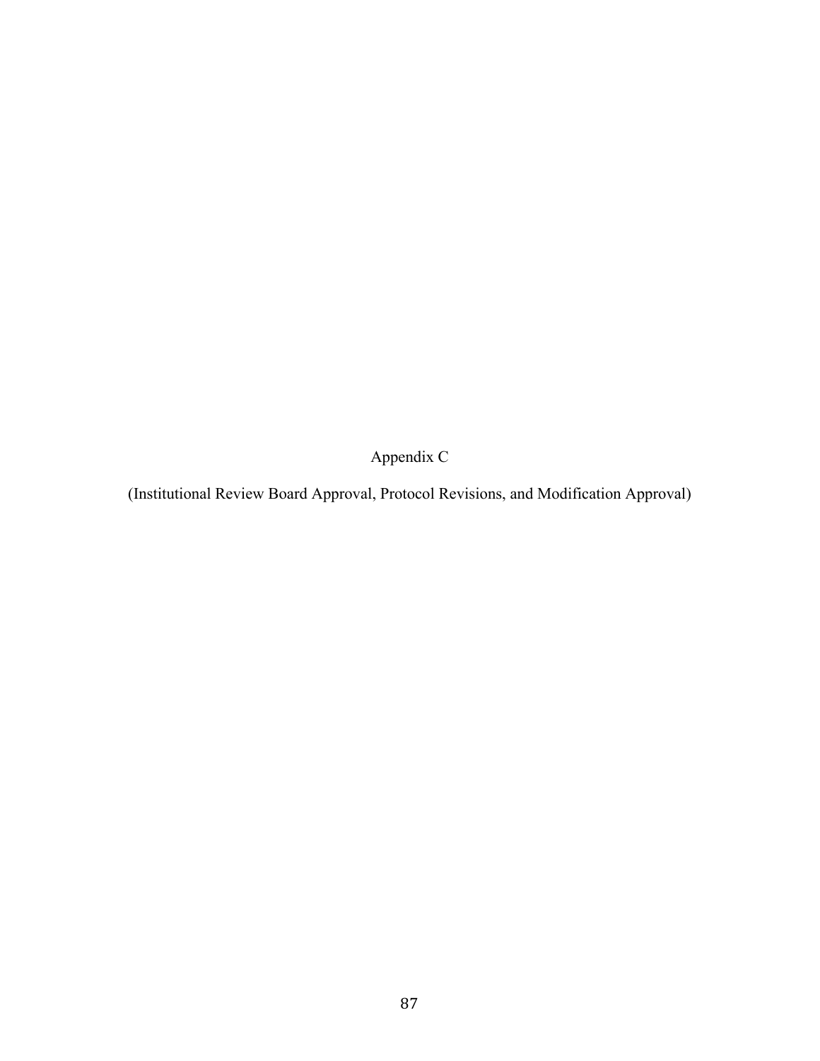# Appendix C

(Institutional Review Board Approval, Protocol Revisions, and Modification Approval)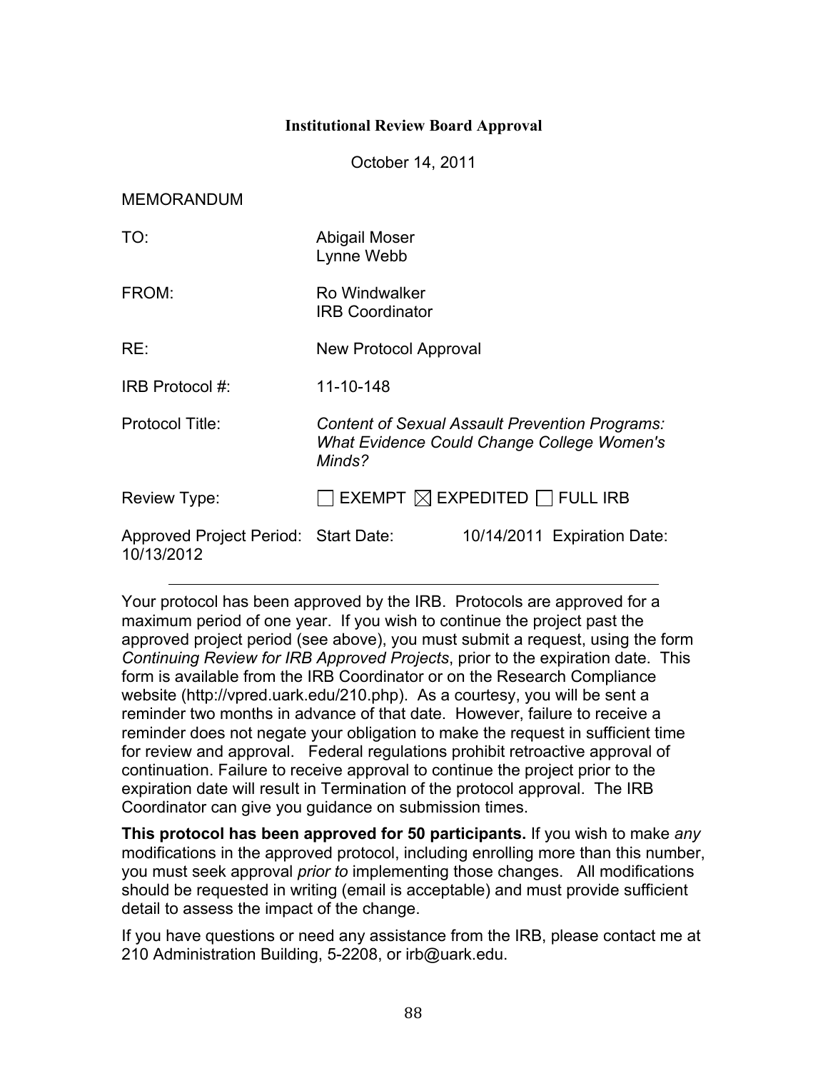**Institutional Review Board Approval**

October 14, 2011

MEMORANDUM

| | |
|---|---|
| TO: | Abigail Moser<br>Lynne Webb |
| FROM: | Ro Windwalker<br>IRB Coordinator |
| RE: | New Protocol Approval |
| IRB Protocol #: | 11-10-148 |
| Protocol Title: | *Content of Sexual Assault Prevention Programs: What Evidence Could Change College Women's Minds?* |
| Review Type: | ☐ EXEMPT ☒ EXPEDITED ☐ FULL IRB |
| Approved Project Period: | Start Date: 10/14/2011 Expiration Date: 10/13/2012 |

---

Your protocol has been approved by the IRB. Protocols are approved for a maximum period of one year. If you wish to continue the project past the approved project period (see above), you must submit a request, using the form *Continuing Review for IRB Approved Projects*, prior to the expiration date. This form is available from the IRB Coordinator or on the Research Compliance website (http://vpred.uark.edu/210.php). As a courtesy, you will be sent a reminder two months in advance of that date. However, failure to receive a reminder does not negate your obligation to make the request in sufficient time for review and approval. Federal regulations prohibit retroactive approval of continuation. Failure to receive approval to continue the project prior to the expiration date will result in Termination of the protocol approval. The IRB Coordinator can give you guidance on submission times.

**This protocol has been approved for 50 participants.** If you wish to make *any* modifications in the approved protocol, including enrolling more than this number, you must seek approval *prior to* implementing those changes. All modifications should be requested in writing (email is acceptable) and must provide sufficient detail to assess the impact of the change.

If you have questions or need any assistance from the IRB, please contact me at 210 Administration Building, 5-2208, or irb@uark.edu.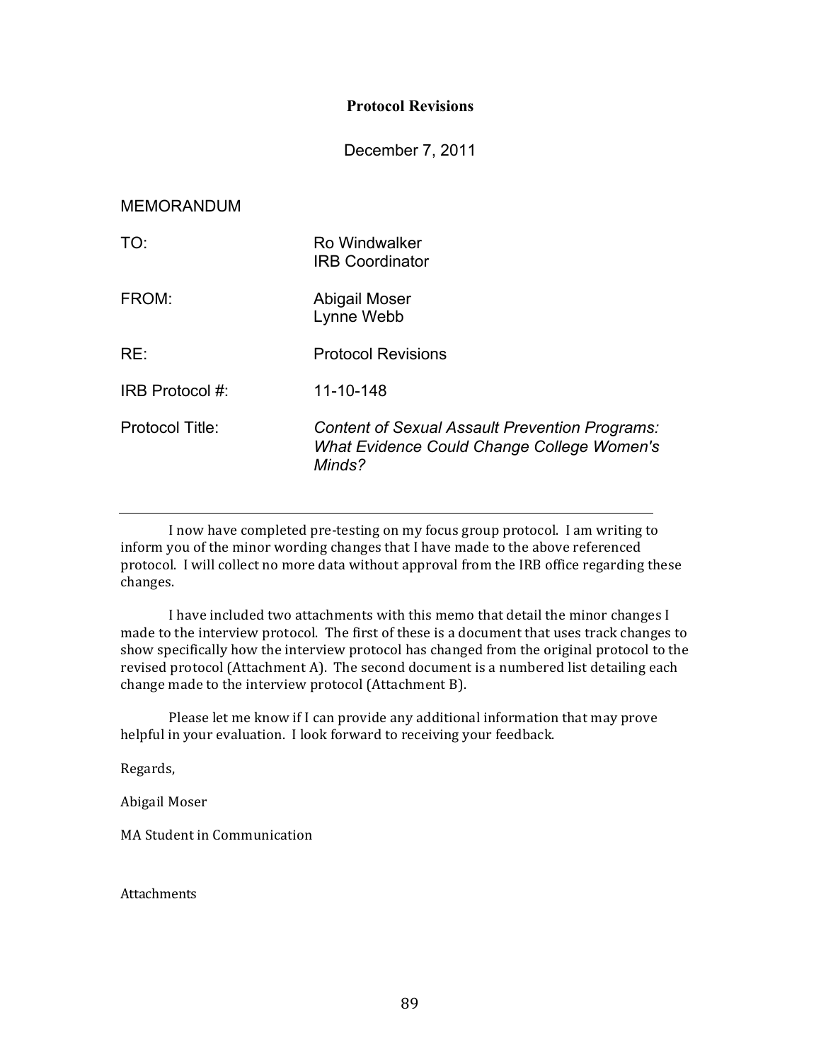**Protocol Revisions**

December 7, 2011

MEMORANDUM

| | |
|---|---|
| TO: | Ro Windwalker<br>IRB Coordinator |
| FROM: | Abigail Moser<br>Lynne Webb |
| RE: | Protocol Revisions |
| IRB Protocol #: | 11-10-148 |
| Protocol Title: | *Content of Sexual Assault Prevention Programs: What Evidence Could Change College Women's Minds?* |

---

I now have completed pre-testing on my focus group protocol. I am writing to inform you of the minor wording changes that I have made to the above referenced protocol. I will collect no more data without approval from the IRB office regarding these changes.

I have included two attachments with this memo that detail the minor changes I made to the interview protocol. The first of these is a document that uses track changes to show specifically how the interview protocol has changed from the original protocol to the revised protocol (Attachment A). The second document is a numbered list detailing each change made to the interview protocol (Attachment B).

Please let me know if I can provide any additional information that may prove helpful in your evaluation. I look forward to receiving your feedback.

Regards,

Abigail Moser

MA Student in Communication

Attachments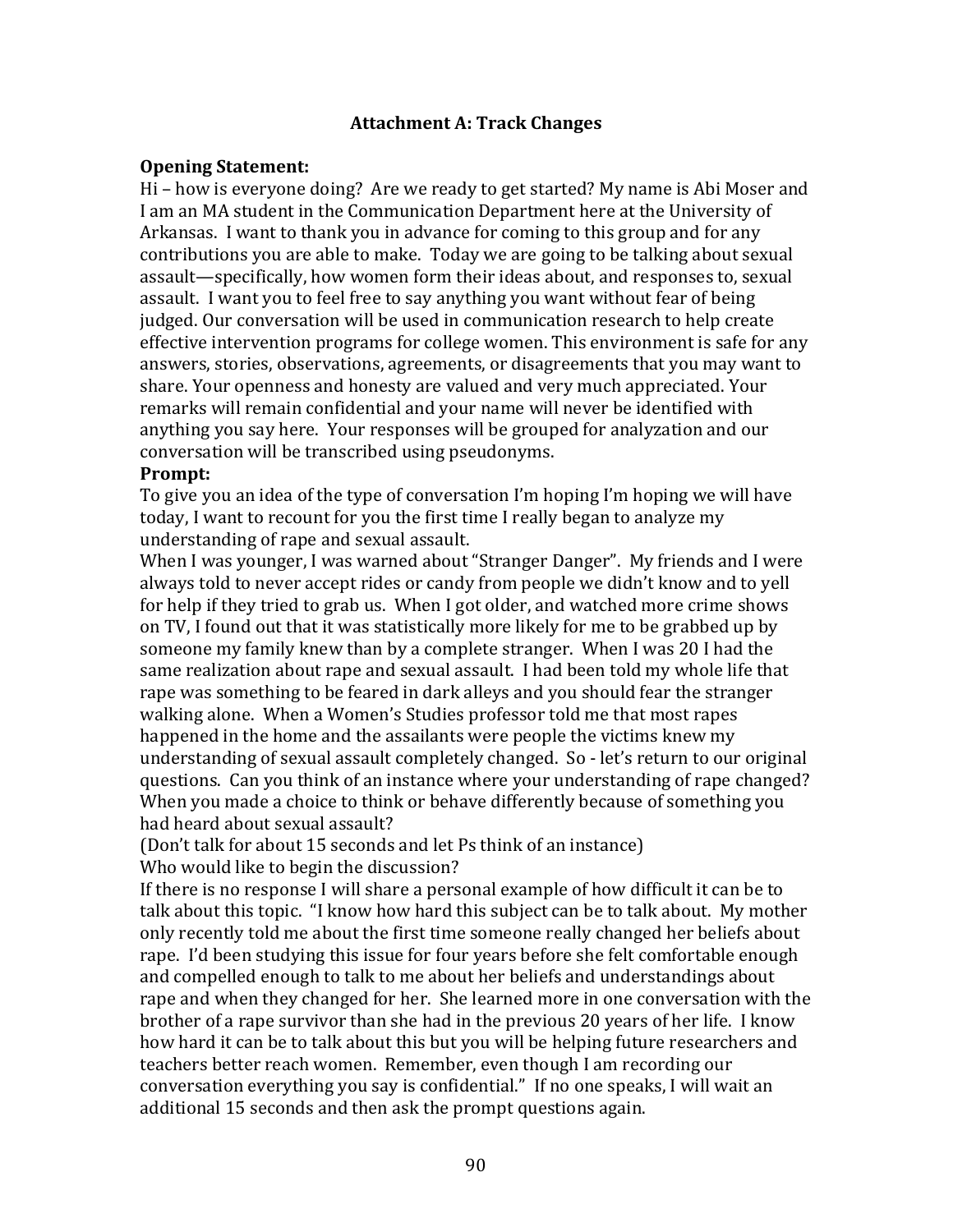**Attachment A: Track Changes**

**Opening Statement:**

Hi – how is everyone doing? Are we ready to get started? My name is Abi Moser and I am an MA student in the Communication Department here at the University of Arkansas. I want to thank you in advance for coming to this group and for any contributions you are able to make. Today we are going to be talking about sexual assault—specifically, how women form their ideas about, and responses to, sexual assault. I want you to feel free to say anything you want without fear of being judged. Our conversation will be used in communication research to help create effective intervention programs for college women. This environment is safe for any answers, stories, observations, agreements, or disagreements that you may want to share. Your openness and honesty are valued and very much appreciated. Your remarks will remain confidential and your name will never be identified with anything you say here. Your responses will be grouped for analyzation and our conversation will be transcribed using pseudonyms.

**Prompt:**

To give you an idea of the type of conversation I'm hoping I'm hoping we will have today, I want to recount for you the first time I really began to analyze my understanding of rape and sexual assault.

When I was younger, I was warned about "Stranger Danger". My friends and I were always told to never accept rides or candy from people we didn't know and to yell for help if they tried to grab us. When I got older, and watched more crime shows on TV, I found out that it was statistically more likely for me to be grabbed up by someone my family knew than by a complete stranger. When I was 20 I had the same realization about rape and sexual assault. I had been told my whole life that rape was something to be feared in dark alleys and you should fear the stranger walking alone. When a Women's Studies professor told me that most rapes happened in the home and the assailants were people the victims knew my understanding of sexual assault completely changed. So - let's return to our original questions. Can you think of an instance where your understanding of rape changed? When you made a choice to think or behave differently because of something you had heard about sexual assault?

(Don't talk for about 15 seconds and let Ps think of an instance)

Who would like to begin the discussion?

If there is no response I will share a personal example of how difficult it can be to talk about this topic. "I know how hard this subject can be to talk about. My mother only recently told me about the first time someone really changed her beliefs about rape. I'd been studying this issue for four years before she felt comfortable enough and compelled enough to talk to me about her beliefs and understandings about rape and when they changed for her. She learned more in one conversation with the brother of a rape survivor than she had in the previous 20 years of her life. I know how hard it can be to talk about this but you will be helping future researchers and teachers better reach women. Remember, even though I am recording our conversation everything you say is confidential." If no one speaks, I will wait an additional 15 seconds and then ask the prompt questions again.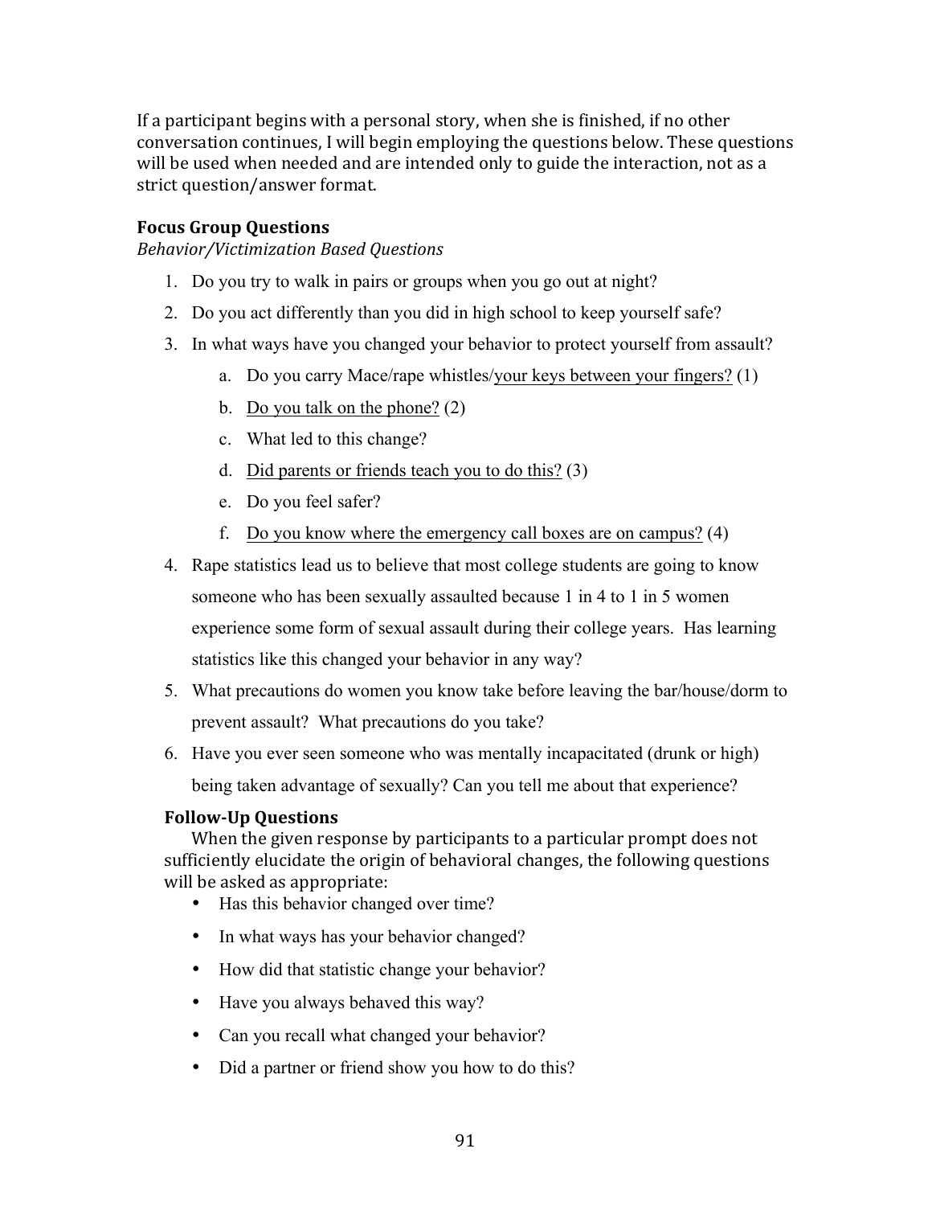If a participant begins with a personal story, when she is finished, if no other conversation continues, I will begin employing the questions below. These questions will be used when needed and are intended only to guide the interaction, not as a strict question/answer format.

**Focus Group Questions**

*Behavior/Victimization Based Questions*

1. Do you try to walk in pairs or groups when you go out at night?
2. Do you act differently than you did in high school to keep yourself safe?
3. In what ways have you changed your behavior to protect yourself from assault?
    a. Do you carry Mace/rape whistles/<u>your keys between your fingers?</u> (1)
    b. <u>Do you talk on the phone?</u> (2)
    c. What led to this change?
    d. <u>Did parents or friends teach you to do this?</u> (3)
    e. Do you feel safer?
    f. <u>Do you know where the emergency call boxes are on campus?</u> (4)
4. Rape statistics lead us to believe that most college students are going to know someone who has been sexually assaulted because 1 in 4 to 1 in 5 women experience some form of sexual assault during their college years. Has learning statistics like this changed your behavior in any way?
5. What precautions do women you know take before leaving the bar/house/dorm to prevent assault? What precautions do you take?
6. Have you ever seen someone who was mentally incapacitated (drunk or high) being taken advantage of sexually? Can you tell me about that experience?

**Follow-Up Questions**

When the given response by participants to a particular prompt does not sufficiently elucidate the origin of behavioral changes, the following questions will be asked as appropriate:

- Has this behavior changed over time?
- In what ways has your behavior changed?
- How did that statistic change your behavior?
- Have you always behaved this way?
- Can you recall what changed your behavior?
- Did a partner or friend show you how to do this?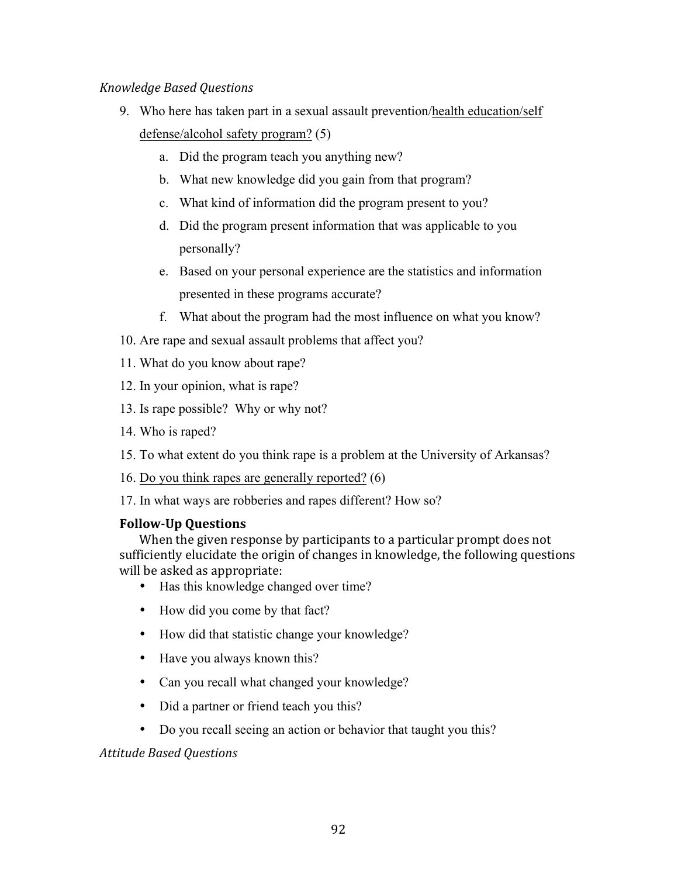*Knowledge Based Questions*

9. Who here has taken part in a sexual assault prevention/<u>health education/self defense/alcohol safety program?</u> (5)
   a. Did the program teach you anything new?
   b. What new knowledge did you gain from that program?
   c. What kind of information did the program present to you?
   d. Did the program present information that was applicable to you personally?
   e. Based on your personal experience are the statistics and information presented in these programs accurate?
   f. What about the program had the most influence on what you know?
10. Are rape and sexual assault problems that affect you?
11. What do you know about rape?
12. In your opinion, what is rape?
13. Is rape possible? Why or why not?
14. Who is raped?
15. To what extent do you think rape is a problem at the University of Arkansas?
16. <u>Do you think rapes are generally reported?</u> (6)
17. In what ways are robberies and rapes different? How so?

**Follow-Up Questions**

When the given response by participants to a particular prompt does not sufficiently elucidate the origin of changes in knowledge, the following questions will be asked as appropriate:

- Has this knowledge changed over time?
- How did you come by that fact?
- How did that statistic change your knowledge?
- Have you always known this?
- Can you recall what changed your knowledge?
- Did a partner or friend teach you this?
- Do you recall seeing an action or behavior that taught you this?

*Attitude Based Questions*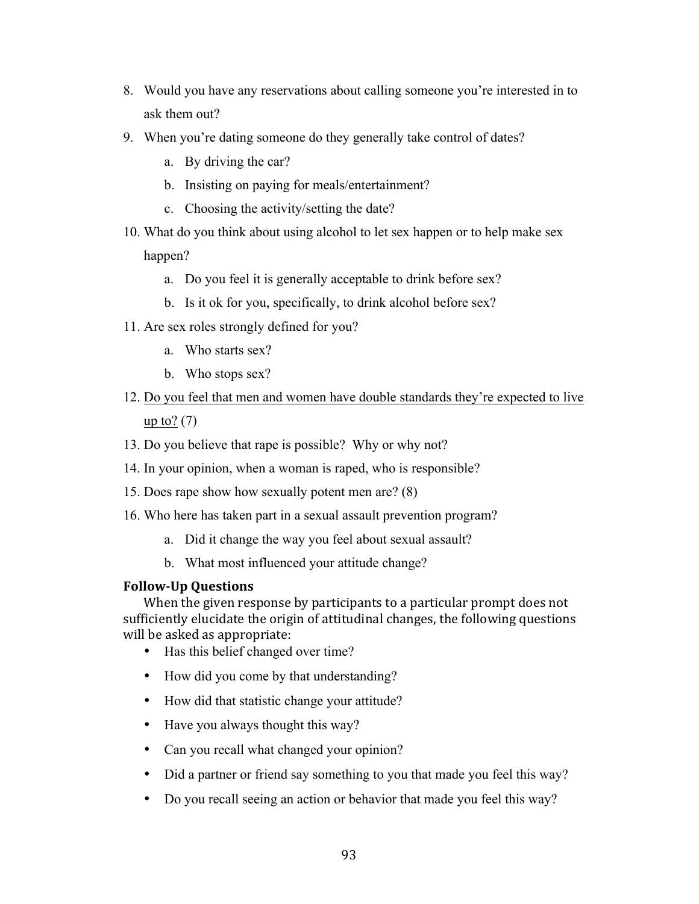8. Would you have any reservations about calling someone you're interested in to ask them out?
9. When you're dating someone do they generally take control of dates?
   a. By driving the car?
   b. Insisting on paying for meals/entertainment?
   c. Choosing the activity/setting the date?
10. What do you think about using alcohol to let sex happen or to help make sex happen?
    a. Do you feel it is generally acceptable to drink before sex?
    b. Is it ok for you, specifically, to drink alcohol before sex?
11. Are sex roles strongly defined for you?
    a. Who starts sex?
    b. Who stops sex?
12. <u>Do you feel that men and women have double standards they're expected to live up to?</u> (7)
13. Do you believe that rape is possible? Why or why not?
14. In your opinion, when a woman is raped, who is responsible?
15. Does rape show how sexually potent men are? (8)
16. Who here has taken part in a sexual assault prevention program?
    a. Did it change the way you feel about sexual assault?
    b. What most influenced your attitude change?

**Follow-Up Questions**

When the given response by participants to a particular prompt does not sufficiently elucidate the origin of attitudinal changes, the following questions will be asked as appropriate:

- Has this belief changed over time?
- How did you come by that understanding?
- How did that statistic change your attitude?
- Have you always thought this way?
- Can you recall what changed your opinion?
- Did a partner or friend say something to you that made you feel this way?
- Do you recall seeing an action or behavior that made you feel this way?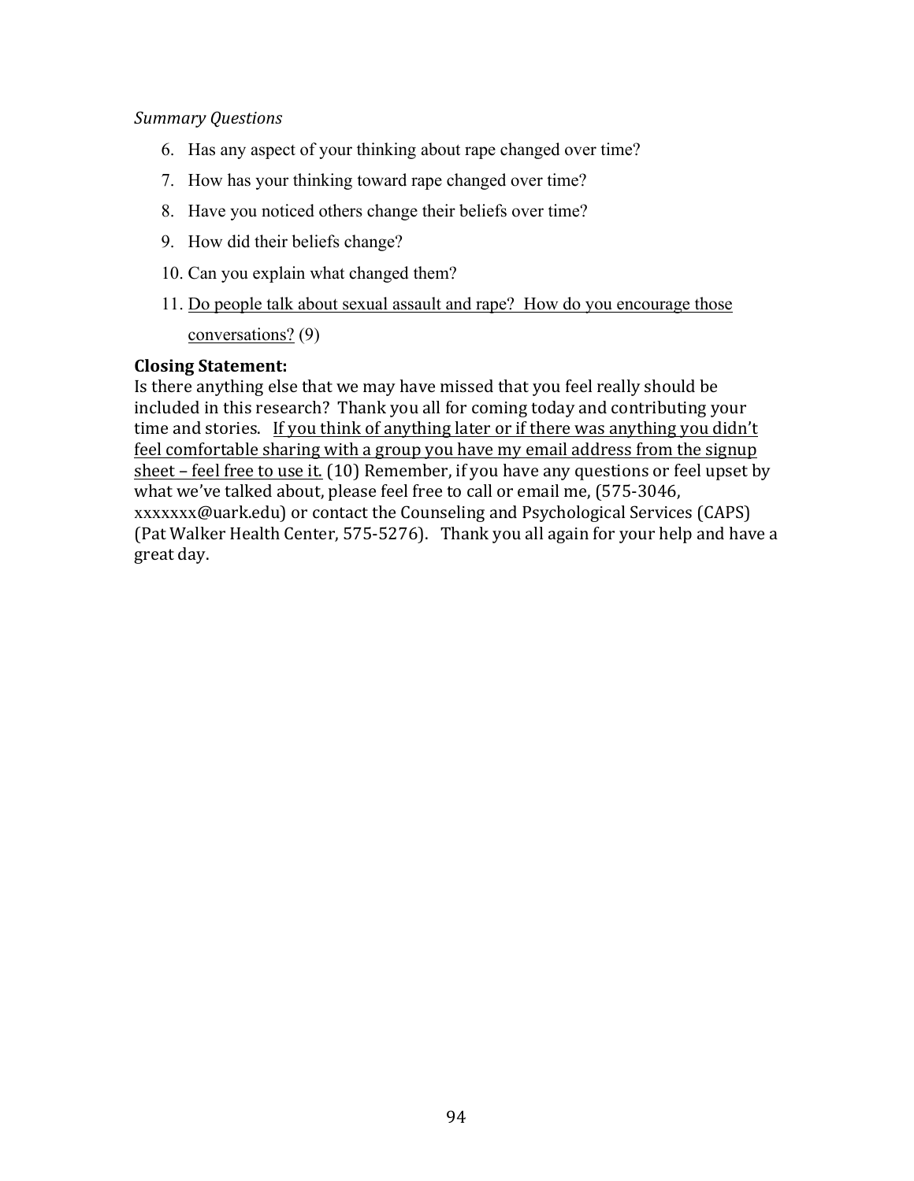*Summary Questions*

6. Has any aspect of your thinking about rape changed over time?
7. How has your thinking toward rape changed over time?
8. Have you noticed others change their beliefs over time?
9. How did their beliefs change?
10. Can you explain what changed them?
11. <u>Do people talk about sexual assault and rape? How do you encourage those conversations?</u> (9)

**Closing Statement:**
Is there anything else that we may have missed that you feel really should be included in this research? Thank you all for coming today and contributing your time and stories. <u>If you think of anything later or if there was anything you didn't feel comfortable sharing with a group you have my email address from the signup sheet – feel free to use it.</u> (10) Remember, if you have any questions or feel upset by what we've talked about, please feel free to call or email me, (575-3046, xxxxxxx@uark.edu) or contact the Counseling and Psychological Services (CAPS) (Pat Walker Health Center, 575-5276). Thank you all again for your help and have a great day.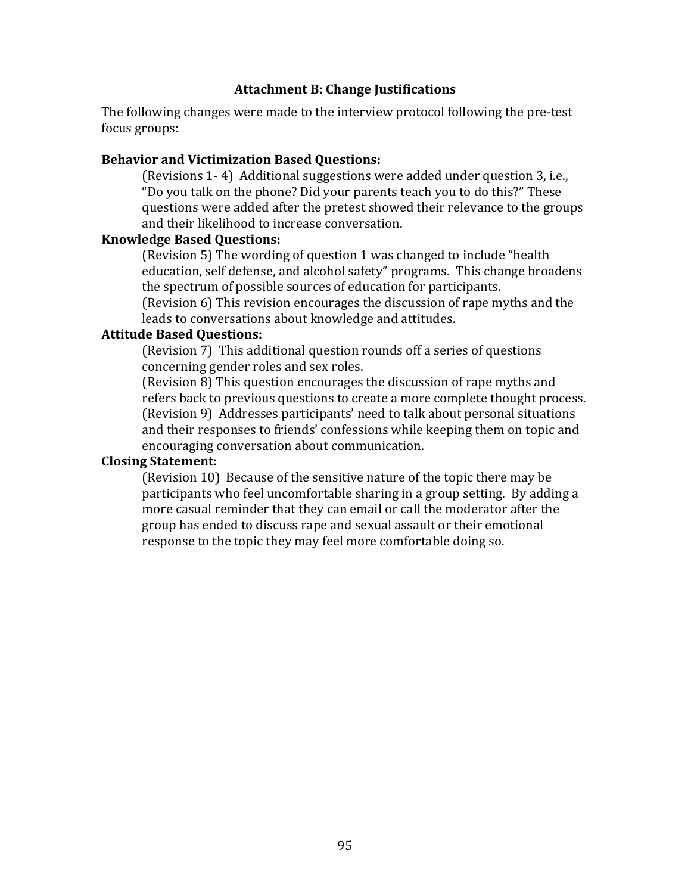## Attachment B: Change Justifications

The following changes were made to the interview protocol following the pre-test focus groups:

**Behavior and Victimization Based Questions:**

(Revisions 1- 4) Additional suggestions were added under question 3, i.e., "Do you talk on the phone? Did your parents teach you to do this?" These questions were added after the pretest showed their relevance to the groups and their likelihood to increase conversation.

**Knowledge Based Questions:**

(Revision 5) The wording of question 1 was changed to include "health education, self defense, and alcohol safety" programs. This change broadens the spectrum of possible sources of education for participants.

(Revision 6) This revision encourages the discussion of rape myths and the leads to conversations about knowledge and attitudes.

**Attitude Based Questions:**

(Revision 7) This additional question rounds off a series of questions concerning gender roles and sex roles.

(Revision 8) This question encourages the discussion of rape myths and refers back to previous questions to create a more complete thought process.

(Revision 9) Addresses participants' need to talk about personal situations and their responses to friends' confessions while keeping them on topic and encouraging conversation about communication.

**Closing Statement:**

(Revision 10) Because of the sensitive nature of the topic there may be participants who feel uncomfortable sharing in a group setting. By adding a more casual reminder that they can email or call the moderator after the group has ended to discuss rape and sexual assault or their emotional response to the topic they may feel more comfortable doing so.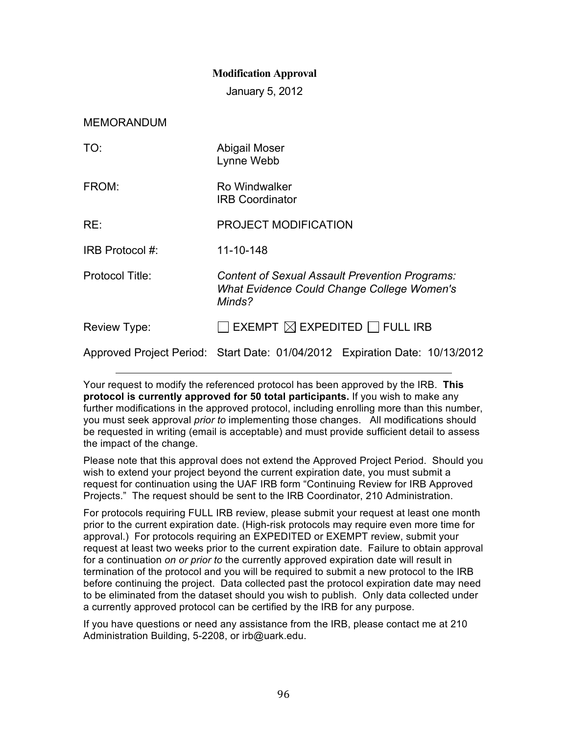**Modification Approval**

January 5, 2012

MEMORANDUM

| | |
|---|---|
| TO: | Abigail Moser<br>Lynne Webb |
| FROM: | Ro Windwalker<br>IRB Coordinator |
| RE: | PROJECT MODIFICATION |
| IRB Protocol #: | 11-10-148 |
| Protocol Title: | *Content of Sexual Assault Prevention Programs: What Evidence Could Change College Women's Minds?* |
| Review Type: | ☐ EXEMPT ☒ EXPEDITED ☐ FULL IRB |
| Approved Project Period: | Start Date: 01/04/2012 Expiration Date: 10/13/2012 |

---

Your request to modify the referenced protocol has been approved by the IRB. **This protocol is currently approved for 50 total participants.** If you wish to make any further modifications in the approved protocol, including enrolling more than this number, you must seek approval *prior to* implementing those changes. All modifications should be requested in writing (email is acceptable) and must provide sufficient detail to assess the impact of the change.

Please note that this approval does not extend the Approved Project Period. Should you wish to extend your project beyond the current expiration date, you must submit a request for continuation using the UAF IRB form "Continuing Review for IRB Approved Projects." The request should be sent to the IRB Coordinator, 210 Administration.

For protocols requiring FULL IRB review, please submit your request at least one month prior to the current expiration date. (High-risk protocols may require even more time for approval.) For protocols requiring an EXPEDITED or EXEMPT review, submit your request at least two weeks prior to the current expiration date. Failure to obtain approval for a continuation *on or prior to* the currently approved expiration date will result in termination of the protocol and you will be required to submit a new protocol to the IRB before continuing the project. Data collected past the protocol expiration date may need to be eliminated from the dataset should you wish to publish. Only data collected under a currently approved protocol can be certified by the IRB for any purpose.

If you have questions or need any assistance from the IRB, please contact me at 210 Administration Building, 5-2208, or irb@uark.edu.